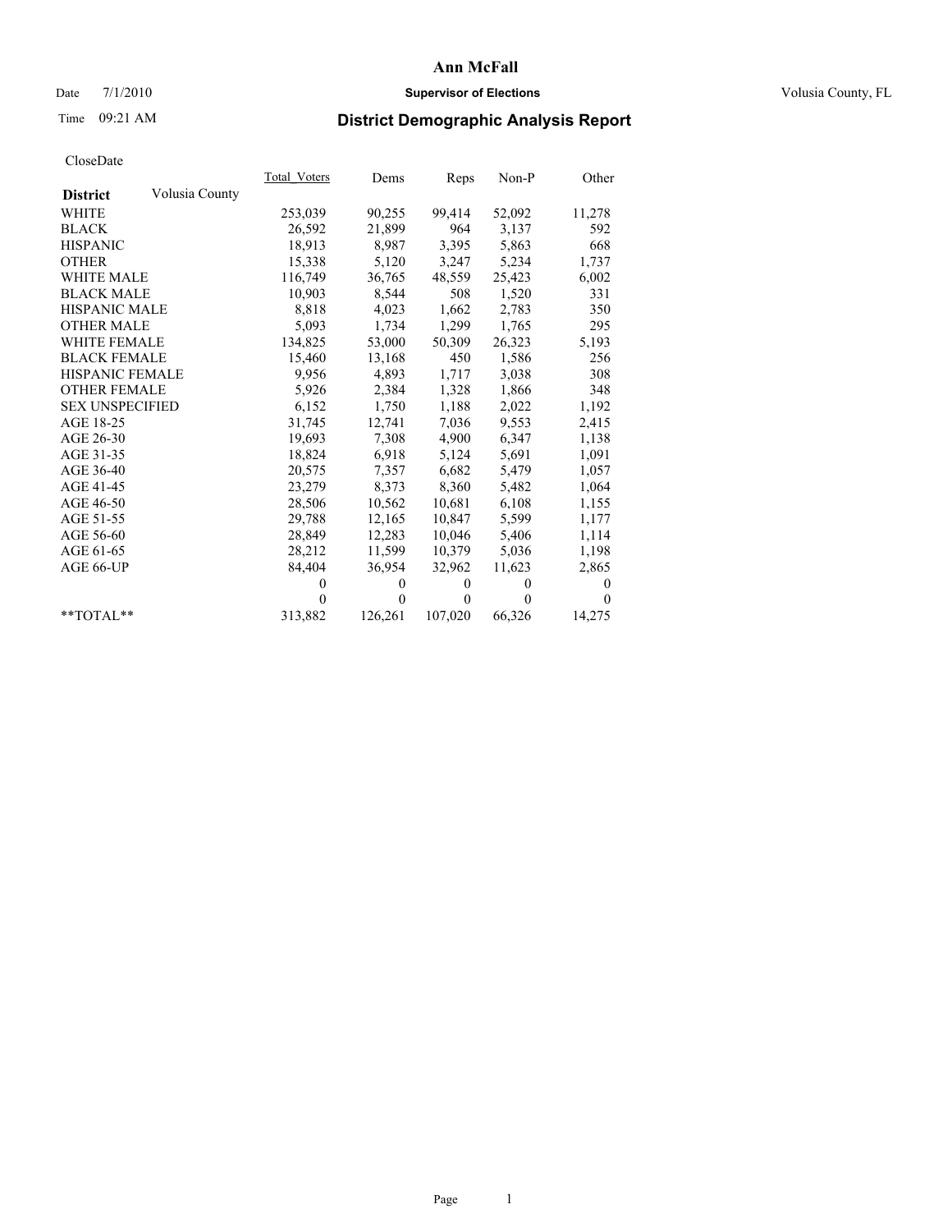# Ann McFall

Date 7/1/2010 **Supervisor of Elections** Volusia County, FL

Time 09:21 AM **District Demographic Analysis Report**

CloseDate

| **District** Volusia County | Total_Voters | Dems | Reps | Non-P | Other |
|---|---|---|---|---|---|
| WHITE | 253,039 | 90,255 | 99,414 | 52,092 | 11,278 |
| BLACK | 26,592 | 21,899 | 964 | 3,137 | 592 |
| HISPANIC | 18,913 | 8,987 | 3,395 | 5,863 | 668 |
| OTHER | 15,338 | 5,120 | 3,247 | 5,234 | 1,737 |
| WHITE MALE | 116,749 | 36,765 | 48,559 | 25,423 | 6,002 |
| BLACK MALE | 10,903 | 8,544 | 508 | 1,520 | 331 |
| HISPANIC MALE | 8,818 | 4,023 | 1,662 | 2,783 | 350 |
| OTHER MALE | 5,093 | 1,734 | 1,299 | 1,765 | 295 |
| WHITE FEMALE | 134,825 | 53,000 | 50,309 | 26,323 | 5,193 |
| BLACK FEMALE | 15,460 | 13,168 | 450 | 1,586 | 256 |
| HISPANIC FEMALE | 9,956 | 4,893 | 1,717 | 3,038 | 308 |
| OTHER FEMALE | 5,926 | 2,384 | 1,328 | 1,866 | 348 |
| SEX UNSPECIFIED | 6,152 | 1,750 | 1,188 | 2,022 | 1,192 |
| AGE 18-25 | 31,745 | 12,741 | 7,036 | 9,553 | 2,415 |
| AGE 26-30 | 19,693 | 7,308 | 4,900 | 6,347 | 1,138 |
| AGE 31-35 | 18,824 | 6,918 | 5,124 | 5,691 | 1,091 |
| AGE 36-40 | 20,575 | 7,357 | 6,682 | 5,479 | 1,057 |
| AGE 41-45 | 23,279 | 8,373 | 8,360 | 5,482 | 1,064 |
| AGE 46-50 | 28,506 | 10,562 | 10,681 | 6,108 | 1,155 |
| AGE 51-55 | 29,788 | 12,165 | 10,847 | 5,599 | 1,177 |
| AGE 56-60 | 28,849 | 12,283 | 10,046 | 5,406 | 1,114 |
| AGE 61-65 | 28,212 | 11,599 | 10,379 | 5,036 | 1,198 |
| AGE 66-UP | 84,404 | 36,954 | 32,962 | 11,623 | 2,865 |
| | 0 | 0 | 0 | 0 | 0 |
| | 0 | 0 | 0 | 0 | 0 |
| **TOTAL** | 313,882 | 126,261 | 107,020 | 66,326 | 14,275 |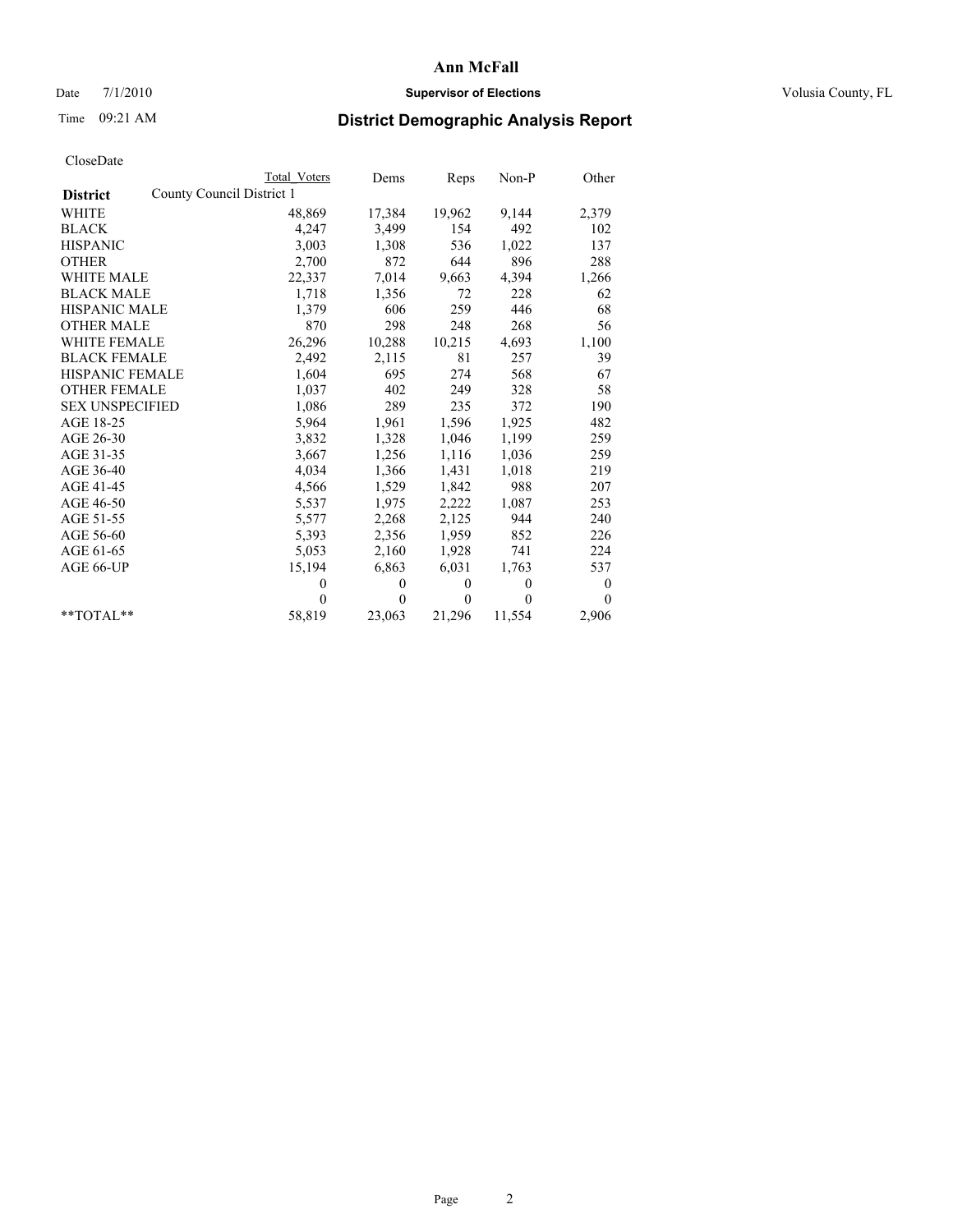**Ann McFall**

Date 7/1/2010 **Supervisor of Elections** Volusia County, FL

Time 09:21 AM **District Demographic Analysis Report**

CloseDate

| **District** | County Council District 1 | Total Voters | Dems | Reps | Non-P | Other |
|---|---|---|---|---|---|---|
| WHITE | | 48,869 | 17,384 | 19,962 | 9,144 | 2,379 |
| BLACK | | 4,247 | 3,499 | 154 | 492 | 102 |
| HISPANIC | | 3,003 | 1,308 | 536 | 1,022 | 137 |
| OTHER | | 2,700 | 872 | 644 | 896 | 288 |
| WHITE MALE | | 22,337 | 7,014 | 9,663 | 4,394 | 1,266 |
| BLACK MALE | | 1,718 | 1,356 | 72 | 228 | 62 |
| HISPANIC MALE | | 1,379 | 606 | 259 | 446 | 68 |
| OTHER MALE | | 870 | 298 | 248 | 268 | 56 |
| WHITE FEMALE | | 26,296 | 10,288 | 10,215 | 4,693 | 1,100 |
| BLACK FEMALE | | 2,492 | 2,115 | 81 | 257 | 39 |
| HISPANIC FEMALE | | 1,604 | 695 | 274 | 568 | 67 |
| OTHER FEMALE | | 1,037 | 402 | 249 | 328 | 58 |
| SEX UNSPECIFIED | | 1,086 | 289 | 235 | 372 | 190 |
| AGE 18-25 | | 5,964 | 1,961 | 1,596 | 1,925 | 482 |
| AGE 26-30 | | 3,832 | 1,328 | 1,046 | 1,199 | 259 |
| AGE 31-35 | | 3,667 | 1,256 | 1,116 | 1,036 | 259 |
| AGE 36-40 | | 4,034 | 1,366 | 1,431 | 1,018 | 219 |
| AGE 41-45 | | 4,566 | 1,529 | 1,842 | 988 | 207 |
| AGE 46-50 | | 5,537 | 1,975 | 2,222 | 1,087 | 253 |
| AGE 51-55 | | 5,577 | 2,268 | 2,125 | 944 | 240 |
| AGE 56-60 | | 5,393 | 2,356 | 1,959 | 852 | 226 |
| AGE 61-65 | | 5,053 | 2,160 | 1,928 | 741 | 224 |
| AGE 66-UP | | 15,194 | 6,863 | 6,031 | 1,763 | 537 |
| | | 0 | 0 | 0 | 0 | 0 |
| | | 0 | 0 | 0 | 0 | 0 |
| **TOTAL** | | 58,819 | 23,063 | 21,296 | 11,554 | 2,906 |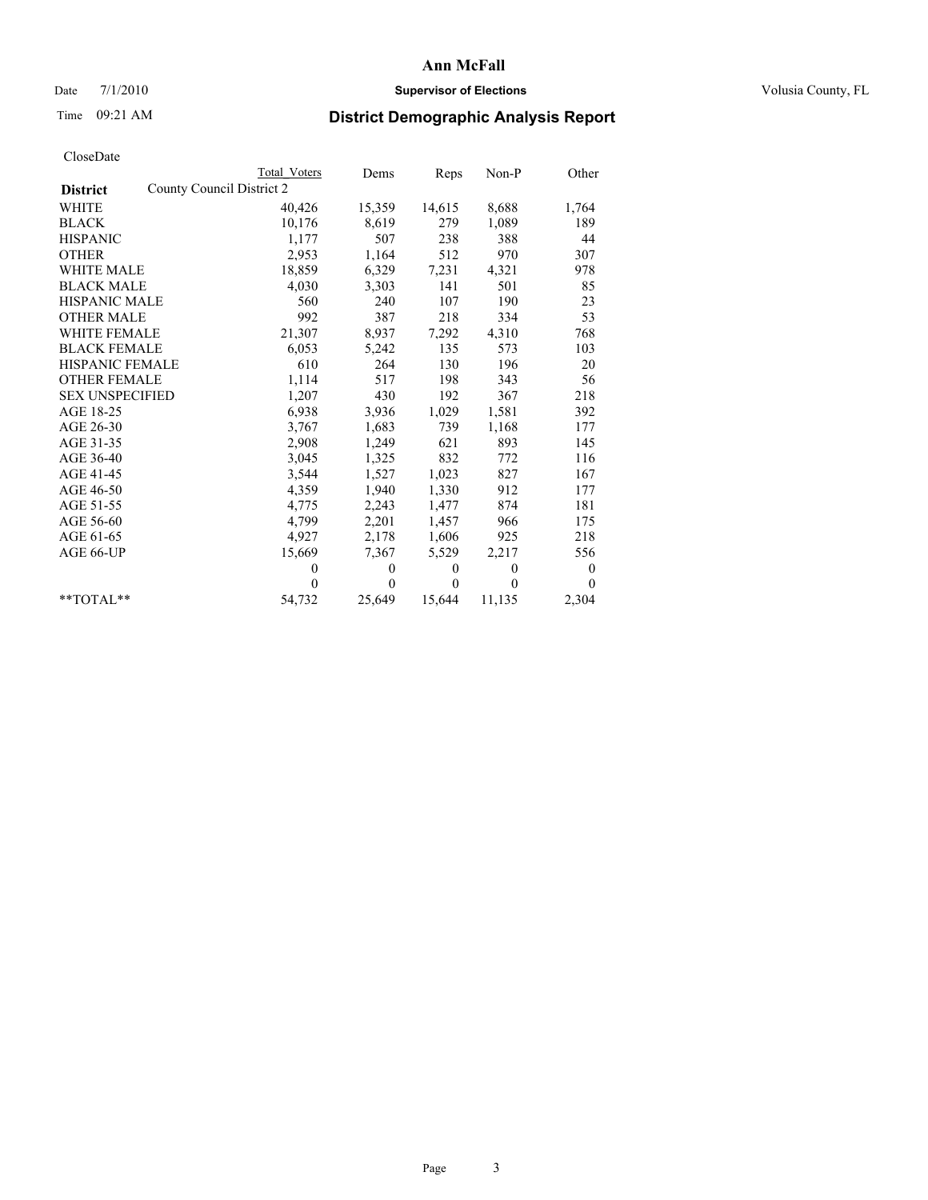# Ann McFall

Date 7/1/2010 **Supervisor of Elections** Volusia County, FL

Time 09:21 AM

## District Demographic Analysis Report

CloseDate

| | Total Voters | Dems | Reps | Non-P | Other |
|---|---|---|---|---|---|
| **District** County Council District 2 | | | | | |
| WHITE | 40,426 | 15,359 | 14,615 | 8,688 | 1,764 |
| BLACK | 10,176 | 8,619 | 279 | 1,089 | 189 |
| HISPANIC | 1,177 | 507 | 238 | 388 | 44 |
| OTHER | 2,953 | 1,164 | 512 | 970 | 307 |
| WHITE MALE | 18,859 | 6,329 | 7,231 | 4,321 | 978 |
| BLACK MALE | 4,030 | 3,303 | 141 | 501 | 85 |
| HISPANIC MALE | 560 | 240 | 107 | 190 | 23 |
| OTHER MALE | 992 | 387 | 218 | 334 | 53 |
| WHITE FEMALE | 21,307 | 8,937 | 7,292 | 4,310 | 768 |
| BLACK FEMALE | 6,053 | 5,242 | 135 | 573 | 103 |
| HISPANIC FEMALE | 610 | 264 | 130 | 196 | 20 |
| OTHER FEMALE | 1,114 | 517 | 198 | 343 | 56 |
| SEX UNSPECIFIED | 1,207 | 430 | 192 | 367 | 218 |
| AGE 18-25 | 6,938 | 3,936 | 1,029 | 1,581 | 392 |
| AGE 26-30 | 3,767 | 1,683 | 739 | 1,168 | 177 |
| AGE 31-35 | 2,908 | 1,249 | 621 | 893 | 145 |
| AGE 36-40 | 3,045 | 1,325 | 832 | 772 | 116 |
| AGE 41-45 | 3,544 | 1,527 | 1,023 | 827 | 167 |
| AGE 46-50 | 4,359 | 1,940 | 1,330 | 912 | 177 |
| AGE 51-55 | 4,775 | 2,243 | 1,477 | 874 | 181 |
| AGE 56-60 | 4,799 | 2,201 | 1,457 | 966 | 175 |
| AGE 61-65 | 4,927 | 2,178 | 1,606 | 925 | 218 |
| AGE 66-UP | 15,669 | 7,367 | 5,529 | 2,217 | 556 |
| | 0 | 0 | 0 | 0 | 0 |
| | 0 | 0 | 0 | 0 | 0 |
| **TOTAL** | 54,732 | 25,649 | 15,644 | 11,135 | 2,304 |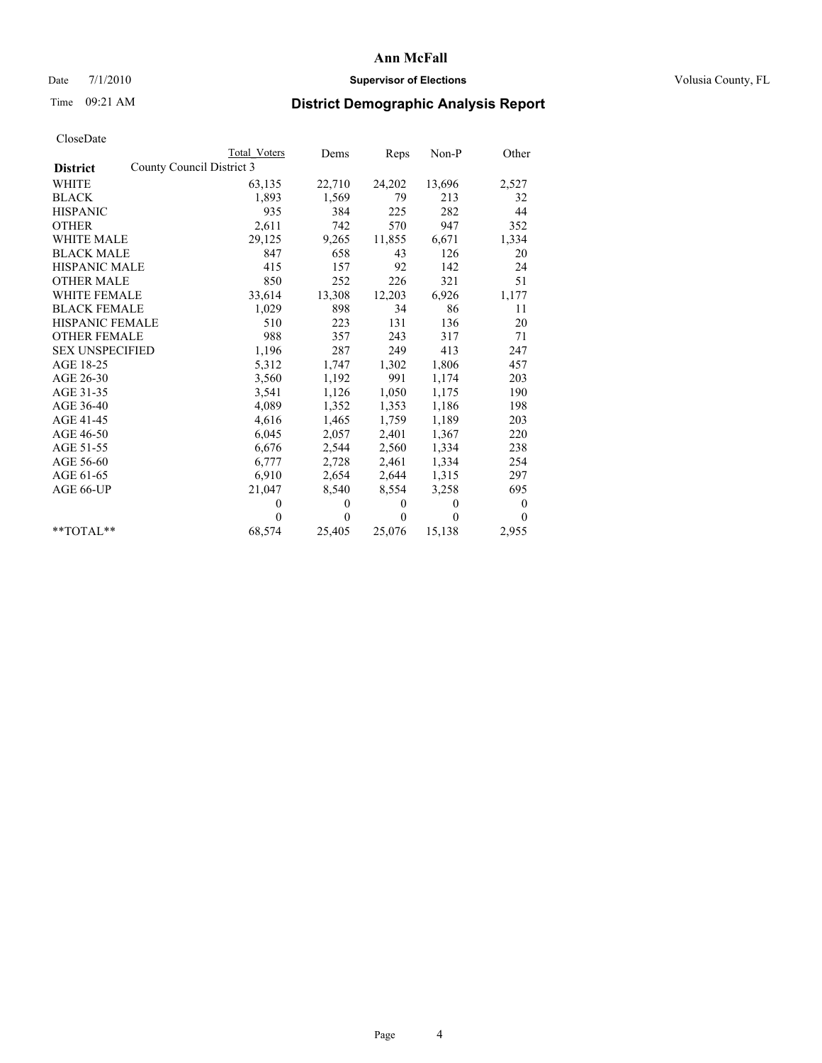# Ann McFall

Date 7/1/2010 **Supervisor of Elections** Volusia County, FL

Time 09:21 AM **District Demographic Analysis Report**

CloseDate

| | Total Voters | Dems | Reps | Non-P | Other |
|---|---|---|---|---|---|
| **District** County Council District 3 | | | | | |
| WHITE | 63,135 | 22,710 | 24,202 | 13,696 | 2,527 |
| BLACK | 1,893 | 1,569 | 79 | 213 | 32 |
| HISPANIC | 935 | 384 | 225 | 282 | 44 |
| OTHER | 2,611 | 742 | 570 | 947 | 352 |
| WHITE MALE | 29,125 | 9,265 | 11,855 | 6,671 | 1,334 |
| BLACK MALE | 847 | 658 | 43 | 126 | 20 |
| HISPANIC MALE | 415 | 157 | 92 | 142 | 24 |
| OTHER MALE | 850 | 252 | 226 | 321 | 51 |
| WHITE FEMALE | 33,614 | 13,308 | 12,203 | 6,926 | 1,177 |
| BLACK FEMALE | 1,029 | 898 | 34 | 86 | 11 |
| HISPANIC FEMALE | 510 | 223 | 131 | 136 | 20 |
| OTHER FEMALE | 988 | 357 | 243 | 317 | 71 |
| SEX UNSPECIFIED | 1,196 | 287 | 249 | 413 | 247 |
| AGE 18-25 | 5,312 | 1,747 | 1,302 | 1,806 | 457 |
| AGE 26-30 | 3,560 | 1,192 | 991 | 1,174 | 203 |
| AGE 31-35 | 3,541 | 1,126 | 1,050 | 1,175 | 190 |
| AGE 36-40 | 4,089 | 1,352 | 1,353 | 1,186 | 198 |
| AGE 41-45 | 4,616 | 1,465 | 1,759 | 1,189 | 203 |
| AGE 46-50 | 6,045 | 2,057 | 2,401 | 1,367 | 220 |
| AGE 51-55 | 6,676 | 2,544 | 2,560 | 1,334 | 238 |
| AGE 56-60 | 6,777 | 2,728 | 2,461 | 1,334 | 254 |
| AGE 61-65 | 6,910 | 2,654 | 2,644 | 1,315 | 297 |
| AGE 66-UP | 21,047 | 8,540 | 8,554 | 3,258 | 695 |
| | 0 | 0 | 0 | 0 | 0 |
| | 0 | 0 | 0 | 0 | 0 |
| **TOTAL** | 68,574 | 25,405 | 25,076 | 15,138 | 2,955 |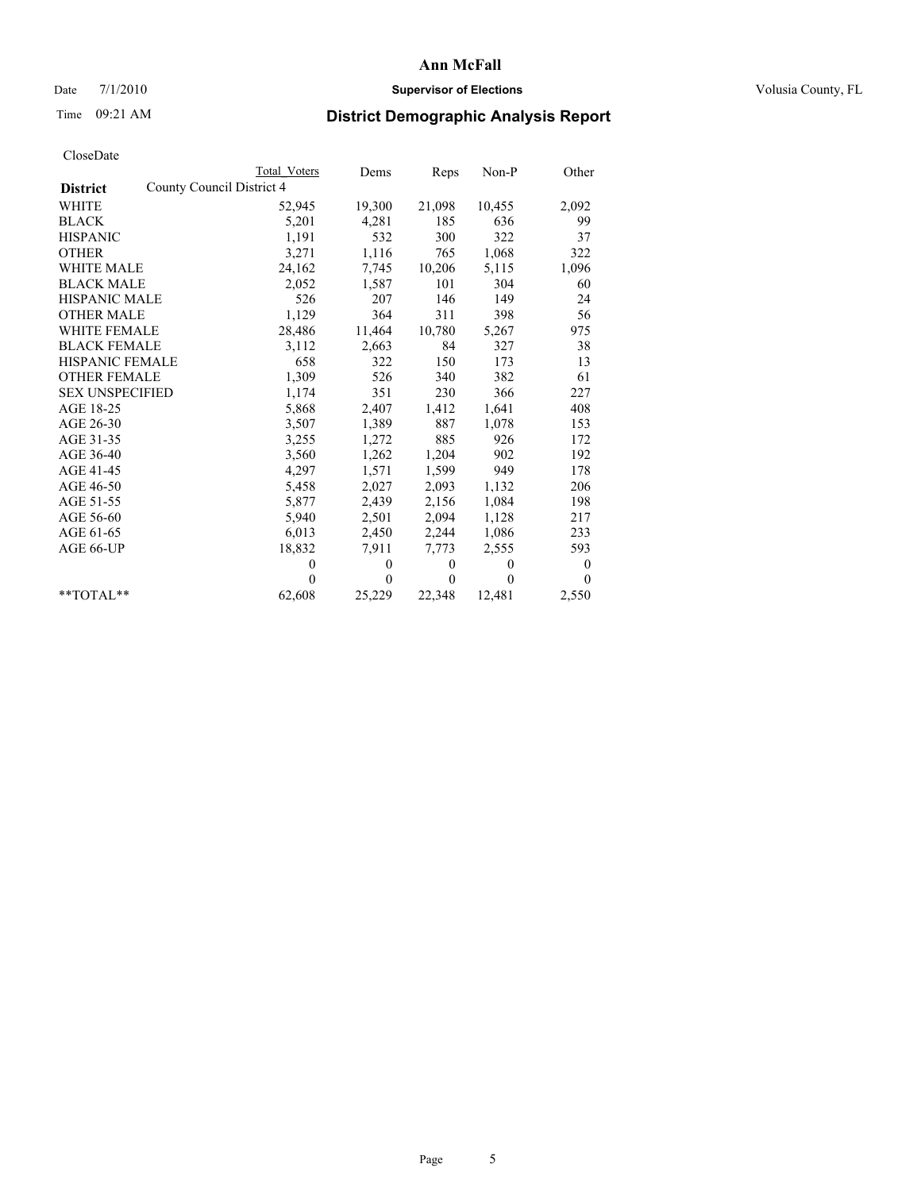# Ann McFall

Date 7/1/2010 **Supervisor of Elections** Volusia County, FL

Time 09:21 AM

## District Demographic Analysis Report

CloseDate

| | Total Voters | Dems | Reps | Non-P | Other |
|---|---|---|---|---|---|
| **District** County Council District 4 | | | | | |
| WHITE | 52,945 | 19,300 | 21,098 | 10,455 | 2,092 |
| BLACK | 5,201 | 4,281 | 185 | 636 | 99 |
| HISPANIC | 1,191 | 532 | 300 | 322 | 37 |
| OTHER | 3,271 | 1,116 | 765 | 1,068 | 322 |
| WHITE MALE | 24,162 | 7,745 | 10,206 | 5,115 | 1,096 |
| BLACK MALE | 2,052 | 1,587 | 101 | 304 | 60 |
| HISPANIC MALE | 526 | 207 | 146 | 149 | 24 |
| OTHER MALE | 1,129 | 364 | 311 | 398 | 56 |
| WHITE FEMALE | 28,486 | 11,464 | 10,780 | 5,267 | 975 |
| BLACK FEMALE | 3,112 | 2,663 | 84 | 327 | 38 |
| HISPANIC FEMALE | 658 | 322 | 150 | 173 | 13 |
| OTHER FEMALE | 1,309 | 526 | 340 | 382 | 61 |
| SEX UNSPECIFIED | 1,174 | 351 | 230 | 366 | 227 |
| AGE 18-25 | 5,868 | 2,407 | 1,412 | 1,641 | 408 |
| AGE 26-30 | 3,507 | 1,389 | 887 | 1,078 | 153 |
| AGE 31-35 | 3,255 | 1,272 | 885 | 926 | 172 |
| AGE 36-40 | 3,560 | 1,262 | 1,204 | 902 | 192 |
| AGE 41-45 | 4,297 | 1,571 | 1,599 | 949 | 178 |
| AGE 46-50 | 5,458 | 2,027 | 2,093 | 1,132 | 206 |
| AGE 51-55 | 5,877 | 2,439 | 2,156 | 1,084 | 198 |
| AGE 56-60 | 5,940 | 2,501 | 2,094 | 1,128 | 217 |
| AGE 61-65 | 6,013 | 2,450 | 2,244 | 1,086 | 233 |
| AGE 66-UP | 18,832 | 7,911 | 7,773 | 2,555 | 593 |
| | 0 | 0 | 0 | 0 | 0 |
| | 0 | 0 | 0 | 0 | 0 |
| **TOTAL** | 62,608 | 25,229 | 22,348 | 12,481 | 2,550 |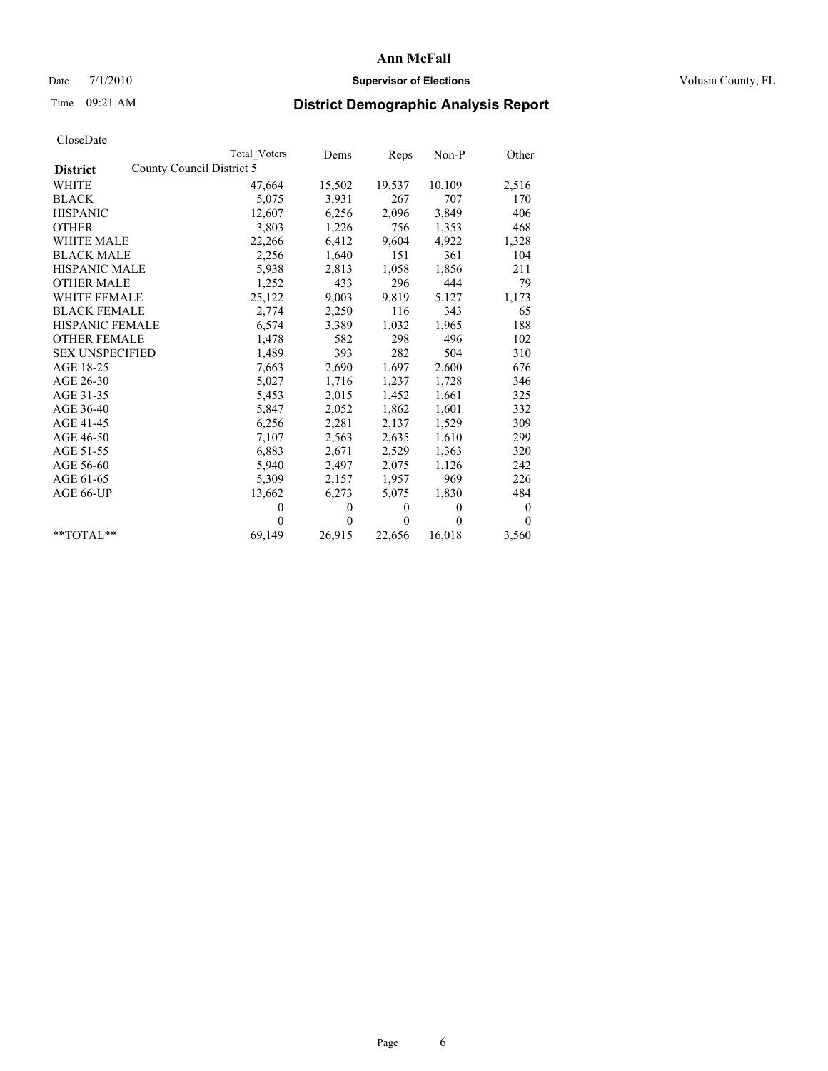# Ann McFall

Date 7/1/2010 **Supervisor of Elections** Volusia County, FL

Time 09:21 AM

## District Demographic Analysis Report

CloseDate

| | Total Voters | Dems | Reps | Non-P | Other |
|---|---|---|---|---|---|
| **District** County Council District 5 | | | | | |
| WHITE | 47,664 | 15,502 | 19,537 | 10,109 | 2,516 |
| BLACK | 5,075 | 3,931 | 267 | 707 | 170 |
| HISPANIC | 12,607 | 6,256 | 2,096 | 3,849 | 406 |
| OTHER | 3,803 | 1,226 | 756 | 1,353 | 468 |
| WHITE MALE | 22,266 | 6,412 | 9,604 | 4,922 | 1,328 |
| BLACK MALE | 2,256 | 1,640 | 151 | 361 | 104 |
| HISPANIC MALE | 5,938 | 2,813 | 1,058 | 1,856 | 211 |
| OTHER MALE | 1,252 | 433 | 296 | 444 | 79 |
| WHITE FEMALE | 25,122 | 9,003 | 9,819 | 5,127 | 1,173 |
| BLACK FEMALE | 2,774 | 2,250 | 116 | 343 | 65 |
| HISPANIC FEMALE | 6,574 | 3,389 | 1,032 | 1,965 | 188 |
| OTHER FEMALE | 1,478 | 582 | 298 | 496 | 102 |
| SEX UNSPECIFIED | 1,489 | 393 | 282 | 504 | 310 |
| AGE 18-25 | 7,663 | 2,690 | 1,697 | 2,600 | 676 |
| AGE 26-30 | 5,027 | 1,716 | 1,237 | 1,728 | 346 |
| AGE 31-35 | 5,453 | 2,015 | 1,452 | 1,661 | 325 |
| AGE 36-40 | 5,847 | 2,052 | 1,862 | 1,601 | 332 |
| AGE 41-45 | 6,256 | 2,281 | 2,137 | 1,529 | 309 |
| AGE 46-50 | 7,107 | 2,563 | 2,635 | 1,610 | 299 |
| AGE 51-55 | 6,883 | 2,671 | 2,529 | 1,363 | 320 |
| AGE 56-60 | 5,940 | 2,497 | 2,075 | 1,126 | 242 |
| AGE 61-65 | 5,309 | 2,157 | 1,957 | 969 | 226 |
| AGE 66-UP | 13,662 | 6,273 | 5,075 | 1,830 | 484 |
| | 0 | 0 | 0 | 0 | 0 |
| | 0 | 0 | 0 | 0 | 0 |
| **TOTAL** | 69,149 | 26,915 | 22,656 | 16,018 | 3,560 |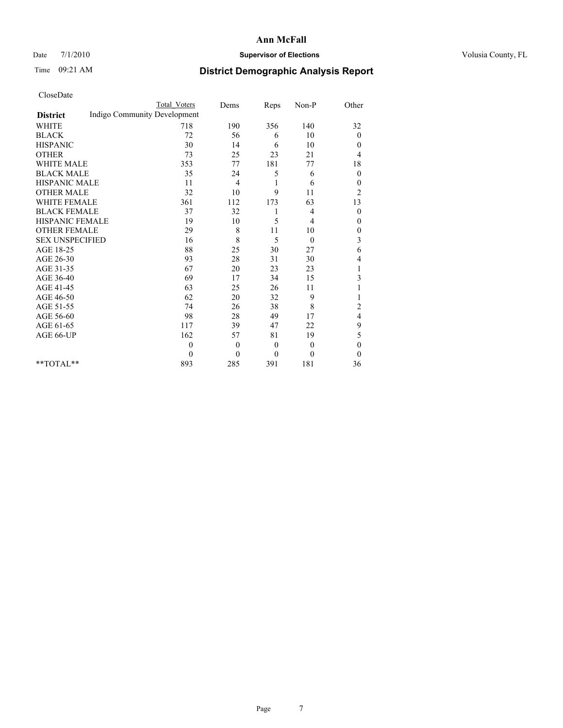**Ann McFall**

Date 7/1/2010 **Supervisor of Elections** Volusia County, FL

Time 09:21 AM **District Demographic Analysis Report**

CloseDate

| District | Total Voters | Dems | Reps | Non-P | Other |
|---|---|---|---|---|---|
| Indigo Community Development | | | | | |
| WHITE | 718 | 190 | 356 | 140 | 32 |
| BLACK | 72 | 56 | 6 | 10 | 0 |
| HISPANIC | 30 | 14 | 6 | 10 | 0 |
| OTHER | 73 | 25 | 23 | 21 | 4 |
| WHITE MALE | 353 | 77 | 181 | 77 | 18 |
| BLACK MALE | 35 | 24 | 5 | 6 | 0 |
| HISPANIC MALE | 11 | 4 | 1 | 6 | 0 |
| OTHER MALE | 32 | 10 | 9 | 11 | 2 |
| WHITE FEMALE | 361 | 112 | 173 | 63 | 13 |
| BLACK FEMALE | 37 | 32 | 1 | 4 | 0 |
| HISPANIC FEMALE | 19 | 10 | 5 | 4 | 0 |
| OTHER FEMALE | 29 | 8 | 11 | 10 | 0 |
| SEX UNSPECIFIED | 16 | 8 | 5 | 0 | 3 |
| AGE 18-25 | 88 | 25 | 30 | 27 | 6 |
| AGE 26-30 | 93 | 28 | 31 | 30 | 4 |
| AGE 31-35 | 67 | 20 | 23 | 23 | 1 |
| AGE 36-40 | 69 | 17 | 34 | 15 | 3 |
| AGE 41-45 | 63 | 25 | 26 | 11 | 1 |
| AGE 46-50 | 62 | 20 | 32 | 9 | 1 |
| AGE 51-55 | 74 | 26 | 38 | 8 | 2 |
| AGE 56-60 | 98 | 28 | 49 | 17 | 4 |
| AGE 61-65 | 117 | 39 | 47 | 22 | 9 |
| AGE 66-UP | 162 | 57 | 81 | 19 | 5 |
| | 0 | 0 | 0 | 0 | 0 |
| | 0 | 0 | 0 | 0 | 0 |
| **TOTAL** | 893 | 285 | 391 | 181 | 36 |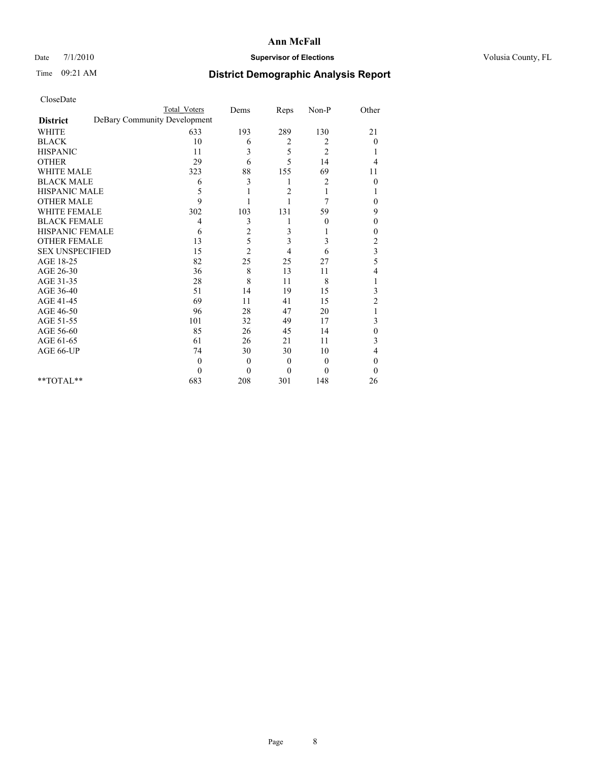# Ann McFall

Date 7/1/2010 **Supervisor of Elections** Volusia County, FL

Time 09:21 AM **District Demographic Analysis Report**

CloseDate

| District | DeBary Community Development Total Voters | Dems | Reps | Non-P | Other |
|---|---|---|---|---|---|
| WHITE | 633 | 193 | 289 | 130 | 21 |
| BLACK | 10 | 6 | 2 | 2 | 0 |
| HISPANIC | 11 | 3 | 5 | 2 | 1 |
| OTHER | 29 | 6 | 5 | 14 | 4 |
| WHITE MALE | 323 | 88 | 155 | 69 | 11 |
| BLACK MALE | 6 | 3 | 1 | 2 | 0 |
| HISPANIC MALE | 5 | 1 | 2 | 1 | 1 |
| OTHER MALE | 9 | 1 | 1 | 7 | 0 |
| WHITE FEMALE | 302 | 103 | 131 | 59 | 9 |
| BLACK FEMALE | 4 | 3 | 1 | 0 | 0 |
| HISPANIC FEMALE | 6 | 2 | 3 | 1 | 0 |
| OTHER FEMALE | 13 | 5 | 3 | 3 | 2 |
| SEX UNSPECIFIED | 15 | 2 | 4 | 6 | 3 |
| AGE 18-25 | 82 | 25 | 25 | 27 | 5 |
| AGE 26-30 | 36 | 8 | 13 | 11 | 4 |
| AGE 31-35 | 28 | 8 | 11 | 8 | 1 |
| AGE 36-40 | 51 | 14 | 19 | 15 | 3 |
| AGE 41-45 | 69 | 11 | 41 | 15 | 2 |
| AGE 46-50 | 96 | 28 | 47 | 20 | 1 |
| AGE 51-55 | 101 | 32 | 49 | 17 | 3 |
| AGE 56-60 | 85 | 26 | 45 | 14 | 0 |
| AGE 61-65 | 61 | 26 | 21 | 11 | 3 |
| AGE 66-UP | 74 | 30 | 30 | 10 | 4 |
| | 0 | 0 | 0 | 0 | 0 |
| | 0 | 0 | 0 | 0 | 0 |
| **TOTAL** | 683 | 208 | 301 | 148 | 26 |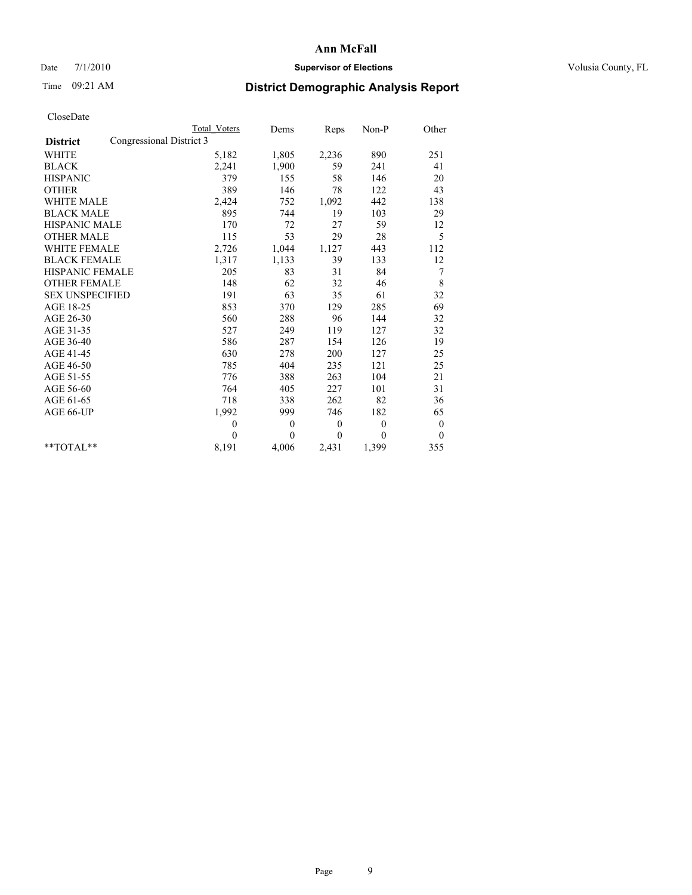# Ann McFall

Date 7/1/2010 **Supervisor of Elections** Volusia County, FL

Time 09:21 AM **District Demographic Analysis Report**

CloseDate

| District | Congressional District 3 | Total Voters | Dems | Reps | Non-P | Other |
|---|---|---|---|---|---|---|
| WHITE | | 5,182 | 1,805 | 2,236 | 890 | 251 |
| BLACK | | 2,241 | 1,900 | 59 | 241 | 41 |
| HISPANIC | | 379 | 155 | 58 | 146 | 20 |
| OTHER | | 389 | 146 | 78 | 122 | 43 |
| WHITE MALE | | 2,424 | 752 | 1,092 | 442 | 138 |
| BLACK MALE | | 895 | 744 | 19 | 103 | 29 |
| HISPANIC MALE | | 170 | 72 | 27 | 59 | 12 |
| OTHER MALE | | 115 | 53 | 29 | 28 | 5 |
| WHITE FEMALE | | 2,726 | 1,044 | 1,127 | 443 | 112 |
| BLACK FEMALE | | 1,317 | 1,133 | 39 | 133 | 12 |
| HISPANIC FEMALE | | 205 | 83 | 31 | 84 | 7 |
| OTHER FEMALE | | 148 | 62 | 32 | 46 | 8 |
| SEX UNSPECIFIED | | 191 | 63 | 35 | 61 | 32 |
| AGE 18-25 | | 853 | 370 | 129 | 285 | 69 |
| AGE 26-30 | | 560 | 288 | 96 | 144 | 32 |
| AGE 31-35 | | 527 | 249 | 119 | 127 | 32 |
| AGE 36-40 | | 586 | 287 | 154 | 126 | 19 |
| AGE 41-45 | | 630 | 278 | 200 | 127 | 25 |
| AGE 46-50 | | 785 | 404 | 235 | 121 | 25 |
| AGE 51-55 | | 776 | 388 | 263 | 104 | 21 |
| AGE 56-60 | | 764 | 405 | 227 | 101 | 31 |
| AGE 61-65 | | 718 | 338 | 262 | 82 | 36 |
| AGE 66-UP | | 1,992 | 999 | 746 | 182 | 65 |
| | | 0 | 0 | 0 | 0 | 0 |
| | | 0 | 0 | 0 | 0 | 0 |
| **TOTAL** | | 8,191 | 4,006 | 2,431 | 1,399 | 355 |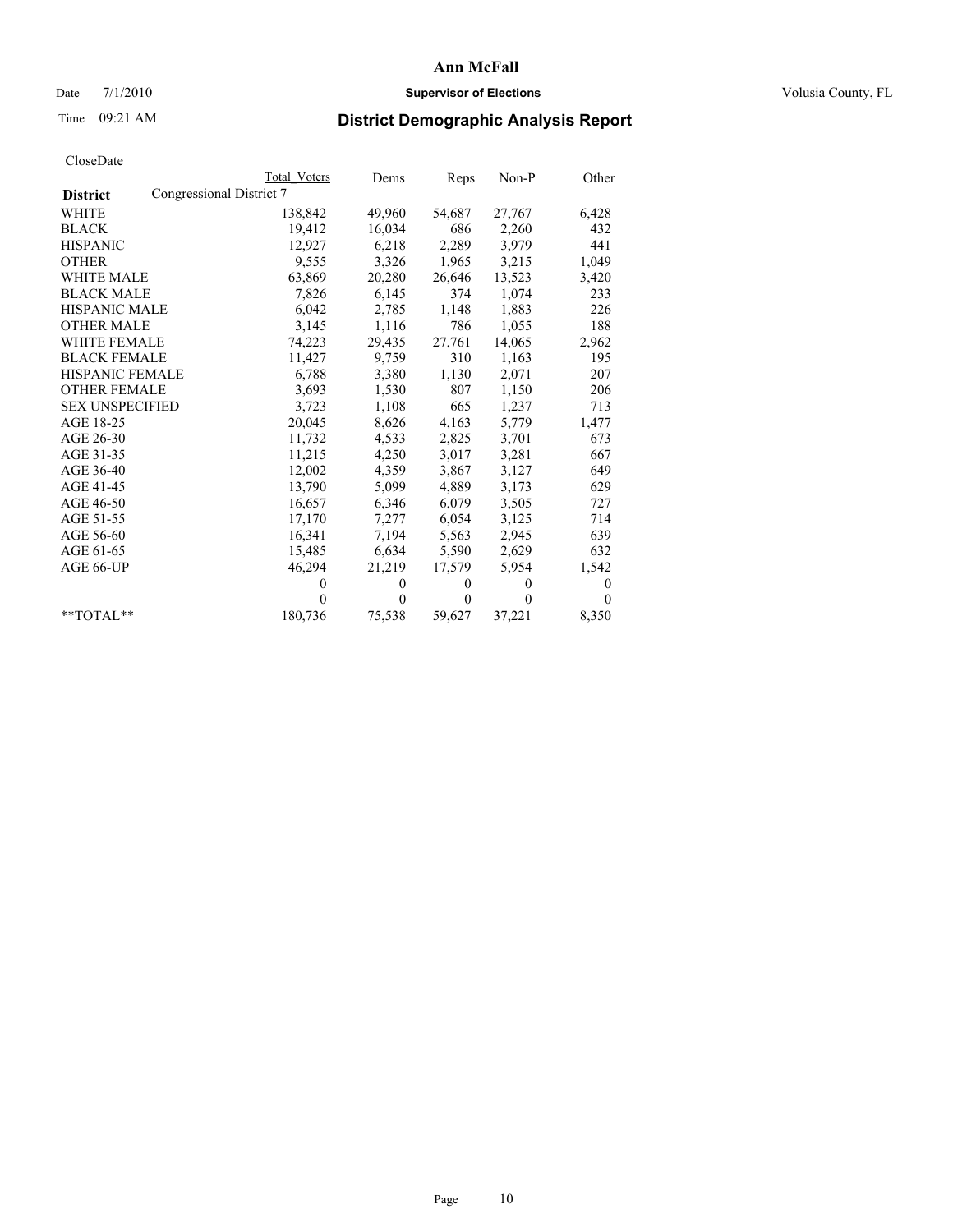# Ann McFall

Date 7/1/2010 **Supervisor of Elections** Volusia County, FL

Time 09:21 AM

## District Demographic Analysis Report

CloseDate

| District | Total Voters | Dems | Reps | Non-P | Other |
|---|---|---|---|---|---|
| Congressional District 7 | | | | | |
| WHITE | 138,842 | 49,960 | 54,687 | 27,767 | 6,428 |
| BLACK | 19,412 | 16,034 | 686 | 2,260 | 432 |
| HISPANIC | 12,927 | 6,218 | 2,289 | 3,979 | 441 |
| OTHER | 9,555 | 3,326 | 1,965 | 3,215 | 1,049 |
| WHITE MALE | 63,869 | 20,280 | 26,646 | 13,523 | 3,420 |
| BLACK MALE | 7,826 | 6,145 | 374 | 1,074 | 233 |
| HISPANIC MALE | 6,042 | 2,785 | 1,148 | 1,883 | 226 |
| OTHER MALE | 3,145 | 1,116 | 786 | 1,055 | 188 |
| WHITE FEMALE | 74,223 | 29,435 | 27,761 | 14,065 | 2,962 |
| BLACK FEMALE | 11,427 | 9,759 | 310 | 1,163 | 195 |
| HISPANIC FEMALE | 6,788 | 3,380 | 1,130 | 2,071 | 207 |
| OTHER FEMALE | 3,693 | 1,530 | 807 | 1,150 | 206 |
| SEX UNSPECIFIED | 3,723 | 1,108 | 665 | 1,237 | 713 |
| AGE 18-25 | 20,045 | 8,626 | 4,163 | 5,779 | 1,477 |
| AGE 26-30 | 11,732 | 4,533 | 2,825 | 3,701 | 673 |
| AGE 31-35 | 11,215 | 4,250 | 3,017 | 3,281 | 667 |
| AGE 36-40 | 12,002 | 4,359 | 3,867 | 3,127 | 649 |
| AGE 41-45 | 13,790 | 5,099 | 4,889 | 3,173 | 629 |
| AGE 46-50 | 16,657 | 6,346 | 6,079 | 3,505 | 727 |
| AGE 51-55 | 17,170 | 7,277 | 6,054 | 3,125 | 714 |
| AGE 56-60 | 16,341 | 7,194 | 5,563 | 2,945 | 639 |
| AGE 61-65 | 15,485 | 6,634 | 5,590 | 2,629 | 632 |
| AGE 66-UP | 46,294 | 21,219 | 17,579 | 5,954 | 1,542 |
| | 0 | 0 | 0 | 0 | 0 |
| | 0 | 0 | 0 | 0 | 0 |
| **TOTAL** | 180,736 | 75,538 | 59,627 | 37,221 | 8,350 |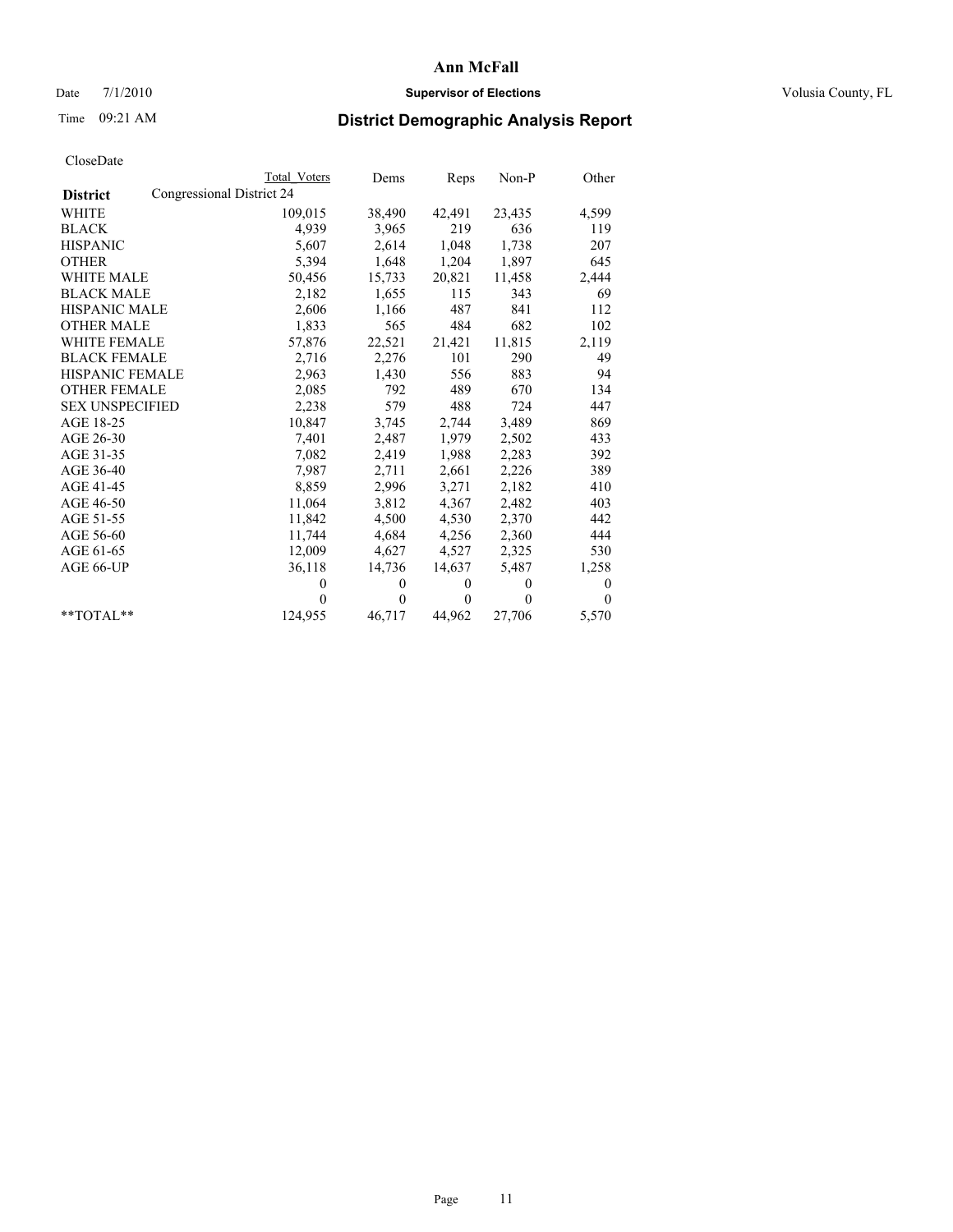**Ann McFall**

Date 7/1/2010 **Supervisor of Elections** Volusia County, FL

Time 09:21 AM

## District Demographic Analysis Report

CloseDate

| District | Total Voters | Dems | Reps | Non-P | Other |
|---|---|---|---|---|---|
| Congressional District 24 | | | | | |
| WHITE | 109,015 | 38,490 | 42,491 | 23,435 | 4,599 |
| BLACK | 4,939 | 3,965 | 219 | 636 | 119 |
| HISPANIC | 5,607 | 2,614 | 1,048 | 1,738 | 207 |
| OTHER | 5,394 | 1,648 | 1,204 | 1,897 | 645 |
| WHITE MALE | 50,456 | 15,733 | 20,821 | 11,458 | 2,444 |
| BLACK MALE | 2,182 | 1,655 | 115 | 343 | 69 |
| HISPANIC MALE | 2,606 | 1,166 | 487 | 841 | 112 |
| OTHER MALE | 1,833 | 565 | 484 | 682 | 102 |
| WHITE FEMALE | 57,876 | 22,521 | 21,421 | 11,815 | 2,119 |
| BLACK FEMALE | 2,716 | 2,276 | 101 | 290 | 49 |
| HISPANIC FEMALE | 2,963 | 1,430 | 556 | 883 | 94 |
| OTHER FEMALE | 2,085 | 792 | 489 | 670 | 134 |
| SEX UNSPECIFIED | 2,238 | 579 | 488 | 724 | 447 |
| AGE 18-25 | 10,847 | 3,745 | 2,744 | 3,489 | 869 |
| AGE 26-30 | 7,401 | 2,487 | 1,979 | 2,502 | 433 |
| AGE 31-35 | 7,082 | 2,419 | 1,988 | 2,283 | 392 |
| AGE 36-40 | 7,987 | 2,711 | 2,661 | 2,226 | 389 |
| AGE 41-45 | 8,859 | 2,996 | 3,271 | 2,182 | 410 |
| AGE 46-50 | 11,064 | 3,812 | 4,367 | 2,482 | 403 |
| AGE 51-55 | 11,842 | 4,500 | 4,530 | 2,370 | 442 |
| AGE 56-60 | 11,744 | 4,684 | 4,256 | 2,360 | 444 |
| AGE 61-65 | 12,009 | 4,627 | 4,527 | 2,325 | 530 |
| AGE 66-UP | 36,118 | 14,736 | 14,637 | 5,487 | 1,258 |
| | 0 | 0 | 0 | 0 | 0 |
| | 0 | 0 | 0 | 0 | 0 |
| **TOTAL** | 124,955 | 46,717 | 44,962 | 27,706 | 5,570 |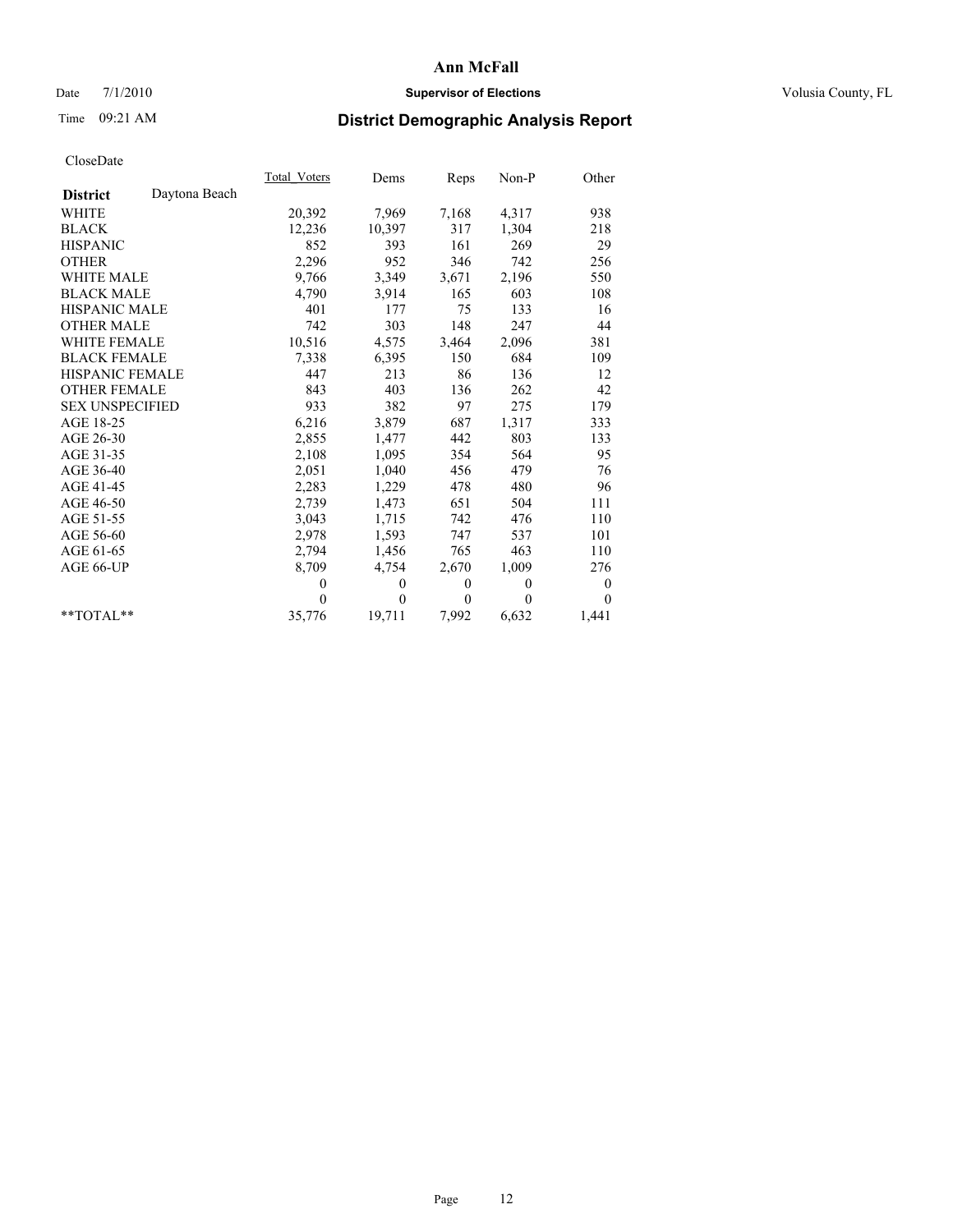**Ann McFall**

Date 7/1/2010 **Supervisor of Elections** Volusia County, FL

Time 09:21 AM

## District Demographic Analysis Report

CloseDate

| | Total_Voters | Dems | Reps | Non-P | Other |
|---|---|---|---|---|---|
| **District** Daytona Beach | | | | | |
| WHITE | 20,392 | 7,969 | 7,168 | 4,317 | 938 |
| BLACK | 12,236 | 10,397 | 317 | 1,304 | 218 |
| HISPANIC | 852 | 393 | 161 | 269 | 29 |
| OTHER | 2,296 | 952 | 346 | 742 | 256 |
| WHITE MALE | 9,766 | 3,349 | 3,671 | 2,196 | 550 |
| BLACK MALE | 4,790 | 3,914 | 165 | 603 | 108 |
| HISPANIC MALE | 401 | 177 | 75 | 133 | 16 |
| OTHER MALE | 742 | 303 | 148 | 247 | 44 |
| WHITE FEMALE | 10,516 | 4,575 | 3,464 | 2,096 | 381 |
| BLACK FEMALE | 7,338 | 6,395 | 150 | 684 | 109 |
| HISPANIC FEMALE | 447 | 213 | 86 | 136 | 12 |
| OTHER FEMALE | 843 | 403 | 136 | 262 | 42 |
| SEX UNSPECIFIED | 933 | 382 | 97 | 275 | 179 |
| AGE 18-25 | 6,216 | 3,879 | 687 | 1,317 | 333 |
| AGE 26-30 | 2,855 | 1,477 | 442 | 803 | 133 |
| AGE 31-35 | 2,108 | 1,095 | 354 | 564 | 95 |
| AGE 36-40 | 2,051 | 1,040 | 456 | 479 | 76 |
| AGE 41-45 | 2,283 | 1,229 | 478 | 480 | 96 |
| AGE 46-50 | 2,739 | 1,473 | 651 | 504 | 111 |
| AGE 51-55 | 3,043 | 1,715 | 742 | 476 | 110 |
| AGE 56-60 | 2,978 | 1,593 | 747 | 537 | 101 |
| AGE 61-65 | 2,794 | 1,456 | 765 | 463 | 110 |
| AGE 66-UP | 8,709 | 4,754 | 2,670 | 1,009 | 276 |
| | 0 | 0 | 0 | 0 | 0 |
| | 0 | 0 | 0 | 0 | 0 |
| **TOTAL** | 35,776 | 19,711 | 7,992 | 6,632 | 1,441 |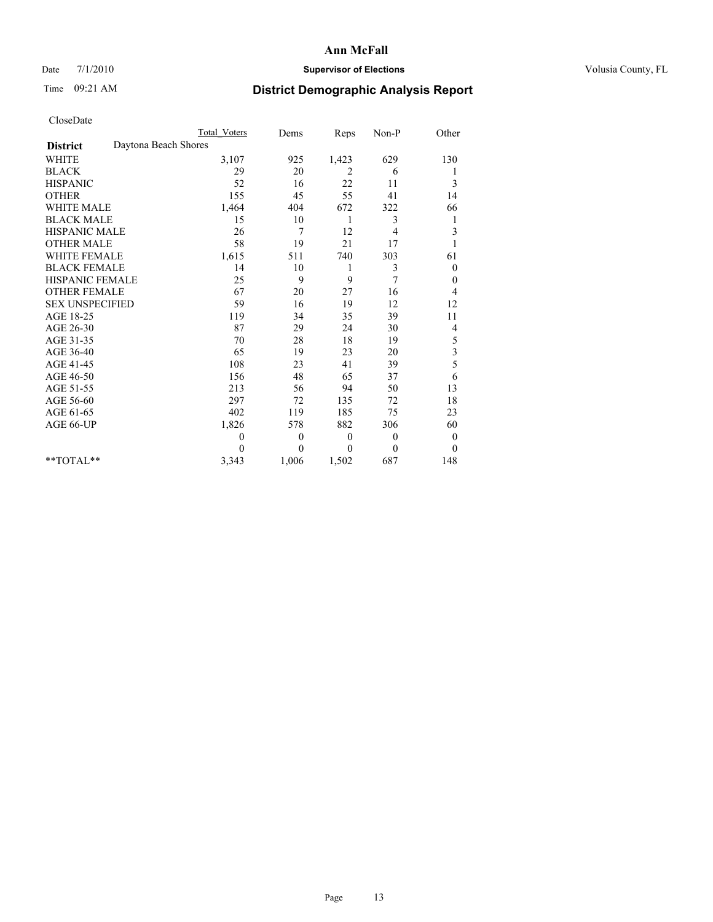# Ann McFall

Date 7/1/2010 **Supervisor of Elections** Volusia County, FL

Time 09:21 AM **District Demographic Analysis Report**

CloseDate

| | Total Voters | Dems | Reps | Non-P | Other |
|---|---|---|---|---|---|
| **District** Daytona Beach Shores | | | | | |
| WHITE | 3,107 | 925 | 1,423 | 629 | 130 |
| BLACK | 29 | 20 | 2 | 6 | 1 |
| HISPANIC | 52 | 16 | 22 | 11 | 3 |
| OTHER | 155 | 45 | 55 | 41 | 14 |
| WHITE MALE | 1,464 | 404 | 672 | 322 | 66 |
| BLACK MALE | 15 | 10 | 1 | 3 | 1 |
| HISPANIC MALE | 26 | 7 | 12 | 4 | 3 |
| OTHER MALE | 58 | 19 | 21 | 17 | 1 |
| WHITE FEMALE | 1,615 | 511 | 740 | 303 | 61 |
| BLACK FEMALE | 14 | 10 | 1 | 3 | 0 |
| HISPANIC FEMALE | 25 | 9 | 9 | 7 | 0 |
| OTHER FEMALE | 67 | 20 | 27 | 16 | 4 |
| SEX UNSPECIFIED | 59 | 16 | 19 | 12 | 12 |
| AGE 18-25 | 119 | 34 | 35 | 39 | 11 |
| AGE 26-30 | 87 | 29 | 24 | 30 | 4 |
| AGE 31-35 | 70 | 28 | 18 | 19 | 5 |
| AGE 36-40 | 65 | 19 | 23 | 20 | 3 |
| AGE 41-45 | 108 | 23 | 41 | 39 | 5 |
| AGE 46-50 | 156 | 48 | 65 | 37 | 6 |
| AGE 51-55 | 213 | 56 | 94 | 50 | 13 |
| AGE 56-60 | 297 | 72 | 135 | 72 | 18 |
| AGE 61-65 | 402 | 119 | 185 | 75 | 23 |
| AGE 66-UP | 1,826 | 578 | 882 | 306 | 60 |
| | 0 | 0 | 0 | 0 | 0 |
| | 0 | 0 | 0 | 0 | 0 |
| **TOTAL** | 3,343 | 1,006 | 1,502 | 687 | 148 |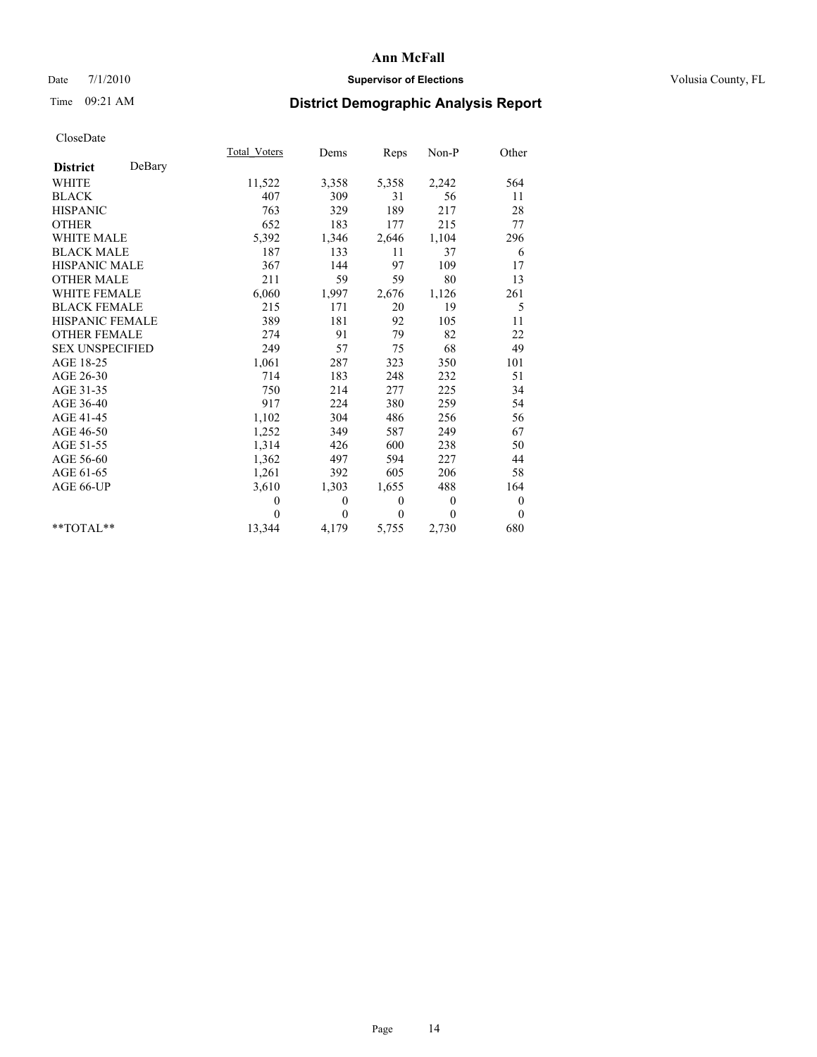# Ann McFall

Date 7/1/2010 **Supervisor of Elections** Volusia County, FL

Time 09:21 AM **District Demographic Analysis Report**

CloseDate

| **District** DeBary | Total_Voters | Dems | Reps | Non-P | Other |
|---|---|---|---|---|---|
| WHITE | 11,522 | 3,358 | 5,358 | 2,242 | 564 |
| BLACK | 407 | 309 | 31 | 56 | 11 |
| HISPANIC | 763 | 329 | 189 | 217 | 28 |
| OTHER | 652 | 183 | 177 | 215 | 77 |
| WHITE MALE | 5,392 | 1,346 | 2,646 | 1,104 | 296 |
| BLACK MALE | 187 | 133 | 11 | 37 | 6 |
| HISPANIC MALE | 367 | 144 | 97 | 109 | 17 |
| OTHER MALE | 211 | 59 | 59 | 80 | 13 |
| WHITE FEMALE | 6,060 | 1,997 | 2,676 | 1,126 | 261 |
| BLACK FEMALE | 215 | 171 | 20 | 19 | 5 |
| HISPANIC FEMALE | 389 | 181 | 92 | 105 | 11 |
| OTHER FEMALE | 274 | 91 | 79 | 82 | 22 |
| SEX UNSPECIFIED | 249 | 57 | 75 | 68 | 49 |
| AGE 18-25 | 1,061 | 287 | 323 | 350 | 101 |
| AGE 26-30 | 714 | 183 | 248 | 232 | 51 |
| AGE 31-35 | 750 | 214 | 277 | 225 | 34 |
| AGE 36-40 | 917 | 224 | 380 | 259 | 54 |
| AGE 41-45 | 1,102 | 304 | 486 | 256 | 56 |
| AGE 46-50 | 1,252 | 349 | 587 | 249 | 67 |
| AGE 51-55 | 1,314 | 426 | 600 | 238 | 50 |
| AGE 56-60 | 1,362 | 497 | 594 | 227 | 44 |
| AGE 61-65 | 1,261 | 392 | 605 | 206 | 58 |
| AGE 66-UP | 3,610 | 1,303 | 1,655 | 488 | 164 |
| | 0 | 0 | 0 | 0 | 0 |
| | 0 | 0 | 0 | 0 | 0 |
| **TOTAL** | 13,344 | 4,179 | 5,755 | 2,730 | 680 |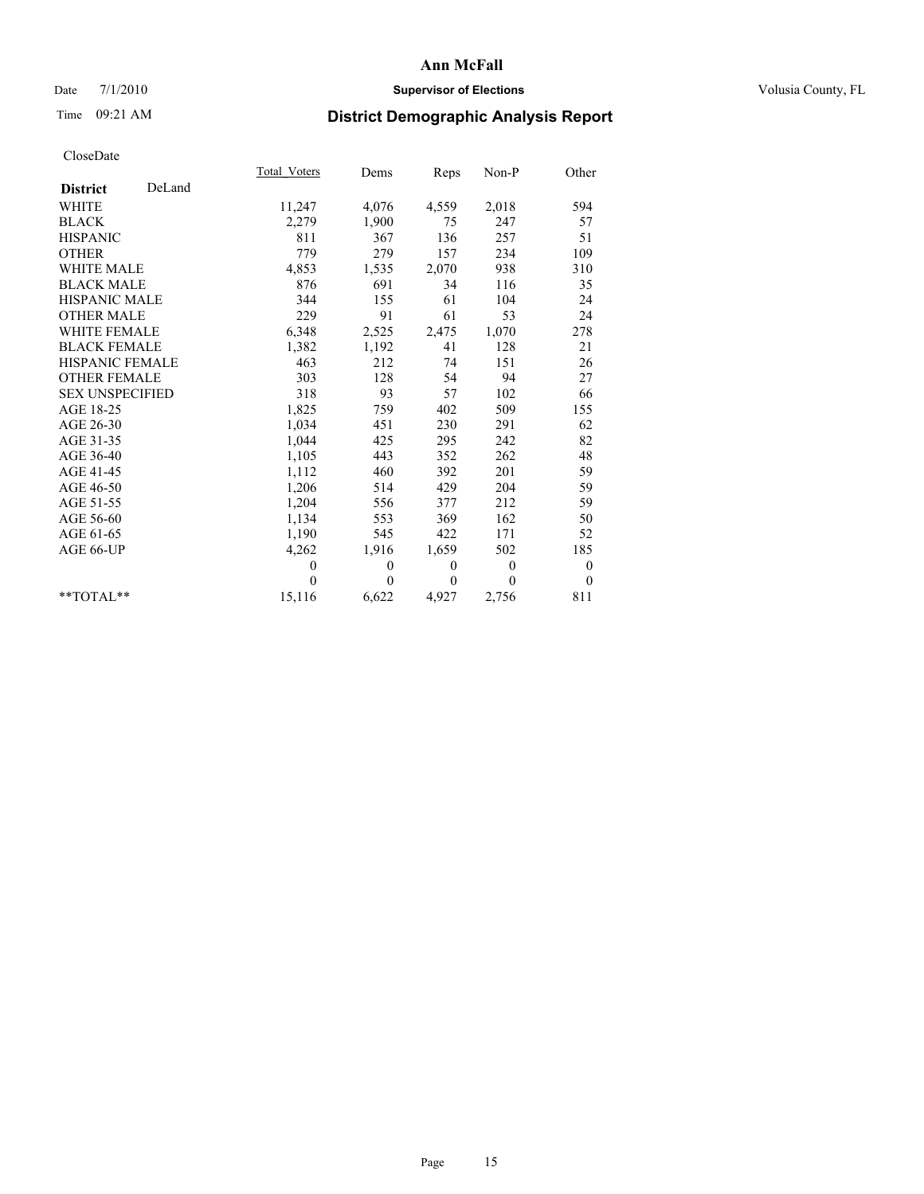# Ann McFall

Date 7/1/2010 **Supervisor of Elections** Volusia County, FL

Time 09:21 AM

## District Demographic Analysis Report

CloseDate

| | Total_Voters | Dems | Reps | Non-P | Other |
|---|---|---|---|---|---|
| **District** DeLand | | | | | |
| WHITE | 11,247 | 4,076 | 4,559 | 2,018 | 594 |
| BLACK | 2,279 | 1,900 | 75 | 247 | 57 |
| HISPANIC | 811 | 367 | 136 | 257 | 51 |
| OTHER | 779 | 279 | 157 | 234 | 109 |
| WHITE MALE | 4,853 | 1,535 | 2,070 | 938 | 310 |
| BLACK MALE | 876 | 691 | 34 | 116 | 35 |
| HISPANIC MALE | 344 | 155 | 61 | 104 | 24 |
| OTHER MALE | 229 | 91 | 61 | 53 | 24 |
| WHITE FEMALE | 6,348 | 2,525 | 2,475 | 1,070 | 278 |
| BLACK FEMALE | 1,382 | 1,192 | 41 | 128 | 21 |
| HISPANIC FEMALE | 463 | 212 | 74 | 151 | 26 |
| OTHER FEMALE | 303 | 128 | 54 | 94 | 27 |
| SEX UNSPECIFIED | 318 | 93 | 57 | 102 | 66 |
| AGE 18-25 | 1,825 | 759 | 402 | 509 | 155 |
| AGE 26-30 | 1,034 | 451 | 230 | 291 | 62 |
| AGE 31-35 | 1,044 | 425 | 295 | 242 | 82 |
| AGE 36-40 | 1,105 | 443 | 352 | 262 | 48 |
| AGE 41-45 | 1,112 | 460 | 392 | 201 | 59 |
| AGE 46-50 | 1,206 | 514 | 429 | 204 | 59 |
| AGE 51-55 | 1,204 | 556 | 377 | 212 | 59 |
| AGE 56-60 | 1,134 | 553 | 369 | 162 | 50 |
| AGE 61-65 | 1,190 | 545 | 422 | 171 | 52 |
| AGE 66-UP | 4,262 | 1,916 | 1,659 | 502 | 185 |
| | 0 | 0 | 0 | 0 | 0 |
| | 0 | 0 | 0 | 0 | 0 |
| **TOTAL** | 15,116 | 6,622 | 4,927 | 2,756 | 811 |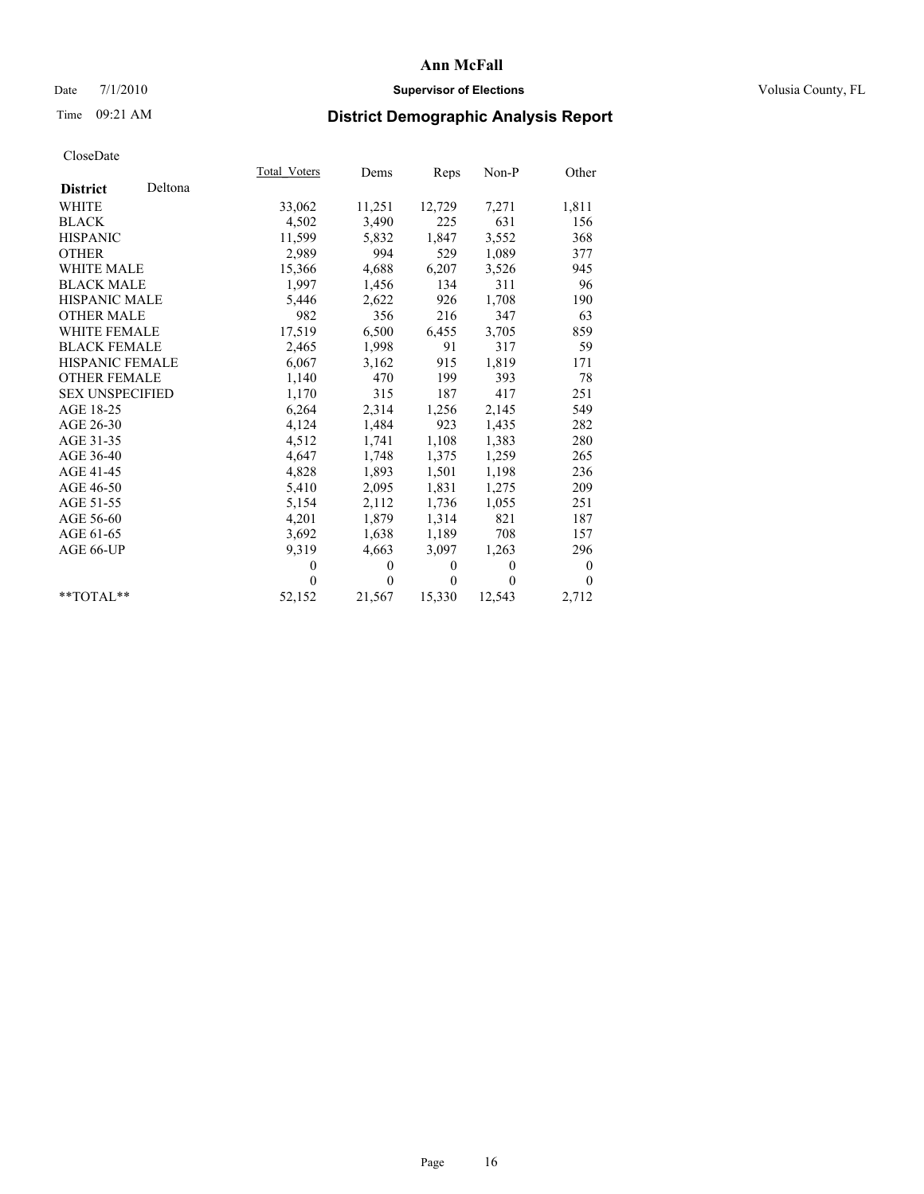# Ann McFall

Date 7/1/2010 **Supervisor of Elections** Volusia County, FL

Time 09:21 AM

## District Demographic Analysis Report

CloseDate

| **District** Deltona | Total_Voters | Dems | Reps | Non-P | Other |
|---|---|---|---|---|---|
| WHITE | 33,062 | 11,251 | 12,729 | 7,271 | 1,811 |
| BLACK | 4,502 | 3,490 | 225 | 631 | 156 |
| HISPANIC | 11,599 | 5,832 | 1,847 | 3,552 | 368 |
| OTHER | 2,989 | 994 | 529 | 1,089 | 377 |
| WHITE MALE | 15,366 | 4,688 | 6,207 | 3,526 | 945 |
| BLACK MALE | 1,997 | 1,456 | 134 | 311 | 96 |
| HISPANIC MALE | 5,446 | 2,622 | 926 | 1,708 | 190 |
| OTHER MALE | 982 | 356 | 216 | 347 | 63 |
| WHITE FEMALE | 17,519 | 6,500 | 6,455 | 3,705 | 859 |
| BLACK FEMALE | 2,465 | 1,998 | 91 | 317 | 59 |
| HISPANIC FEMALE | 6,067 | 3,162 | 915 | 1,819 | 171 |
| OTHER FEMALE | 1,140 | 470 | 199 | 393 | 78 |
| SEX UNSPECIFIED | 1,170 | 315 | 187 | 417 | 251 |
| AGE 18-25 | 6,264 | 2,314 | 1,256 | 2,145 | 549 |
| AGE 26-30 | 4,124 | 1,484 | 923 | 1,435 | 282 |
| AGE 31-35 | 4,512 | 1,741 | 1,108 | 1,383 | 280 |
| AGE 36-40 | 4,647 | 1,748 | 1,375 | 1,259 | 265 |
| AGE 41-45 | 4,828 | 1,893 | 1,501 | 1,198 | 236 |
| AGE 46-50 | 5,410 | 2,095 | 1,831 | 1,275 | 209 |
| AGE 51-55 | 5,154 | 2,112 | 1,736 | 1,055 | 251 |
| AGE 56-60 | 4,201 | 1,879 | 1,314 | 821 | 187 |
| AGE 61-65 | 3,692 | 1,638 | 1,189 | 708 | 157 |
| AGE 66-UP | 9,319 | 4,663 | 3,097 | 1,263 | 296 |
| | 0 | 0 | 0 | 0 | 0 |
| | 0 | 0 | 0 | 0 | 0 |
| **TOTAL** | 52,152 | 21,567 | 15,330 | 12,543 | 2,712 |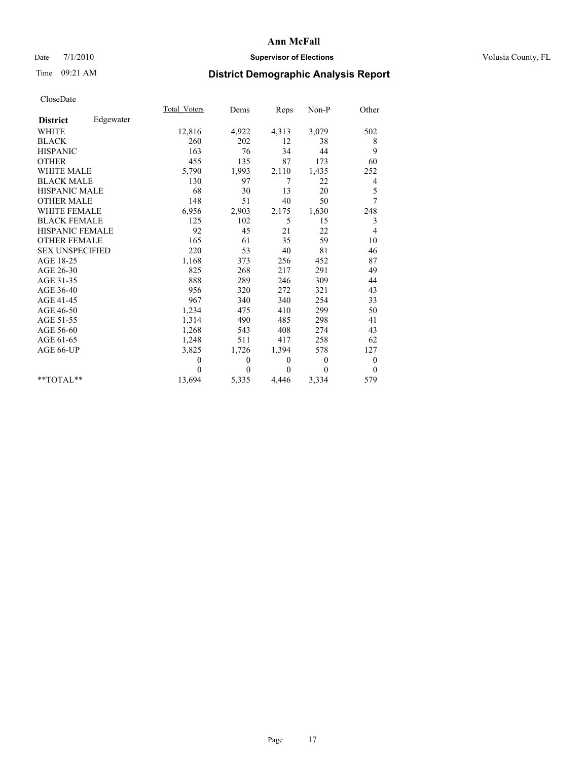# Ann McFall

Date 7/1/2010 **Supervisor of Elections** Volusia County, FL

Time 09:21 AM

## District Demographic Analysis Report

CloseDate

| | Total_Voters | Dems | Reps | Non-P | Other |
|---|---|---|---|---|---|
| **District** Edgewater | | | | | |
| WHITE | 12,816 | 4,922 | 4,313 | 3,079 | 502 |
| BLACK | 260 | 202 | 12 | 38 | 8 |
| HISPANIC | 163 | 76 | 34 | 44 | 9 |
| OTHER | 455 | 135 | 87 | 173 | 60 |
| WHITE MALE | 5,790 | 1,993 | 2,110 | 1,435 | 252 |
| BLACK MALE | 130 | 97 | 7 | 22 | 4 |
| HISPANIC MALE | 68 | 30 | 13 | 20 | 5 |
| OTHER MALE | 148 | 51 | 40 | 50 | 7 |
| WHITE FEMALE | 6,956 | 2,903 | 2,175 | 1,630 | 248 |
| BLACK FEMALE | 125 | 102 | 5 | 15 | 3 |
| HISPANIC FEMALE | 92 | 45 | 21 | 22 | 4 |
| OTHER FEMALE | 165 | 61 | 35 | 59 | 10 |
| SEX UNSPECIFIED | 220 | 53 | 40 | 81 | 46 |
| AGE 18-25 | 1,168 | 373 | 256 | 452 | 87 |
| AGE 26-30 | 825 | 268 | 217 | 291 | 49 |
| AGE 31-35 | 888 | 289 | 246 | 309 | 44 |
| AGE 36-40 | 956 | 320 | 272 | 321 | 43 |
| AGE 41-45 | 967 | 340 | 340 | 254 | 33 |
| AGE 46-50 | 1,234 | 475 | 410 | 299 | 50 |
| AGE 51-55 | 1,314 | 490 | 485 | 298 | 41 |
| AGE 56-60 | 1,268 | 543 | 408 | 274 | 43 |
| AGE 61-65 | 1,248 | 511 | 417 | 258 | 62 |
| AGE 66-UP | 3,825 | 1,726 | 1,394 | 578 | 127 |
| | 0 | 0 | 0 | 0 | 0 |
| | 0 | 0 | 0 | 0 | 0 |
| **TOTAL** | 13,694 | 5,335 | 4,446 | 3,334 | 579 |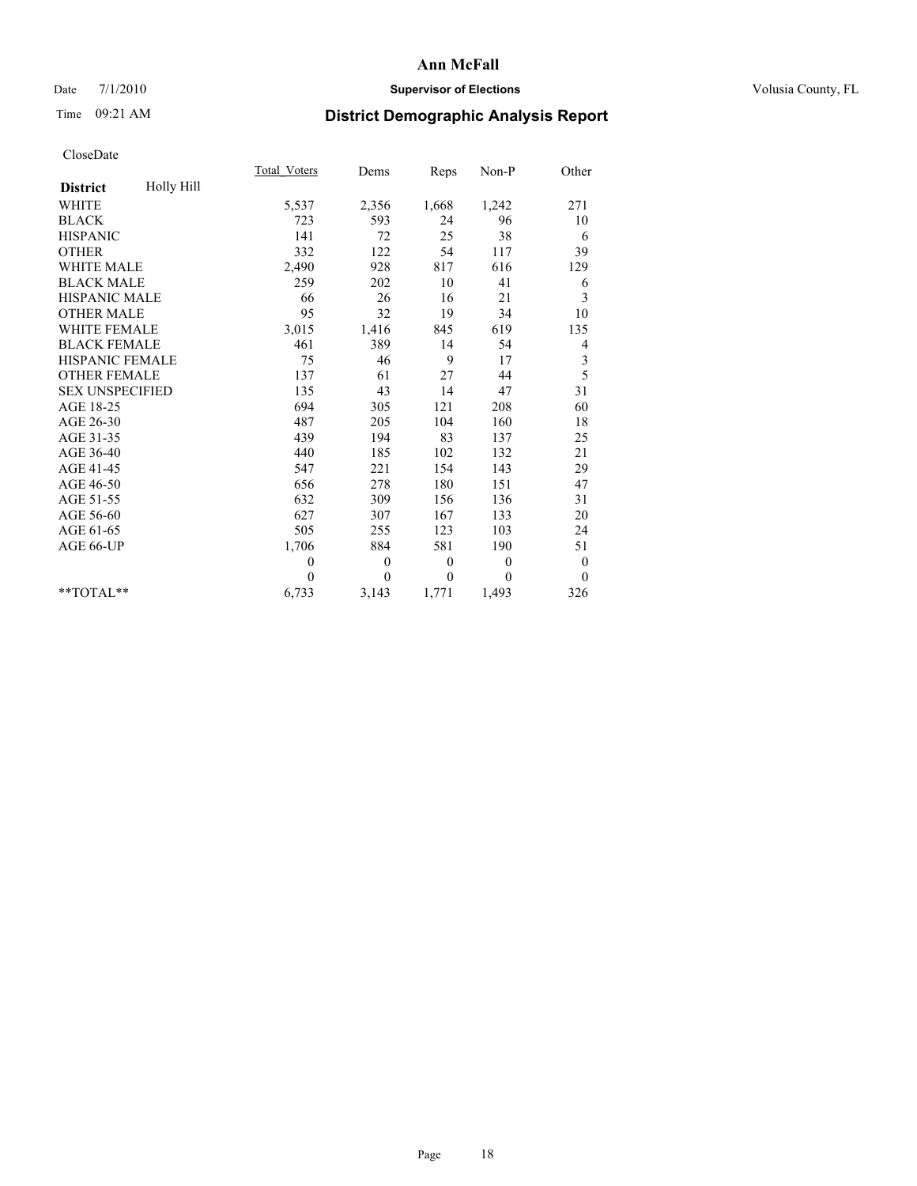# Ann McFall

Date 7/1/2010 **Supervisor of Elections** Volusia County, FL

Time 09:21 AM

## District Demographic Analysis Report

CloseDate

| District: Holly Hill | Total_Voters | Dems | Reps | Non-P | Other |
|---|---|---|---|---|---|
| WHITE | 5,537 | 2,356 | 1,668 | 1,242 | 271 |
| BLACK | 723 | 593 | 24 | 96 | 10 |
| HISPANIC | 141 | 72 | 25 | 38 | 6 |
| OTHER | 332 | 122 | 54 | 117 | 39 |
| WHITE MALE | 2,490 | 928 | 817 | 616 | 129 |
| BLACK MALE | 259 | 202 | 10 | 41 | 6 |
| HISPANIC MALE | 66 | 26 | 16 | 21 | 3 |
| OTHER MALE | 95 | 32 | 19 | 34 | 10 |
| WHITE FEMALE | 3,015 | 1,416 | 845 | 619 | 135 |
| BLACK FEMALE | 461 | 389 | 14 | 54 | 4 |
| HISPANIC FEMALE | 75 | 46 | 9 | 17 | 3 |
| OTHER FEMALE | 137 | 61 | 27 | 44 | 5 |
| SEX UNSPECIFIED | 135 | 43 | 14 | 47 | 31 |
| AGE 18-25 | 694 | 305 | 121 | 208 | 60 |
| AGE 26-30 | 487 | 205 | 104 | 160 | 18 |
| AGE 31-35 | 439 | 194 | 83 | 137 | 25 |
| AGE 36-40 | 440 | 185 | 102 | 132 | 21 |
| AGE 41-45 | 547 | 221 | 154 | 143 | 29 |
| AGE 46-50 | 656 | 278 | 180 | 151 | 47 |
| AGE 51-55 | 632 | 309 | 156 | 136 | 31 |
| AGE 56-60 | 627 | 307 | 167 | 133 | 20 |
| AGE 61-65 | 505 | 255 | 123 | 103 | 24 |
| AGE 66-UP | 1,706 | 884 | 581 | 190 | 51 |
| | 0 | 0 | 0 | 0 | 0 |
| | 0 | 0 | 0 | 0 | 0 |
| **TOTAL** | 6,733 | 3,143 | 1,771 | 1,493 | 326 |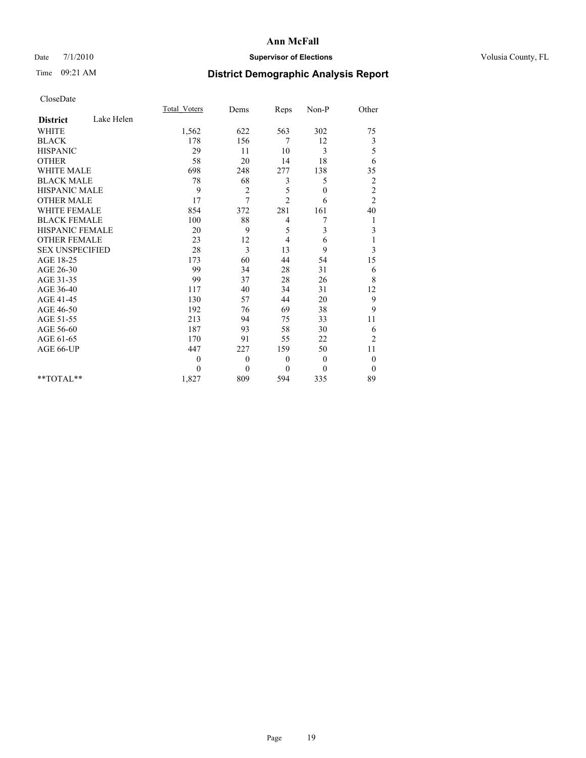# Ann McFall

Date 7/1/2010 **Supervisor of Elections** Volusia County, FL

Time 09:21 AM

## District Demographic Analysis Report

CloseDate

| **District** Lake Helen | Total_Voters | Dems | Reps | Non-P | Other |
|---|---|---|---|---|---|
| WHITE | 1,562 | 622 | 563 | 302 | 75 |
| BLACK | 178 | 156 | 7 | 12 | 3 |
| HISPANIC | 29 | 11 | 10 | 3 | 5 |
| OTHER | 58 | 20 | 14 | 18 | 6 |
| WHITE MALE | 698 | 248 | 277 | 138 | 35 |
| BLACK MALE | 78 | 68 | 3 | 5 | 2 |
| HISPANIC MALE | 9 | 2 | 5 | 0 | 2 |
| OTHER MALE | 17 | 7 | 2 | 6 | 2 |
| WHITE FEMALE | 854 | 372 | 281 | 161 | 40 |
| BLACK FEMALE | 100 | 88 | 4 | 7 | 1 |
| HISPANIC FEMALE | 20 | 9 | 5 | 3 | 3 |
| OTHER FEMALE | 23 | 12 | 4 | 6 | 1 |
| SEX UNSPECIFIED | 28 | 3 | 13 | 9 | 3 |
| AGE 18-25 | 173 | 60 | 44 | 54 | 15 |
| AGE 26-30 | 99 | 34 | 28 | 31 | 6 |
| AGE 31-35 | 99 | 37 | 28 | 26 | 8 |
| AGE 36-40 | 117 | 40 | 34 | 31 | 12 |
| AGE 41-45 | 130 | 57 | 44 | 20 | 9 |
| AGE 46-50 | 192 | 76 | 69 | 38 | 9 |
| AGE 51-55 | 213 | 94 | 75 | 33 | 11 |
| AGE 56-60 | 187 | 93 | 58 | 30 | 6 |
| AGE 61-65 | 170 | 91 | 55 | 22 | 2 |
| AGE 66-UP | 447 | 227 | 159 | 50 | 11 |
| | 0 | 0 | 0 | 0 | 0 |
| | 0 | 0 | 0 | 0 | 0 |
| **TOTAL** | 1,827 | 809 | 594 | 335 | 89 |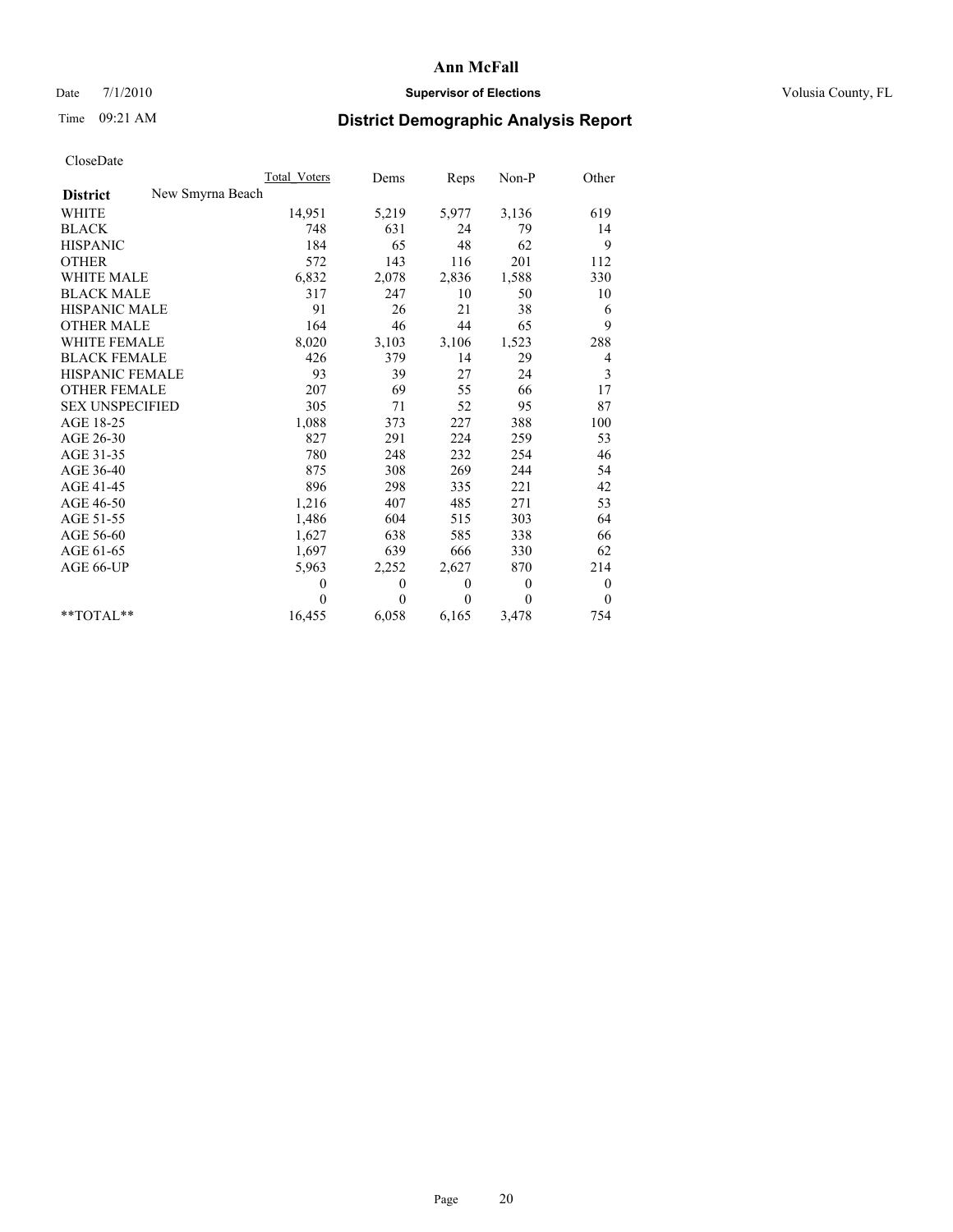# Ann McFall

Date 7/1/2010 **Supervisor of Elections** Volusia County, FL

Time 09:21 AM **District Demographic Analysis Report**

CloseDate

| | Total_Voters | Dems | Reps | Non-P | Other |
|---|---|---|---|---|---|
| **District** New Smyrna Beach | | | | | |
| WHITE | 14,951 | 5,219 | 5,977 | 3,136 | 619 |
| BLACK | 748 | 631 | 24 | 79 | 14 |
| HISPANIC | 184 | 65 | 48 | 62 | 9 |
| OTHER | 572 | 143 | 116 | 201 | 112 |
| WHITE MALE | 6,832 | 2,078 | 2,836 | 1,588 | 330 |
| BLACK MALE | 317 | 247 | 10 | 50 | 10 |
| HISPANIC MALE | 91 | 26 | 21 | 38 | 6 |
| OTHER MALE | 164 | 46 | 44 | 65 | 9 |
| WHITE FEMALE | 8,020 | 3,103 | 3,106 | 1,523 | 288 |
| BLACK FEMALE | 426 | 379 | 14 | 29 | 4 |
| HISPANIC FEMALE | 93 | 39 | 27 | 24 | 3 |
| OTHER FEMALE | 207 | 69 | 55 | 66 | 17 |
| SEX UNSPECIFIED | 305 | 71 | 52 | 95 | 87 |
| AGE 18-25 | 1,088 | 373 | 227 | 388 | 100 |
| AGE 26-30 | 827 | 291 | 224 | 259 | 53 |
| AGE 31-35 | 780 | 248 | 232 | 254 | 46 |
| AGE 36-40 | 875 | 308 | 269 | 244 | 54 |
| AGE 41-45 | 896 | 298 | 335 | 221 | 42 |
| AGE 46-50 | 1,216 | 407 | 485 | 271 | 53 |
| AGE 51-55 | 1,486 | 604 | 515 | 303 | 64 |
| AGE 56-60 | 1,627 | 638 | 585 | 338 | 66 |
| AGE 61-65 | 1,697 | 639 | 666 | 330 | 62 |
| AGE 66-UP | 5,963 | 2,252 | 2,627 | 870 | 214 |
| | 0 | 0 | 0 | 0 | 0 |
| | 0 | 0 | 0 | 0 | 0 |
| **TOTAL** | 16,455 | 6,058 | 6,165 | 3,478 | 754 |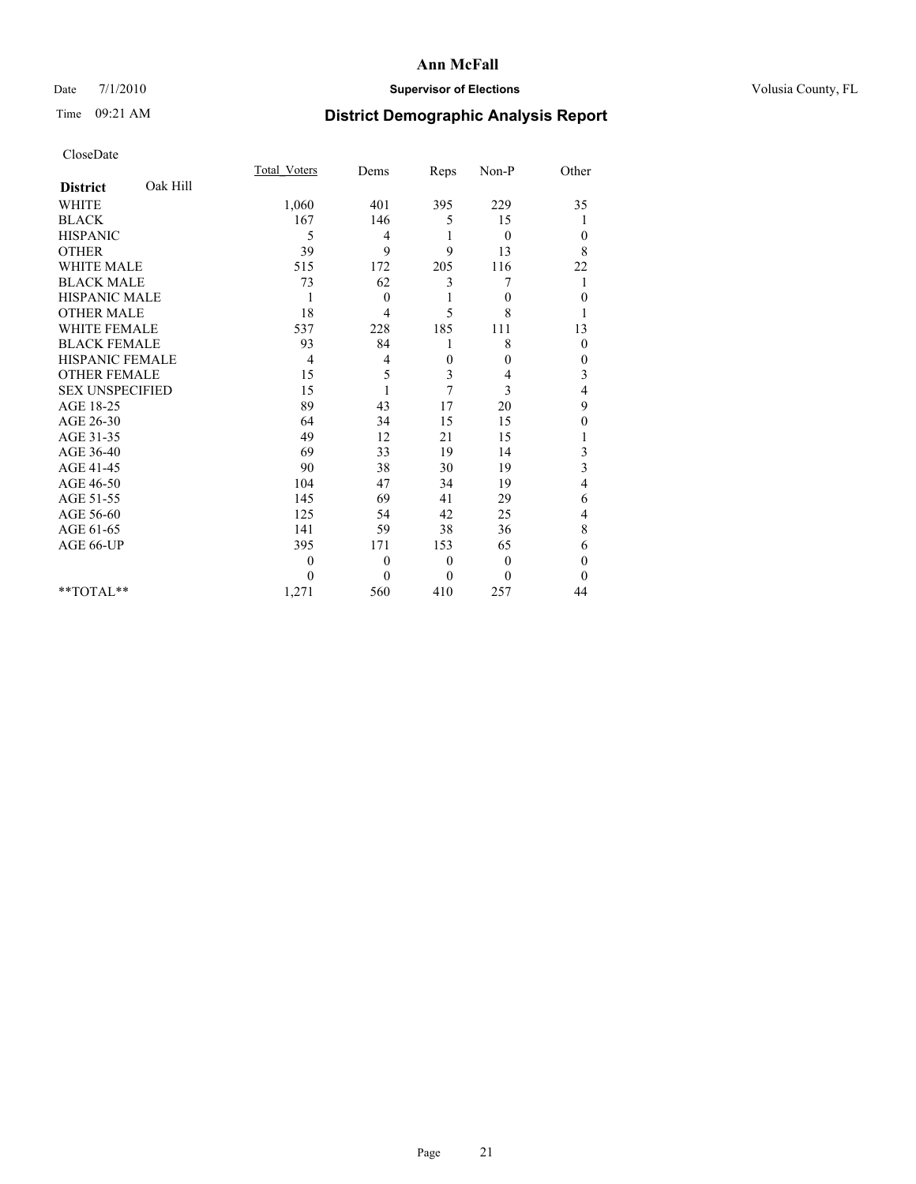# Ann McFall

Date 7/1/2010 **Supervisor of Elections** Volusia County, FL

Time 09:21 AM

## District Demographic Analysis Report

CloseDate

| | Total_Voters | Dems | Reps | Non-P | Other |
|---|---|---|---|---|---|
| **District** Oak Hill | | | | | |
| WHITE | 1,060 | 401 | 395 | 229 | 35 |
| BLACK | 167 | 146 | 5 | 15 | 1 |
| HISPANIC | 5 | 4 | 1 | 0 | 0 |
| OTHER | 39 | 9 | 9 | 13 | 8 |
| WHITE MALE | 515 | 172 | 205 | 116 | 22 |
| BLACK MALE | 73 | 62 | 3 | 7 | 1 |
| HISPANIC MALE | 1 | 0 | 1 | 0 | 0 |
| OTHER MALE | 18 | 4 | 5 | 8 | 1 |
| WHITE FEMALE | 537 | 228 | 185 | 111 | 13 |
| BLACK FEMALE | 93 | 84 | 1 | 8 | 0 |
| HISPANIC FEMALE | 4 | 4 | 0 | 0 | 0 |
| OTHER FEMALE | 15 | 5 | 3 | 4 | 3 |
| SEX UNSPECIFIED | 15 | 1 | 7 | 3 | 4 |
| AGE 18-25 | 89 | 43 | 17 | 20 | 9 |
| AGE 26-30 | 64 | 34 | 15 | 15 | 0 |
| AGE 31-35 | 49 | 12 | 21 | 15 | 1 |
| AGE 36-40 | 69 | 33 | 19 | 14 | 3 |
| AGE 41-45 | 90 | 38 | 30 | 19 | 3 |
| AGE 46-50 | 104 | 47 | 34 | 19 | 4 |
| AGE 51-55 | 145 | 69 | 41 | 29 | 6 |
| AGE 56-60 | 125 | 54 | 42 | 25 | 4 |
| AGE 61-65 | 141 | 59 | 38 | 36 | 8 |
| AGE 66-UP | 395 | 171 | 153 | 65 | 6 |
| | 0 | 0 | 0 | 0 | 0 |
| | 0 | 0 | 0 | 0 | 0 |
| **TOTAL** | 1,271 | 560 | 410 | 257 | 44 |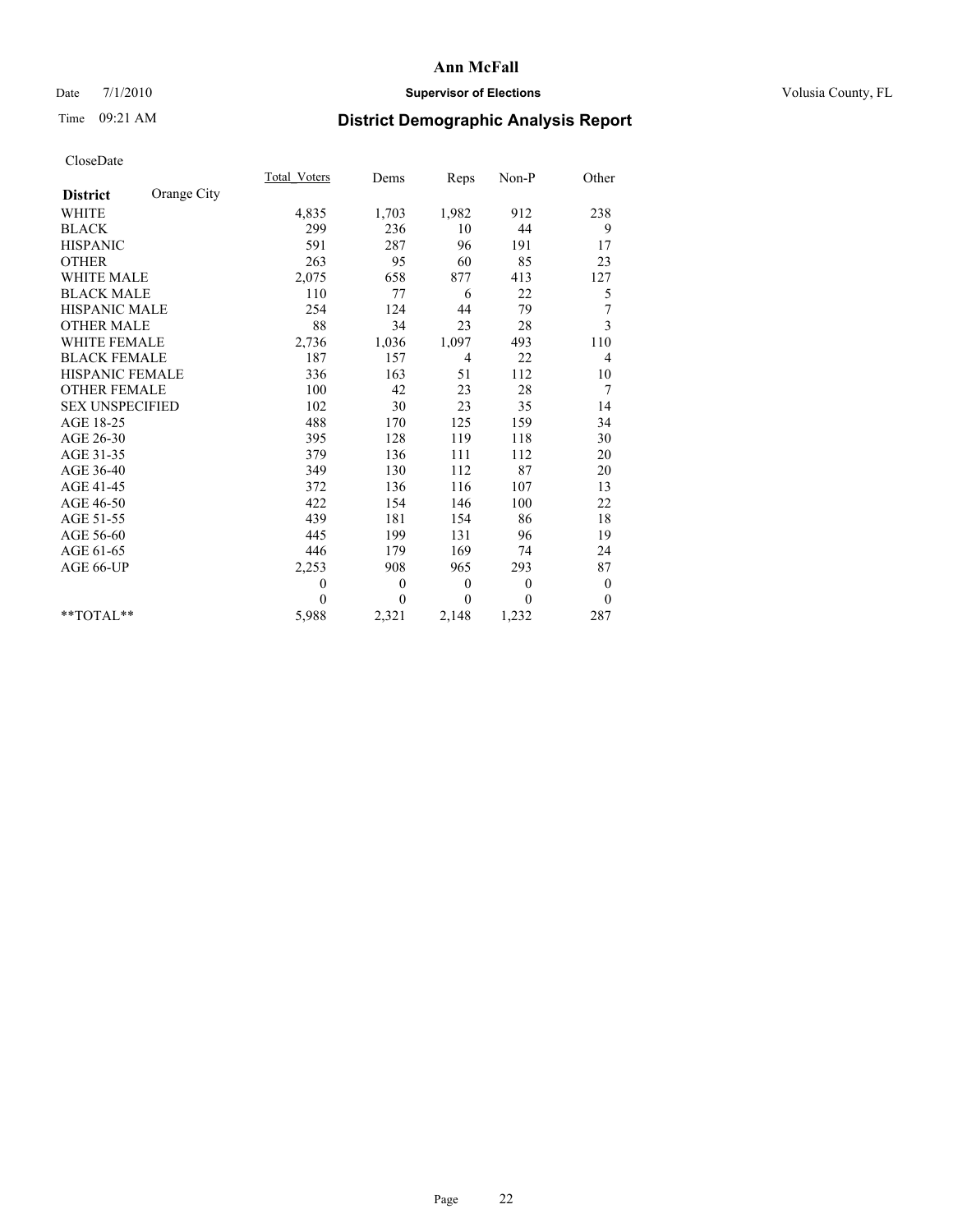**Ann McFall**

Date 7/1/2010 **Supervisor of Elections** Volusia County, FL

Time 09:21 AM **District Demographic Analysis Report**

CloseDate

| **District** Orange City | Total_Voters | Dems | Reps | Non-P | Other |
|---|---|---|---|---|---|
| WHITE | 4,835 | 1,703 | 1,982 | 912 | 238 |
| BLACK | 299 | 236 | 10 | 44 | 9 |
| HISPANIC | 591 | 287 | 96 | 191 | 17 |
| OTHER | 263 | 95 | 60 | 85 | 23 |
| WHITE MALE | 2,075 | 658 | 877 | 413 | 127 |
| BLACK MALE | 110 | 77 | 6 | 22 | 5 |
| HISPANIC MALE | 254 | 124 | 44 | 79 | 7 |
| OTHER MALE | 88 | 34 | 23 | 28 | 3 |
| WHITE FEMALE | 2,736 | 1,036 | 1,097 | 493 | 110 |
| BLACK FEMALE | 187 | 157 | 4 | 22 | 4 |
| HISPANIC FEMALE | 336 | 163 | 51 | 112 | 10 |
| OTHER FEMALE | 100 | 42 | 23 | 28 | 7 |
| SEX UNSPECIFIED | 102 | 30 | 23 | 35 | 14 |
| AGE 18-25 | 488 | 170 | 125 | 159 | 34 |
| AGE 26-30 | 395 | 128 | 119 | 118 | 30 |
| AGE 31-35 | 379 | 136 | 111 | 112 | 20 |
| AGE 36-40 | 349 | 130 | 112 | 87 | 20 |
| AGE 41-45 | 372 | 136 | 116 | 107 | 13 |
| AGE 46-50 | 422 | 154 | 146 | 100 | 22 |
| AGE 51-55 | 439 | 181 | 154 | 86 | 18 |
| AGE 56-60 | 445 | 199 | 131 | 96 | 19 |
| AGE 61-65 | 446 | 179 | 169 | 74 | 24 |
| AGE 66-UP | 2,253 | 908 | 965 | 293 | 87 |
| | 0 | 0 | 0 | 0 | 0 |
| | 0 | 0 | 0 | 0 | 0 |
| **TOTAL** | 5,988 | 2,321 | 2,148 | 1,232 | 287 |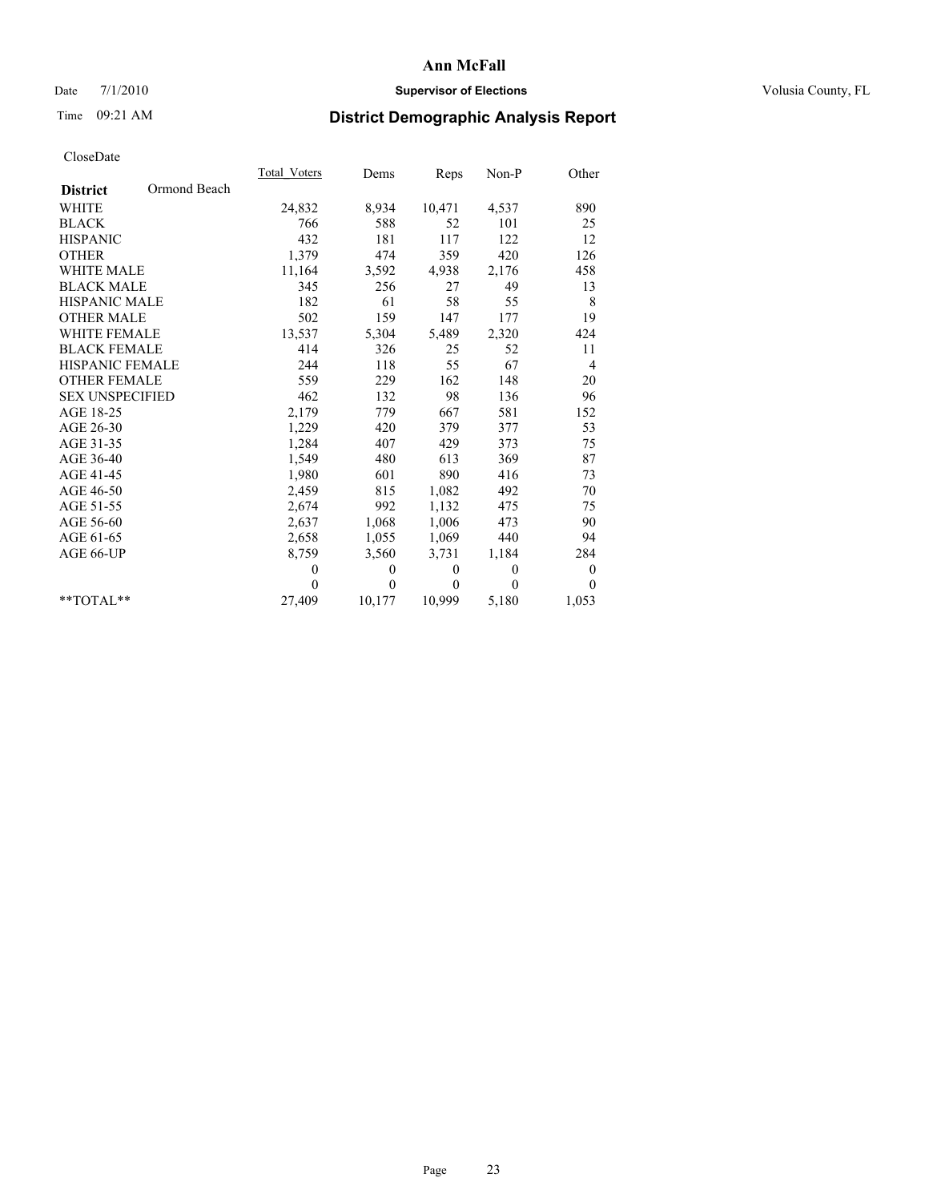# Ann McFall

Date 7/1/2010 **Supervisor of Elections** Volusia County, FL

Time 09:21 AM **District Demographic Analysis Report**

CloseDate

| | Total_Voters | Dems | Reps | Non-P | Other |
|---|---|---|---|---|---|
| **District** Ormond Beach | | | | | |
| WHITE | 24,832 | 8,934 | 10,471 | 4,537 | 890 |
| BLACK | 766 | 588 | 52 | 101 | 25 |
| HISPANIC | 432 | 181 | 117 | 122 | 12 |
| OTHER | 1,379 | 474 | 359 | 420 | 126 |
| WHITE MALE | 11,164 | 3,592 | 4,938 | 2,176 | 458 |
| BLACK MALE | 345 | 256 | 27 | 49 | 13 |
| HISPANIC MALE | 182 | 61 | 58 | 55 | 8 |
| OTHER MALE | 502 | 159 | 147 | 177 | 19 |
| WHITE FEMALE | 13,537 | 5,304 | 5,489 | 2,320 | 424 |
| BLACK FEMALE | 414 | 326 | 25 | 52 | 11 |
| HISPANIC FEMALE | 244 | 118 | 55 | 67 | 4 |
| OTHER FEMALE | 559 | 229 | 162 | 148 | 20 |
| SEX UNSPECIFIED | 462 | 132 | 98 | 136 | 96 |
| AGE 18-25 | 2,179 | 779 | 667 | 581 | 152 |
| AGE 26-30 | 1,229 | 420 | 379 | 377 | 53 |
| AGE 31-35 | 1,284 | 407 | 429 | 373 | 75 |
| AGE 36-40 | 1,549 | 480 | 613 | 369 | 87 |
| AGE 41-45 | 1,980 | 601 | 890 | 416 | 73 |
| AGE 46-50 | 2,459 | 815 | 1,082 | 492 | 70 |
| AGE 51-55 | 2,674 | 992 | 1,132 | 475 | 75 |
| AGE 56-60 | 2,637 | 1,068 | 1,006 | 473 | 90 |
| AGE 61-65 | 2,658 | 1,055 | 1,069 | 440 | 94 |
| AGE 66-UP | 8,759 | 3,560 | 3,731 | 1,184 | 284 |
| | 0 | 0 | 0 | 0 | 0 |
| | 0 | 0 | 0 | 0 | 0 |
| **TOTAL** | 27,409 | 10,177 | 10,999 | 5,180 | 1,053 |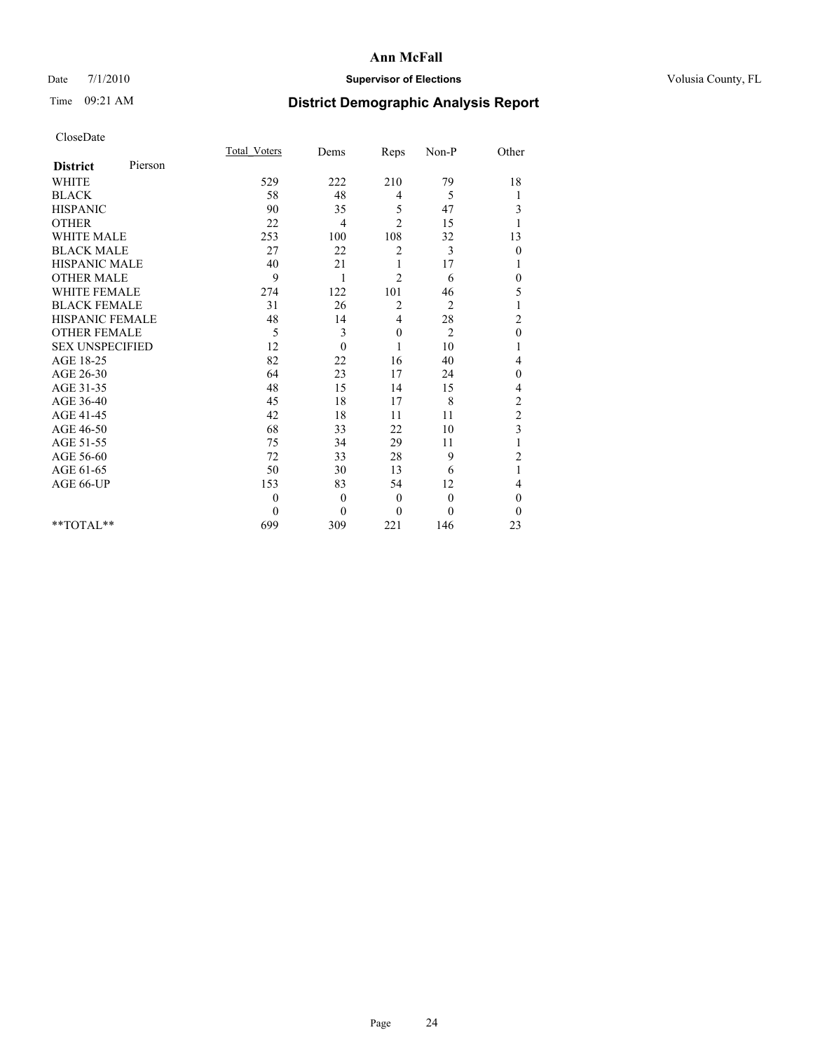# Ann McFall

Date 7/1/2010 **Supervisor of Elections** Volusia County, FL

Time 09:21 AM **District Demographic Analysis Report**

CloseDate

| **District** Pierson | Total_Voters | Dems | Reps | Non-P | Other |
|---|---|---|---|---|---|
| WHITE | 529 | 222 | 210 | 79 | 18 |
| BLACK | 58 | 48 | 4 | 5 | 1 |
| HISPANIC | 90 | 35 | 5 | 47 | 3 |
| OTHER | 22 | 4 | 2 | 15 | 1 |
| WHITE MALE | 253 | 100 | 108 | 32 | 13 |
| BLACK MALE | 27 | 22 | 2 | 3 | 0 |
| HISPANIC MALE | 40 | 21 | 1 | 17 | 1 |
| OTHER MALE | 9 | 1 | 2 | 6 | 0 |
| WHITE FEMALE | 274 | 122 | 101 | 46 | 5 |
| BLACK FEMALE | 31 | 26 | 2 | 2 | 1 |
| HISPANIC FEMALE | 48 | 14 | 4 | 28 | 2 |
| OTHER FEMALE | 5 | 3 | 0 | 2 | 0 |
| SEX UNSPECIFIED | 12 | 0 | 1 | 10 | 1 |
| AGE 18-25 | 82 | 22 | 16 | 40 | 4 |
| AGE 26-30 | 64 | 23 | 17 | 24 | 0 |
| AGE 31-35 | 48 | 15 | 14 | 15 | 4 |
| AGE 36-40 | 45 | 18 | 17 | 8 | 2 |
| AGE 41-45 | 42 | 18 | 11 | 11 | 2 |
| AGE 46-50 | 68 | 33 | 22 | 10 | 3 |
| AGE 51-55 | 75 | 34 | 29 | 11 | 1 |
| AGE 56-60 | 72 | 33 | 28 | 9 | 2 |
| AGE 61-65 | 50 | 30 | 13 | 6 | 1 |
| AGE 66-UP | 153 | 83 | 54 | 12 | 4 |
| | 0 | 0 | 0 | 0 | 0 |
| | 0 | 0 | 0 | 0 | 0 |
| **TOTAL** | 699 | 309 | 221 | 146 | 23 |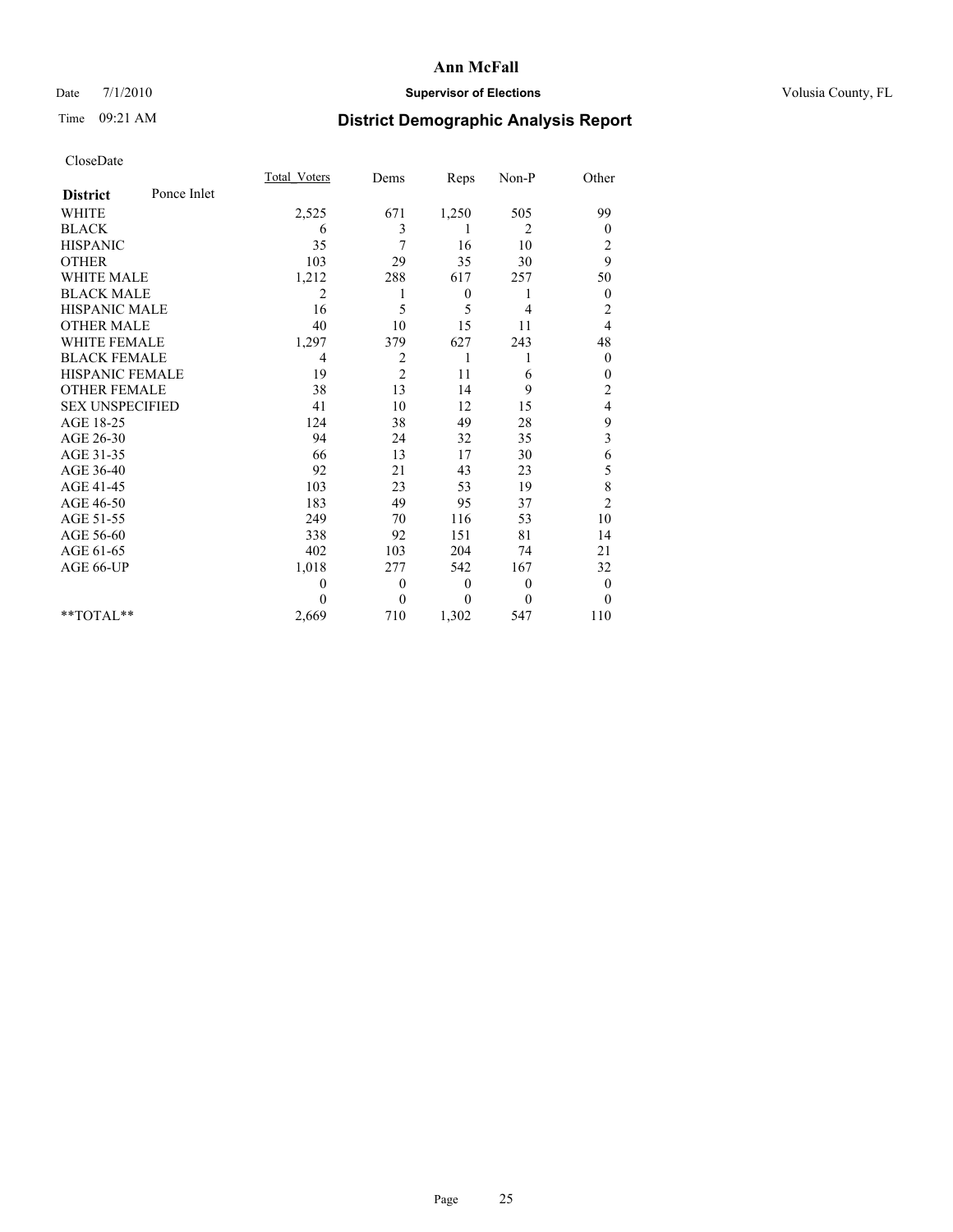**Ann McFall**

Date 7/1/2010 **Supervisor of Elections** Volusia County, FL

Time 09:21 AM

# District Demographic Analysis Report

CloseDate

| **District** Ponce Inlet | Total_Voters | Dems | Reps | Non-P | Other |
|---|---|---|---|---|---|
| WHITE | 2,525 | 671 | 1,250 | 505 | 99 |
| BLACK | 6 | 3 | 1 | 2 | 0 |
| HISPANIC | 35 | 7 | 16 | 10 | 2 |
| OTHER | 103 | 29 | 35 | 30 | 9 |
| WHITE MALE | 1,212 | 288 | 617 | 257 | 50 |
| BLACK MALE | 2 | 1 | 0 | 1 | 0 |
| HISPANIC MALE | 16 | 5 | 5 | 4 | 2 |
| OTHER MALE | 40 | 10 | 15 | 11 | 4 |
| WHITE FEMALE | 1,297 | 379 | 627 | 243 | 48 |
| BLACK FEMALE | 4 | 2 | 1 | 1 | 0 |
| HISPANIC FEMALE | 19 | 2 | 11 | 6 | 0 |
| OTHER FEMALE | 38 | 13 | 14 | 9 | 2 |
| SEX UNSPECIFIED | 41 | 10 | 12 | 15 | 4 |
| AGE 18-25 | 124 | 38 | 49 | 28 | 9 |
| AGE 26-30 | 94 | 24 | 32 | 35 | 3 |
| AGE 31-35 | 66 | 13 | 17 | 30 | 6 |
| AGE 36-40 | 92 | 21 | 43 | 23 | 5 |
| AGE 41-45 | 103 | 23 | 53 | 19 | 8 |
| AGE 46-50 | 183 | 49 | 95 | 37 | 2 |
| AGE 51-55 | 249 | 70 | 116 | 53 | 10 |
| AGE 56-60 | 338 | 92 | 151 | 81 | 14 |
| AGE 61-65 | 402 | 103 | 204 | 74 | 21 |
| AGE 66-UP | 1,018 | 277 | 542 | 167 | 32 |
| | 0 | 0 | 0 | 0 | 0 |
| | 0 | 0 | 0 | 0 | 0 |
| **TOTAL** | 2,669 | 710 | 1,302 | 547 | 110 |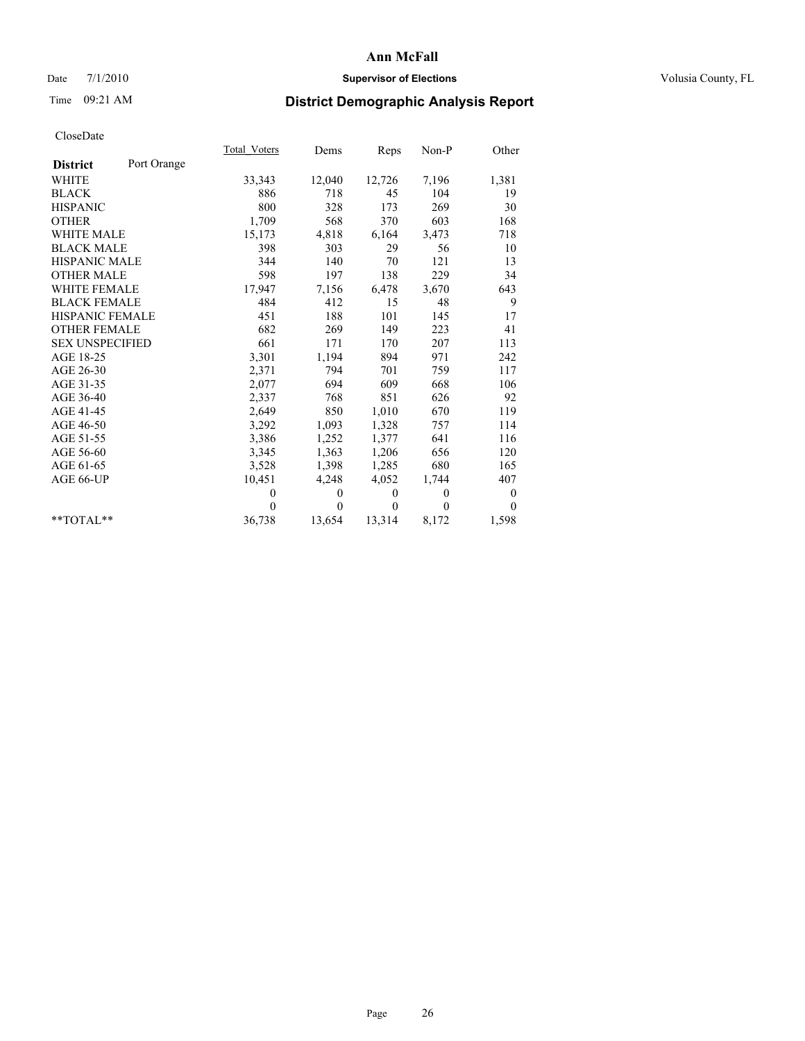# Ann McFall

Date 7/1/2010 **Supervisor of Elections** Volusia County, FL

Time 09:21 AM

## District Demographic Analysis Report

CloseDate

| **District** Port Orange | Total_Voters | Dems | Reps | Non-P | Other |
|---|---|---|---|---|---|
| WHITE | 33,343 | 12,040 | 12,726 | 7,196 | 1,381 |
| BLACK | 886 | 718 | 45 | 104 | 19 |
| HISPANIC | 800 | 328 | 173 | 269 | 30 |
| OTHER | 1,709 | 568 | 370 | 603 | 168 |
| WHITE MALE | 15,173 | 4,818 | 6,164 | 3,473 | 718 |
| BLACK MALE | 398 | 303 | 29 | 56 | 10 |
| HISPANIC MALE | 344 | 140 | 70 | 121 | 13 |
| OTHER MALE | 598 | 197 | 138 | 229 | 34 |
| WHITE FEMALE | 17,947 | 7,156 | 6,478 | 3,670 | 643 |
| BLACK FEMALE | 484 | 412 | 15 | 48 | 9 |
| HISPANIC FEMALE | 451 | 188 | 101 | 145 | 17 |
| OTHER FEMALE | 682 | 269 | 149 | 223 | 41 |
| SEX UNSPECIFIED | 661 | 171 | 170 | 207 | 113 |
| AGE 18-25 | 3,301 | 1,194 | 894 | 971 | 242 |
| AGE 26-30 | 2,371 | 794 | 701 | 759 | 117 |
| AGE 31-35 | 2,077 | 694 | 609 | 668 | 106 |
| AGE 36-40 | 2,337 | 768 | 851 | 626 | 92 |
| AGE 41-45 | 2,649 | 850 | 1,010 | 670 | 119 |
| AGE 46-50 | 3,292 | 1,093 | 1,328 | 757 | 114 |
| AGE 51-55 | 3,386 | 1,252 | 1,377 | 641 | 116 |
| AGE 56-60 | 3,345 | 1,363 | 1,206 | 656 | 120 |
| AGE 61-65 | 3,528 | 1,398 | 1,285 | 680 | 165 |
| AGE 66-UP | 10,451 | 4,248 | 4,052 | 1,744 | 407 |
| | 0 | 0 | 0 | 0 | 0 |
| | 0 | 0 | 0 | 0 | 0 |
| **TOTAL** | 36,738 | 13,654 | 13,314 | 8,172 | 1,598 |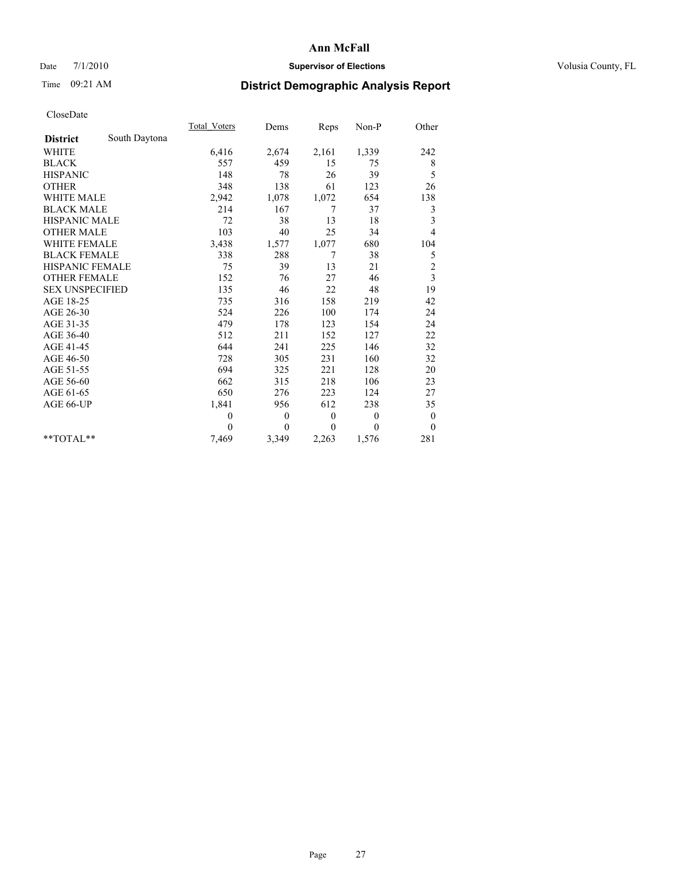**Ann McFall**

Date 7/1/2010 **Supervisor of Elections** Volusia County, FL

Time 09:21 AM

# District Demographic Analysis Report

CloseDate

| | Total_Voters | Dems | Reps | Non-P | Other |
|---|---|---|---|---|---|
| **District** South Daytona | | | | | |
| WHITE | 6,416 | 2,674 | 2,161 | 1,339 | 242 |
| BLACK | 557 | 459 | 15 | 75 | 8 |
| HISPANIC | 148 | 78 | 26 | 39 | 5 |
| OTHER | 348 | 138 | 61 | 123 | 26 |
| WHITE MALE | 2,942 | 1,078 | 1,072 | 654 | 138 |
| BLACK MALE | 214 | 167 | 7 | 37 | 3 |
| HISPANIC MALE | 72 | 38 | 13 | 18 | 3 |
| OTHER MALE | 103 | 40 | 25 | 34 | 4 |
| WHITE FEMALE | 3,438 | 1,577 | 1,077 | 680 | 104 |
| BLACK FEMALE | 338 | 288 | 7 | 38 | 5 |
| HISPANIC FEMALE | 75 | 39 | 13 | 21 | 2 |
| OTHER FEMALE | 152 | 76 | 27 | 46 | 3 |
| SEX UNSPECIFIED | 135 | 46 | 22 | 48 | 19 |
| AGE 18-25 | 735 | 316 | 158 | 219 | 42 |
| AGE 26-30 | 524 | 226 | 100 | 174 | 24 |
| AGE 31-35 | 479 | 178 | 123 | 154 | 24 |
| AGE 36-40 | 512 | 211 | 152 | 127 | 22 |
| AGE 41-45 | 644 | 241 | 225 | 146 | 32 |
| AGE 46-50 | 728 | 305 | 231 | 160 | 32 |
| AGE 51-55 | 694 | 325 | 221 | 128 | 20 |
| AGE 56-60 | 662 | 315 | 218 | 106 | 23 |
| AGE 61-65 | 650 | 276 | 223 | 124 | 27 |
| AGE 66-UP | 1,841 | 956 | 612 | 238 | 35 |
| | 0 | 0 | 0 | 0 | 0 |
| | 0 | 0 | 0 | 0 | 0 |
| **TOTAL** | 7,469 | 3,349 | 2,263 | 1,576 | 281 |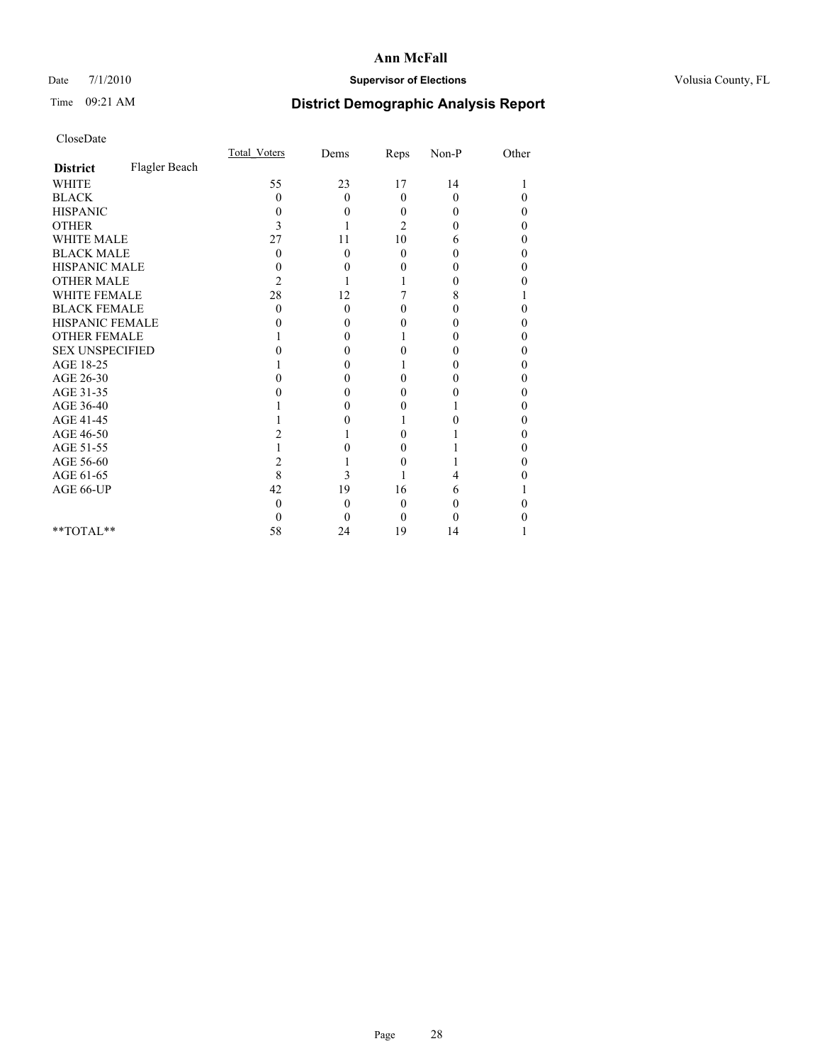# Ann McFall

Date 7/1/2010 **Supervisor of Elections** Volusia County, FL

Time 09:21 AM

## District Demographic Analysis Report

CloseDate

| | Total_Voters | Dems | Reps | Non-P | Other |
|---|---|---|---|---|---|
| **District** Flagler Beach | | | | | |
| WHITE | 55 | 23 | 17 | 14 | 1 |
| BLACK | 0 | 0 | 0 | 0 | 0 |
| HISPANIC | 0 | 0 | 0 | 0 | 0 |
| OTHER | 3 | 1 | 2 | 0 | 0 |
| WHITE MALE | 27 | 11 | 10 | 6 | 0 |
| BLACK MALE | 0 | 0 | 0 | 0 | 0 |
| HISPANIC MALE | 0 | 0 | 0 | 0 | 0 |
| OTHER MALE | 2 | 1 | 1 | 0 | 0 |
| WHITE FEMALE | 28 | 12 | 7 | 8 | 1 |
| BLACK FEMALE | 0 | 0 | 0 | 0 | 0 |
| HISPANIC FEMALE | 0 | 0 | 0 | 0 | 0 |
| OTHER FEMALE | 1 | 0 | 1 | 0 | 0 |
| SEX UNSPECIFIED | 0 | 0 | 0 | 0 | 0 |
| AGE 18-25 | 1 | 0 | 1 | 0 | 0 |
| AGE 26-30 | 0 | 0 | 0 | 0 | 0 |
| AGE 31-35 | 0 | 0 | 0 | 0 | 0 |
| AGE 36-40 | 1 | 0 | 0 | 1 | 0 |
| AGE 41-45 | 1 | 0 | 1 | 0 | 0 |
| AGE 46-50 | 2 | 1 | 0 | 1 | 0 |
| AGE 51-55 | 1 | 0 | 0 | 1 | 0 |
| AGE 56-60 | 2 | 1 | 0 | 1 | 0 |
| AGE 61-65 | 8 | 3 | 1 | 4 | 0 |
| AGE 66-UP | 42 | 19 | 16 | 6 | 1 |
| | 0 | 0 | 0 | 0 | 0 |
| | 0 | 0 | 0 | 0 | 0 |
| **TOTAL** | 58 | 24 | 19 | 14 | 1 |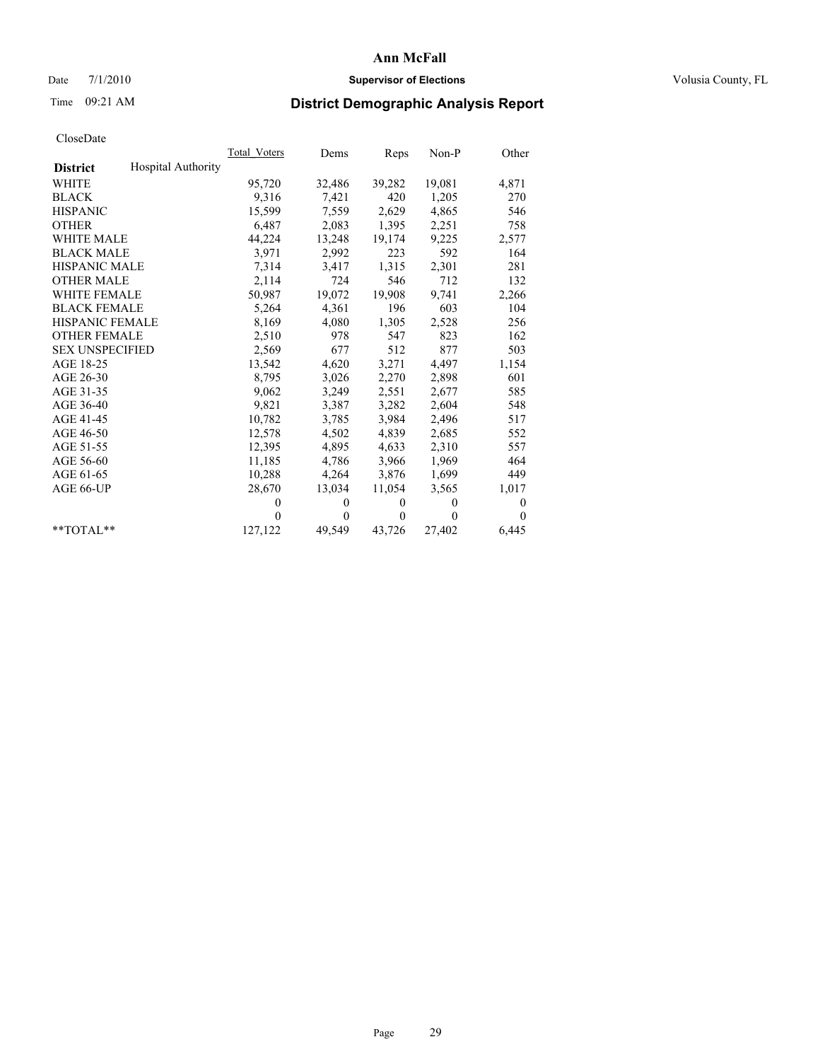# Ann McFall

Date 7/1/2010 **Supervisor of Elections** Volusia County, FL

Time 09:21 AM **District Demographic Analysis Report**

CloseDate

| District | Hospital Authority | Total_Voters | Dems | Reps | Non-P | Other |
|---|---|---|---|---|---|---|
| WHITE | | 95,720 | 32,486 | 39,282 | 19,081 | 4,871 |
| BLACK | | 9,316 | 7,421 | 420 | 1,205 | 270 |
| HISPANIC | | 15,599 | 7,559 | 2,629 | 4,865 | 546 |
| OTHER | | 6,487 | 2,083 | 1,395 | 2,251 | 758 |
| WHITE MALE | | 44,224 | 13,248 | 19,174 | 9,225 | 2,577 |
| BLACK MALE | | 3,971 | 2,992 | 223 | 592 | 164 |
| HISPANIC MALE | | 7,314 | 3,417 | 1,315 | 2,301 | 281 |
| OTHER MALE | | 2,114 | 724 | 546 | 712 | 132 |
| WHITE FEMALE | | 50,987 | 19,072 | 19,908 | 9,741 | 2,266 |
| BLACK FEMALE | | 5,264 | 4,361 | 196 | 603 | 104 |
| HISPANIC FEMALE | | 8,169 | 4,080 | 1,305 | 2,528 | 256 |
| OTHER FEMALE | | 2,510 | 978 | 547 | 823 | 162 |
| SEX UNSPECIFIED | | 2,569 | 677 | 512 | 877 | 503 |
| AGE 18-25 | | 13,542 | 4,620 | 3,271 | 4,497 | 1,154 |
| AGE 26-30 | | 8,795 | 3,026 | 2,270 | 2,898 | 601 |
| AGE 31-35 | | 9,062 | 3,249 | 2,551 | 2,677 | 585 |
| AGE 36-40 | | 9,821 | 3,387 | 3,282 | 2,604 | 548 |
| AGE 41-45 | | 10,782 | 3,785 | 3,984 | 2,496 | 517 |
| AGE 46-50 | | 12,578 | 4,502 | 4,839 | 2,685 | 552 |
| AGE 51-55 | | 12,395 | 4,895 | 4,633 | 2,310 | 557 |
| AGE 56-60 | | 11,185 | 4,786 | 3,966 | 1,969 | 464 |
| AGE 61-65 | | 10,288 | 4,264 | 3,876 | 1,699 | 449 |
| AGE 66-UP | | 28,670 | 13,034 | 11,054 | 3,565 | 1,017 |
| | | 0 | 0 | 0 | 0 | 0 |
| | | 0 | 0 | 0 | 0 | 0 |
| **TOTAL** | | 127,122 | 49,549 | 43,726 | 27,402 | 6,445 |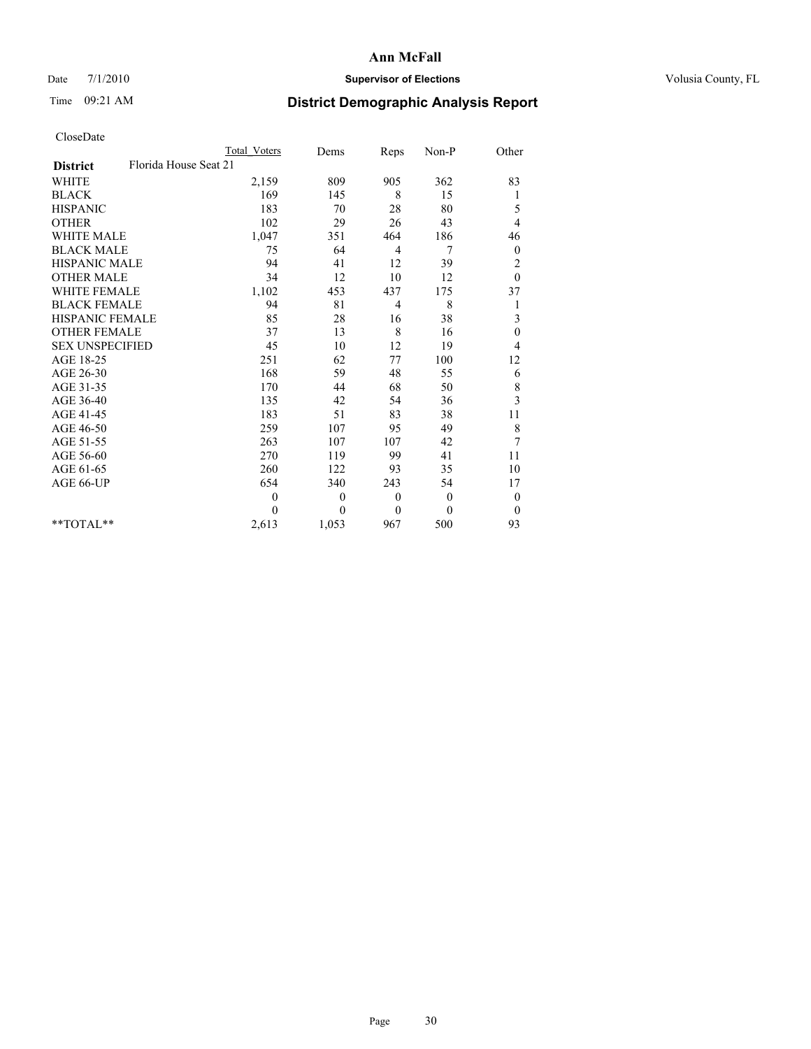# Ann McFall

Date 7/1/2010 **Supervisor of Elections** Volusia County, FL

Time 09:21 AM **District Demographic Analysis Report**

CloseDate

| | Total Voters | Dems | Reps | Non-P | Other |
|---|---|---|---|---|---|
| **District** Florida House Seat 21 | | | | | |
| WHITE | 2,159 | 809 | 905 | 362 | 83 |
| BLACK | 169 | 145 | 8 | 15 | 1 |
| HISPANIC | 183 | 70 | 28 | 80 | 5 |
| OTHER | 102 | 29 | 26 | 43 | 4 |
| WHITE MALE | 1,047 | 351 | 464 | 186 | 46 |
| BLACK MALE | 75 | 64 | 4 | 7 | 0 |
| HISPANIC MALE | 94 | 41 | 12 | 39 | 2 |
| OTHER MALE | 34 | 12 | 10 | 12 | 0 |
| WHITE FEMALE | 1,102 | 453 | 437 | 175 | 37 |
| BLACK FEMALE | 94 | 81 | 4 | 8 | 1 |
| HISPANIC FEMALE | 85 | 28 | 16 | 38 | 3 |
| OTHER FEMALE | 37 | 13 | 8 | 16 | 0 |
| SEX UNSPECIFIED | 45 | 10 | 12 | 19 | 4 |
| AGE 18-25 | 251 | 62 | 77 | 100 | 12 |
| AGE 26-30 | 168 | 59 | 48 | 55 | 6 |
| AGE 31-35 | 170 | 44 | 68 | 50 | 8 |
| AGE 36-40 | 135 | 42 | 54 | 36 | 3 |
| AGE 41-45 | 183 | 51 | 83 | 38 | 11 |
| AGE 46-50 | 259 | 107 | 95 | 49 | 8 |
| AGE 51-55 | 263 | 107 | 107 | 42 | 7 |
| AGE 56-60 | 270 | 119 | 99 | 41 | 11 |
| AGE 61-65 | 260 | 122 | 93 | 35 | 10 |
| AGE 66-UP | 654 | 340 | 243 | 54 | 17 |
| | 0 | 0 | 0 | 0 | 0 |
| | 0 | 0 | 0 | 0 | 0 |
| **TOTAL** | 2,613 | 1,053 | 967 | 500 | 93 |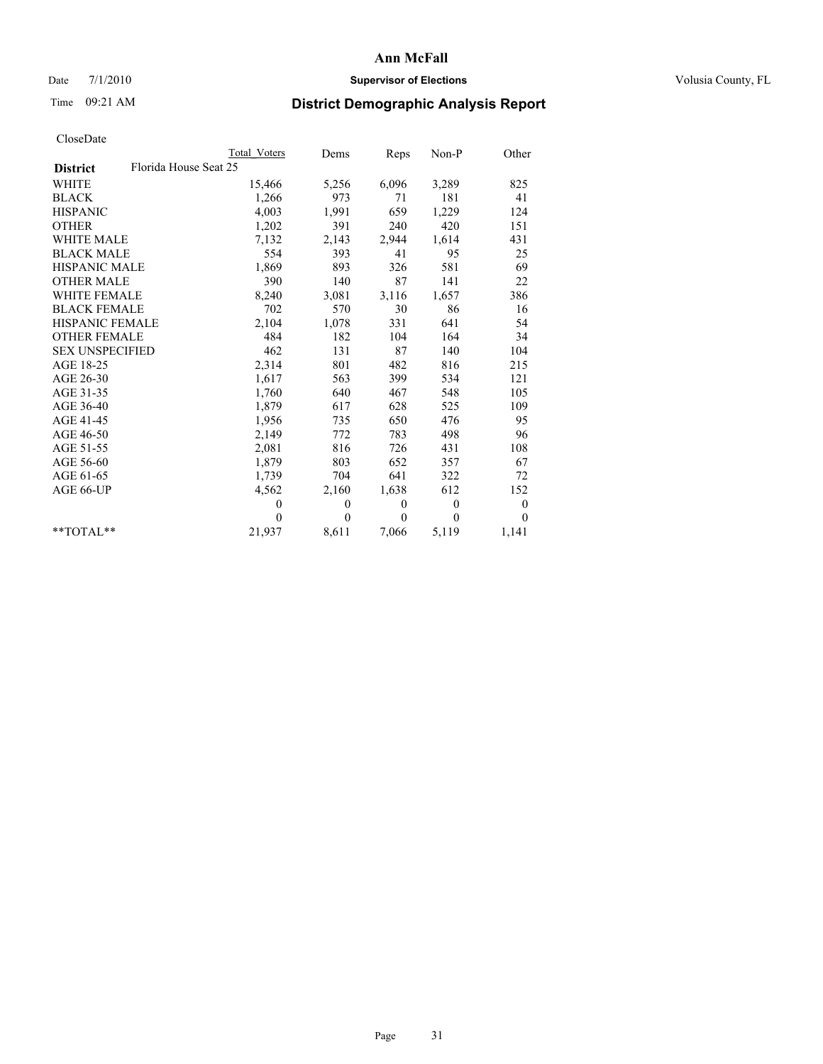**Ann McFall**

Date 7/1/2010 **Supervisor of Elections** Volusia County, FL

Time 09:21 AM **District Demographic Analysis Report**

CloseDate

| | Total Voters | Dems | Reps | Non-P | Other |
|---|---|---|---|---|---|
| **District** Florida House Seat 25 | | | | | |
| WHITE | 15,466 | 5,256 | 6,096 | 3,289 | 825 |
| BLACK | 1,266 | 973 | 71 | 181 | 41 |
| HISPANIC | 4,003 | 1,991 | 659 | 1,229 | 124 |
| OTHER | 1,202 | 391 | 240 | 420 | 151 |
| WHITE MALE | 7,132 | 2,143 | 2,944 | 1,614 | 431 |
| BLACK MALE | 554 | 393 | 41 | 95 | 25 |
| HISPANIC MALE | 1,869 | 893 | 326 | 581 | 69 |
| OTHER MALE | 390 | 140 | 87 | 141 | 22 |
| WHITE FEMALE | 8,240 | 3,081 | 3,116 | 1,657 | 386 |
| BLACK FEMALE | 702 | 570 | 30 | 86 | 16 |
| HISPANIC FEMALE | 2,104 | 1,078 | 331 | 641 | 54 |
| OTHER FEMALE | 484 | 182 | 104 | 164 | 34 |
| SEX UNSPECIFIED | 462 | 131 | 87 | 140 | 104 |
| AGE 18-25 | 2,314 | 801 | 482 | 816 | 215 |
| AGE 26-30 | 1,617 | 563 | 399 | 534 | 121 |
| AGE 31-35 | 1,760 | 640 | 467 | 548 | 105 |
| AGE 36-40 | 1,879 | 617 | 628 | 525 | 109 |
| AGE 41-45 | 1,956 | 735 | 650 | 476 | 95 |
| AGE 46-50 | 2,149 | 772 | 783 | 498 | 96 |
| AGE 51-55 | 2,081 | 816 | 726 | 431 | 108 |
| AGE 56-60 | 1,879 | 803 | 652 | 357 | 67 |
| AGE 61-65 | 1,739 | 704 | 641 | 322 | 72 |
| AGE 66-UP | 4,562 | 2,160 | 1,638 | 612 | 152 |
| | 0 | 0 | 0 | 0 | 0 |
| | 0 | 0 | 0 | 0 | 0 |
| **TOTAL** | 21,937 | 8,611 | 7,066 | 5,119 | 1,141 |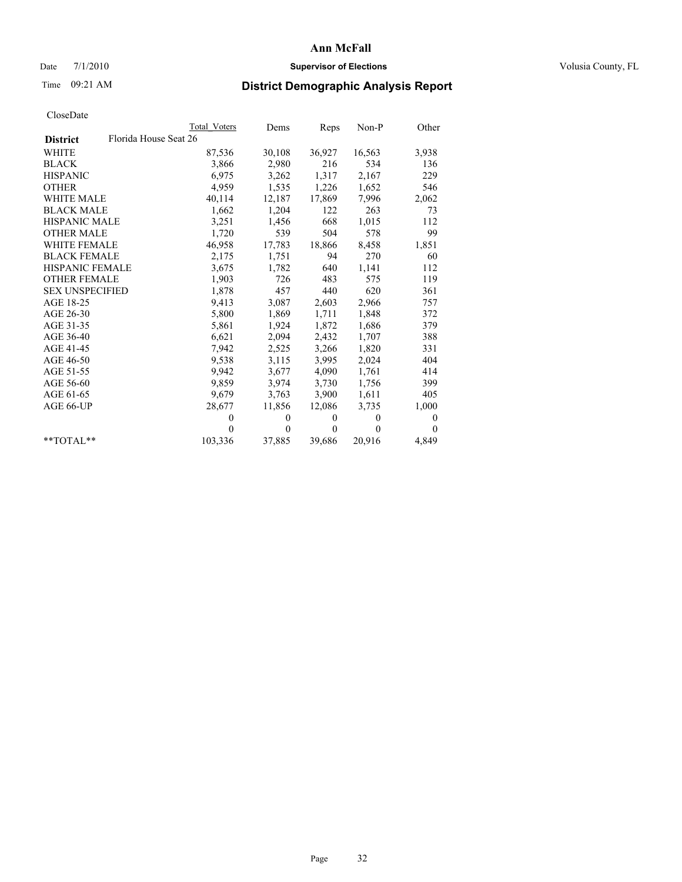# Ann McFall

Date 7/1/2010 **Supervisor of Elections** Volusia County, FL

Time 09:21 AM **District Demographic Analysis Report**

CloseDate

| | Total Voters | Dems | Reps | Non-P | Other |
|---|---|---|---|---|---|
| **District** Florida House Seat 26 | | | | | |
| WHITE | 87,536 | 30,108 | 36,927 | 16,563 | 3,938 |
| BLACK | 3,866 | 2,980 | 216 | 534 | 136 |
| HISPANIC | 6,975 | 3,262 | 1,317 | 2,167 | 229 |
| OTHER | 4,959 | 1,535 | 1,226 | 1,652 | 546 |
| WHITE MALE | 40,114 | 12,187 | 17,869 | 7,996 | 2,062 |
| BLACK MALE | 1,662 | 1,204 | 122 | 263 | 73 |
| HISPANIC MALE | 3,251 | 1,456 | 668 | 1,015 | 112 |
| OTHER MALE | 1,720 | 539 | 504 | 578 | 99 |
| WHITE FEMALE | 46,958 | 17,783 | 18,866 | 8,458 | 1,851 |
| BLACK FEMALE | 2,175 | 1,751 | 94 | 270 | 60 |
| HISPANIC FEMALE | 3,675 | 1,782 | 640 | 1,141 | 112 |
| OTHER FEMALE | 1,903 | 726 | 483 | 575 | 119 |
| SEX UNSPECIFIED | 1,878 | 457 | 440 | 620 | 361 |
| AGE 18-25 | 9,413 | 3,087 | 2,603 | 2,966 | 757 |
| AGE 26-30 | 5,800 | 1,869 | 1,711 | 1,848 | 372 |
| AGE 31-35 | 5,861 | 1,924 | 1,872 | 1,686 | 379 |
| AGE 36-40 | 6,621 | 2,094 | 2,432 | 1,707 | 388 |
| AGE 41-45 | 7,942 | 2,525 | 3,266 | 1,820 | 331 |
| AGE 46-50 | 9,538 | 3,115 | 3,995 | 2,024 | 404 |
| AGE 51-55 | 9,942 | 3,677 | 4,090 | 1,761 | 414 |
| AGE 56-60 | 9,859 | 3,974 | 3,730 | 1,756 | 399 |
| AGE 61-65 | 9,679 | 3,763 | 3,900 | 1,611 | 405 |
| AGE 66-UP | 28,677 | 11,856 | 12,086 | 3,735 | 1,000 |
| | 0 | 0 | 0 | 0 | 0 |
| | 0 | 0 | 0 | 0 | 0 |
| **TOTAL** | 103,336 | 37,885 | 39,686 | 20,916 | 4,849 |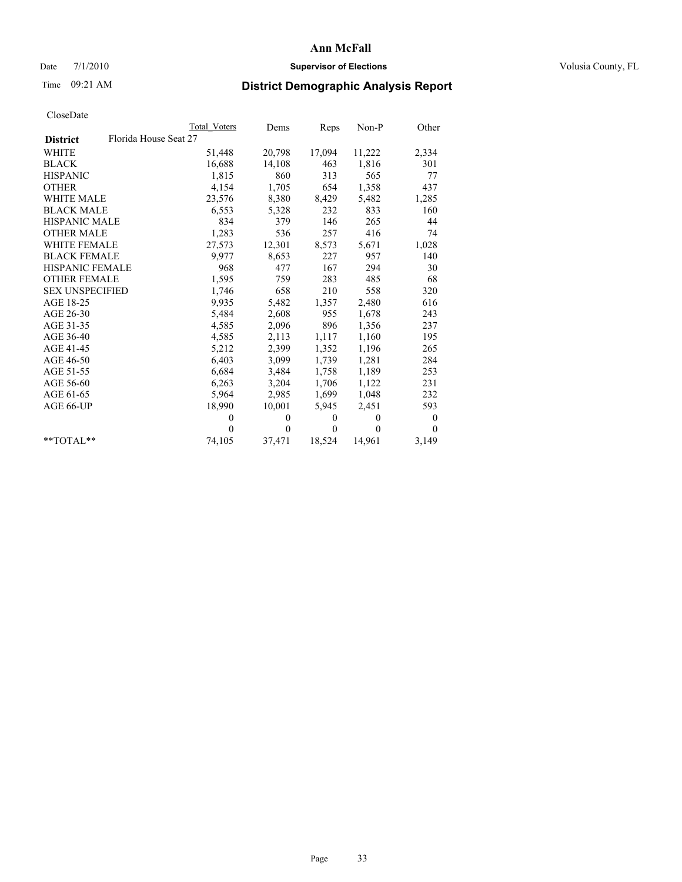**Ann McFall**

Date 7/1/2010 **Supervisor of Elections** Volusia County, FL

Time 09:21 AM

# District Demographic Analysis Report

CloseDate

| | Total Voters | Dems | Reps | Non-P | Other |
|---|---|---|---|---|---|
| **District** Florida House Seat 27 | | | | | |
| WHITE | 51,448 | 20,798 | 17,094 | 11,222 | 2,334 |
| BLACK | 16,688 | 14,108 | 463 | 1,816 | 301 |
| HISPANIC | 1,815 | 860 | 313 | 565 | 77 |
| OTHER | 4,154 | 1,705 | 654 | 1,358 | 437 |
| WHITE MALE | 23,576 | 8,380 | 8,429 | 5,482 | 1,285 |
| BLACK MALE | 6,553 | 5,328 | 232 | 833 | 160 |
| HISPANIC MALE | 834 | 379 | 146 | 265 | 44 |
| OTHER MALE | 1,283 | 536 | 257 | 416 | 74 |
| WHITE FEMALE | 27,573 | 12,301 | 8,573 | 5,671 | 1,028 |
| BLACK FEMALE | 9,977 | 8,653 | 227 | 957 | 140 |
| HISPANIC FEMALE | 968 | 477 | 167 | 294 | 30 |
| OTHER FEMALE | 1,595 | 759 | 283 | 485 | 68 |
| SEX UNSPECIFIED | 1,746 | 658 | 210 | 558 | 320 |
| AGE 18-25 | 9,935 | 5,482 | 1,357 | 2,480 | 616 |
| AGE 26-30 | 5,484 | 2,608 | 955 | 1,678 | 243 |
| AGE 31-35 | 4,585 | 2,096 | 896 | 1,356 | 237 |
| AGE 36-40 | 4,585 | 2,113 | 1,117 | 1,160 | 195 |
| AGE 41-45 | 5,212 | 2,399 | 1,352 | 1,196 | 265 |
| AGE 46-50 | 6,403 | 3,099 | 1,739 | 1,281 | 284 |
| AGE 51-55 | 6,684 | 3,484 | 1,758 | 1,189 | 253 |
| AGE 56-60 | 6,263 | 3,204 | 1,706 | 1,122 | 231 |
| AGE 61-65 | 5,964 | 2,985 | 1,699 | 1,048 | 232 |
| AGE 66-UP | 18,990 | 10,001 | 5,945 | 2,451 | 593 |
| | 0 | 0 | 0 | 0 | 0 |
| | 0 | 0 | 0 | 0 | 0 |
| **TOTAL** | 74,105 | 37,471 | 18,524 | 14,961 | 3,149 |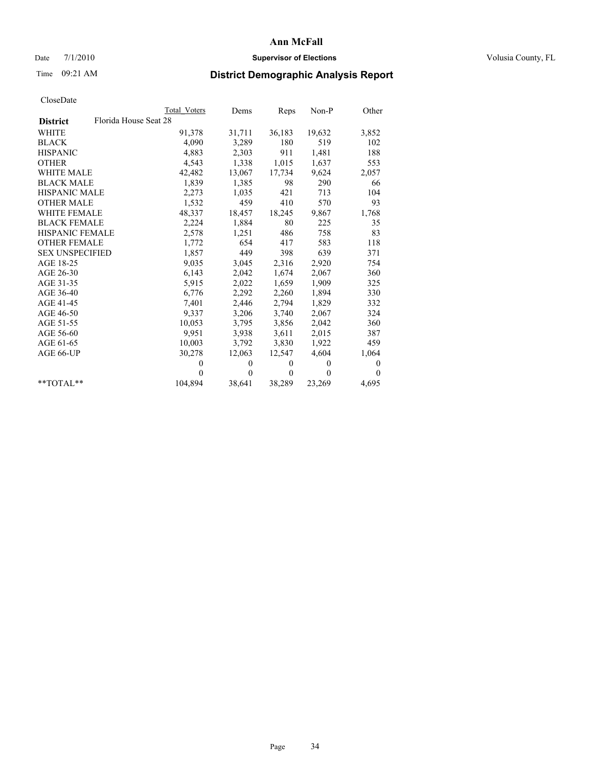# Ann McFall

Date 7/1/2010 **Supervisor of Elections** Volusia County, FL

Time 09:21 AM

## District Demographic Analysis Report

CloseDate

| | Total Voters | Dems | Reps | Non-P | Other |
|---|---|---|---|---|---|
| **District** Florida House Seat 28 | | | | | |
| WHITE | 91,378 | 31,711 | 36,183 | 19,632 | 3,852 |
| BLACK | 4,090 | 3,289 | 180 | 519 | 102 |
| HISPANIC | 4,883 | 2,303 | 911 | 1,481 | 188 |
| OTHER | 4,543 | 1,338 | 1,015 | 1,637 | 553 |
| WHITE MALE | 42,482 | 13,067 | 17,734 | 9,624 | 2,057 |
| BLACK MALE | 1,839 | 1,385 | 98 | 290 | 66 |
| HISPANIC MALE | 2,273 | 1,035 | 421 | 713 | 104 |
| OTHER MALE | 1,532 | 459 | 410 | 570 | 93 |
| WHITE FEMALE | 48,337 | 18,457 | 18,245 | 9,867 | 1,768 |
| BLACK FEMALE | 2,224 | 1,884 | 80 | 225 | 35 |
| HISPANIC FEMALE | 2,578 | 1,251 | 486 | 758 | 83 |
| OTHER FEMALE | 1,772 | 654 | 417 | 583 | 118 |
| SEX UNSPECIFIED | 1,857 | 449 | 398 | 639 | 371 |
| AGE 18-25 | 9,035 | 3,045 | 2,316 | 2,920 | 754 |
| AGE 26-30 | 6,143 | 2,042 | 1,674 | 2,067 | 360 |
| AGE 31-35 | 5,915 | 2,022 | 1,659 | 1,909 | 325 |
| AGE 36-40 | 6,776 | 2,292 | 2,260 | 1,894 | 330 |
| AGE 41-45 | 7,401 | 2,446 | 2,794 | 1,829 | 332 |
| AGE 46-50 | 9,337 | 3,206 | 3,740 | 2,067 | 324 |
| AGE 51-55 | 10,053 | 3,795 | 3,856 | 2,042 | 360 |
| AGE 56-60 | 9,951 | 3,938 | 3,611 | 2,015 | 387 |
| AGE 61-65 | 10,003 | 3,792 | 3,830 | 1,922 | 459 |
| AGE 66-UP | 30,278 | 12,063 | 12,547 | 4,604 | 1,064 |
| | 0 | 0 | 0 | 0 | 0 |
| | 0 | 0 | 0 | 0 | 0 |
| **TOTAL** | 104,894 | 38,641 | 38,289 | 23,269 | 4,695 |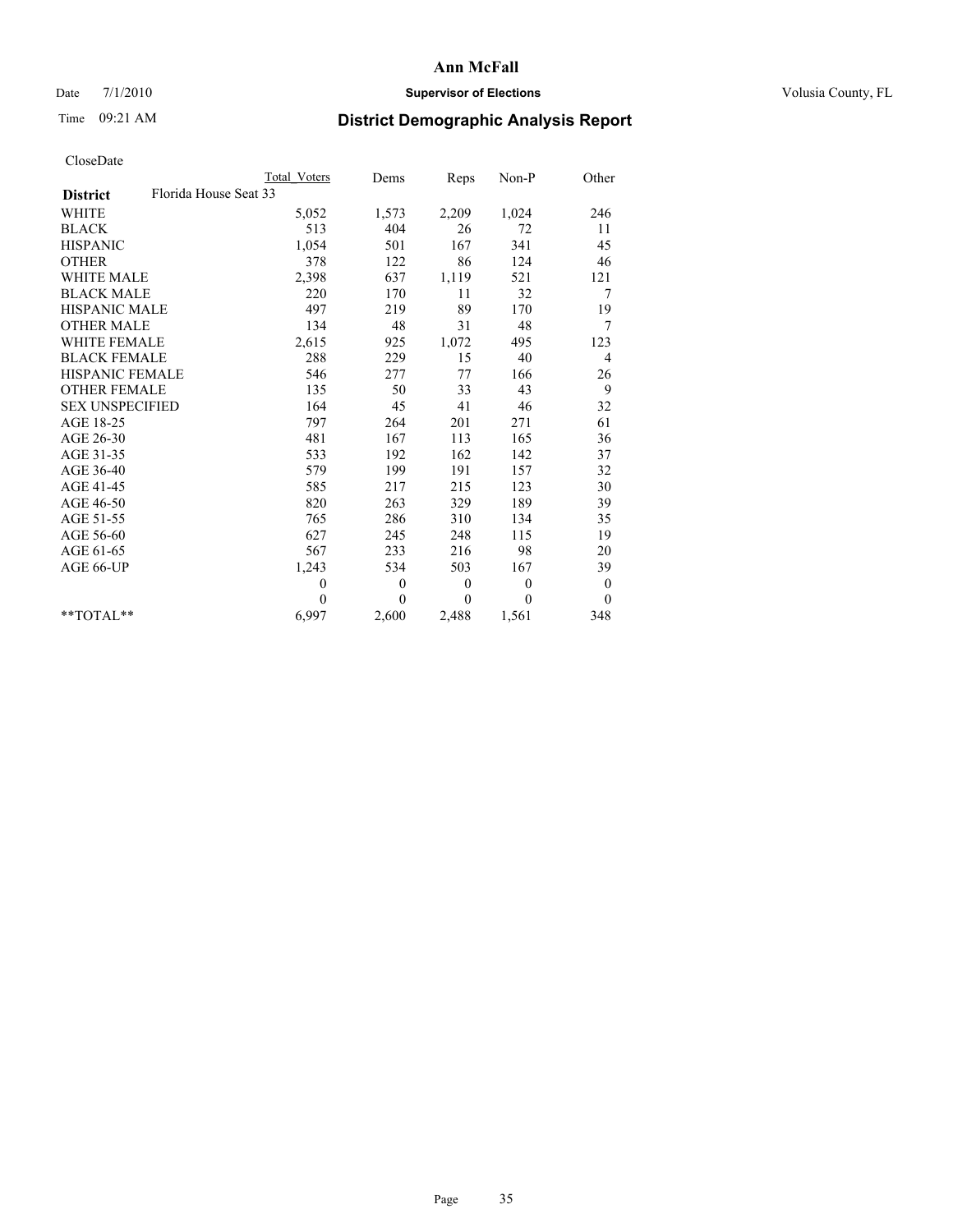# Ann McFall

Date 7/1/2010 **Supervisor of Elections** Volusia County, FL

Time 09:21 AM **District Demographic Analysis Report**

CloseDate

| | Total Voters | Dems | Reps | Non-P | Other |
|---|---|---|---|---|---|
| **District** Florida House Seat 33 | | | | | |
| WHITE | 5,052 | 1,573 | 2,209 | 1,024 | 246 |
| BLACK | 513 | 404 | 26 | 72 | 11 |
| HISPANIC | 1,054 | 501 | 167 | 341 | 45 |
| OTHER | 378 | 122 | 86 | 124 | 46 |
| WHITE MALE | 2,398 | 637 | 1,119 | 521 | 121 |
| BLACK MALE | 220 | 170 | 11 | 32 | 7 |
| HISPANIC MALE | 497 | 219 | 89 | 170 | 19 |
| OTHER MALE | 134 | 48 | 31 | 48 | 7 |
| WHITE FEMALE | 2,615 | 925 | 1,072 | 495 | 123 |
| BLACK FEMALE | 288 | 229 | 15 | 40 | 4 |
| HISPANIC FEMALE | 546 | 277 | 77 | 166 | 26 |
| OTHER FEMALE | 135 | 50 | 33 | 43 | 9 |
| SEX UNSPECIFIED | 164 | 45 | 41 | 46 | 32 |
| AGE 18-25 | 797 | 264 | 201 | 271 | 61 |
| AGE 26-30 | 481 | 167 | 113 | 165 | 36 |
| AGE 31-35 | 533 | 192 | 162 | 142 | 37 |
| AGE 36-40 | 579 | 199 | 191 | 157 | 32 |
| AGE 41-45 | 585 | 217 | 215 | 123 | 30 |
| AGE 46-50 | 820 | 263 | 329 | 189 | 39 |
| AGE 51-55 | 765 | 286 | 310 | 134 | 35 |
| AGE 56-60 | 627 | 245 | 248 | 115 | 19 |
| AGE 61-65 | 567 | 233 | 216 | 98 | 20 |
| AGE 66-UP | 1,243 | 534 | 503 | 167 | 39 |
| | 0 | 0 | 0 | 0 | 0 |
| | 0 | 0 | 0 | 0 | 0 |
| **TOTAL** | 6,997 | 2,600 | 2,488 | 1,561 | 348 |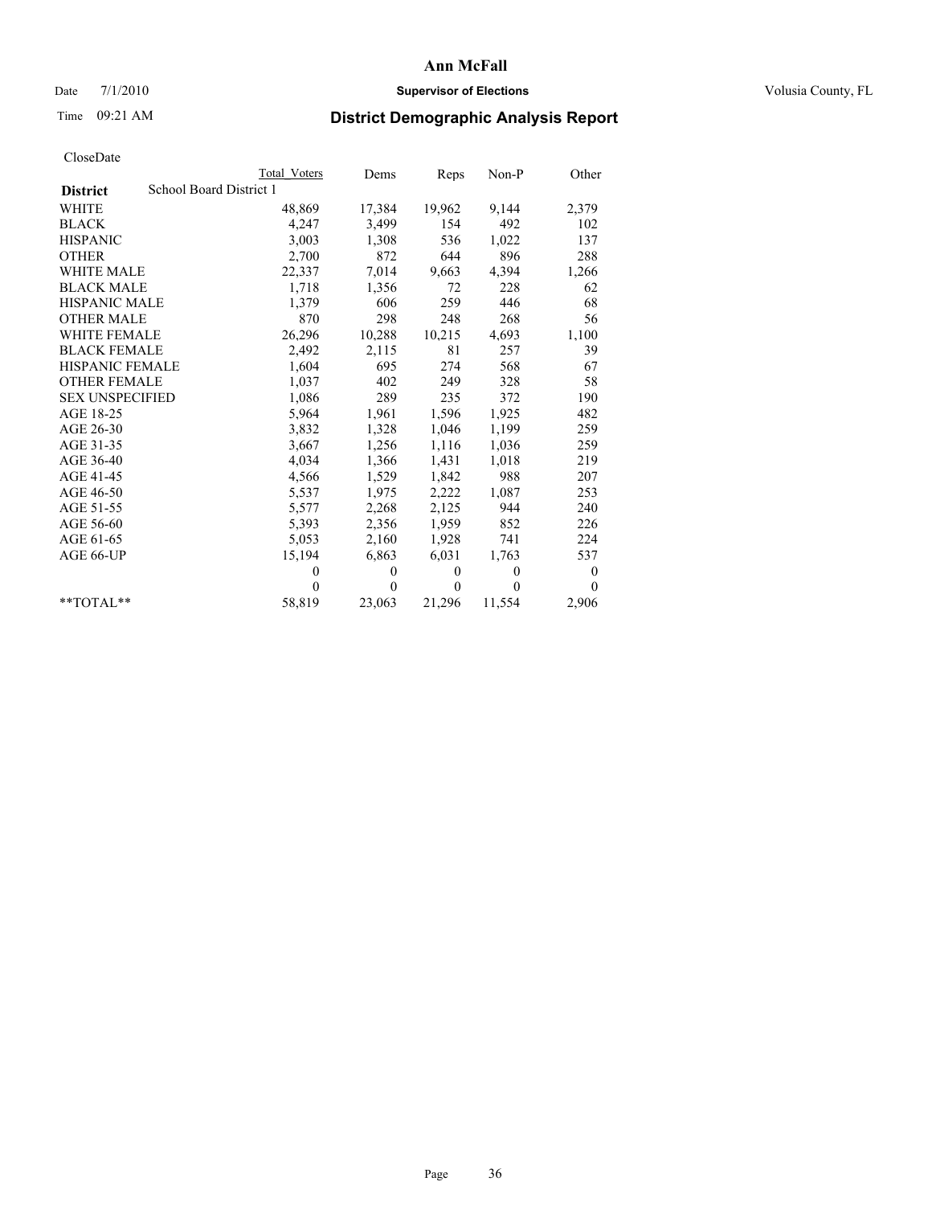# Ann McFall

Date 7/1/2010 **Supervisor of Elections** Volusia County, FL

Time 09:21 AM **District Demographic Analysis Report**

CloseDate

| | Total Voters | Dems | Reps | Non-P | Other |
|---|---|---|---|---|---|
| **District** School Board District 1 | | | | | |
| WHITE | 48,869 | 17,384 | 19,962 | 9,144 | 2,379 |
| BLACK | 4,247 | 3,499 | 154 | 492 | 102 |
| HISPANIC | 3,003 | 1,308 | 536 | 1,022 | 137 |
| OTHER | 2,700 | 872 | 644 | 896 | 288 |
| WHITE MALE | 22,337 | 7,014 | 9,663 | 4,394 | 1,266 |
| BLACK MALE | 1,718 | 1,356 | 72 | 228 | 62 |
| HISPANIC MALE | 1,379 | 606 | 259 | 446 | 68 |
| OTHER MALE | 870 | 298 | 248 | 268 | 56 |
| WHITE FEMALE | 26,296 | 10,288 | 10,215 | 4,693 | 1,100 |
| BLACK FEMALE | 2,492 | 2,115 | 81 | 257 | 39 |
| HISPANIC FEMALE | 1,604 | 695 | 274 | 568 | 67 |
| OTHER FEMALE | 1,037 | 402 | 249 | 328 | 58 |
| SEX UNSPECIFIED | 1,086 | 289 | 235 | 372 | 190 |
| AGE 18-25 | 5,964 | 1,961 | 1,596 | 1,925 | 482 |
| AGE 26-30 | 3,832 | 1,328 | 1,046 | 1,199 | 259 |
| AGE 31-35 | 3,667 | 1,256 | 1,116 | 1,036 | 259 |
| AGE 36-40 | 4,034 | 1,366 | 1,431 | 1,018 | 219 |
| AGE 41-45 | 4,566 | 1,529 | 1,842 | 988 | 207 |
| AGE 46-50 | 5,537 | 1,975 | 2,222 | 1,087 | 253 |
| AGE 51-55 | 5,577 | 2,268 | 2,125 | 944 | 240 |
| AGE 56-60 | 5,393 | 2,356 | 1,959 | 852 | 226 |
| AGE 61-65 | 5,053 | 2,160 | 1,928 | 741 | 224 |
| AGE 66-UP | 15,194 | 6,863 | 6,031 | 1,763 | 537 |
| | 0 | 0 | 0 | 0 | 0 |
| | 0 | 0 | 0 | 0 | 0 |
| **TOTAL** | 58,819 | 23,063 | 21,296 | 11,554 | 2,906 |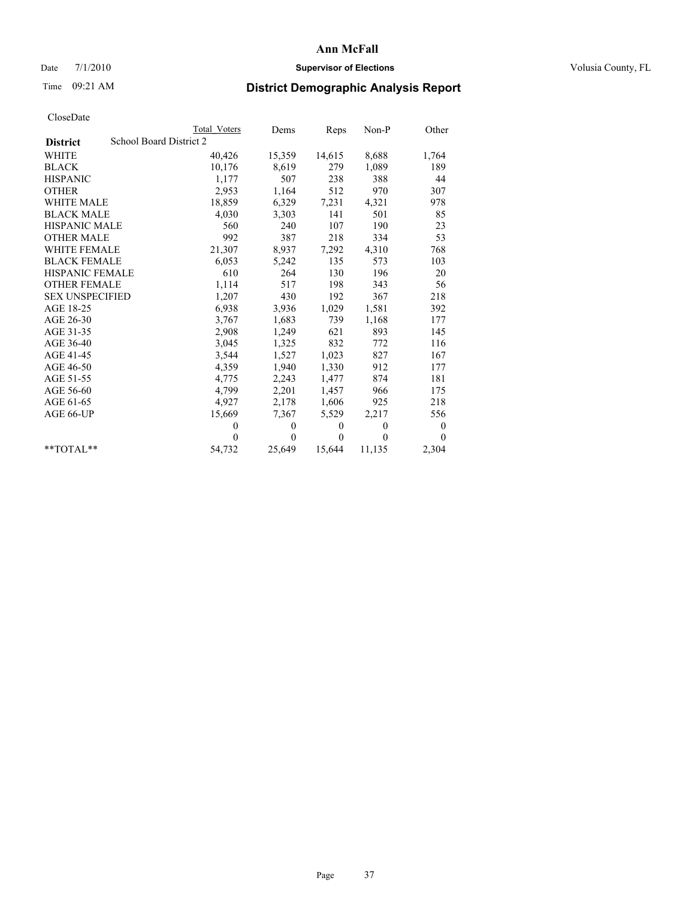# Ann McFall

Date 7/1/2010 **Supervisor of Elections** Volusia County, FL

Time 09:21 AM **District Demographic Analysis Report**

CloseDate

| **District** School Board District 2 | Total Voters | Dems | Reps | Non-P | Other |
|---|---|---|---|---|---|
| WHITE | 40,426 | 15,359 | 14,615 | 8,688 | 1,764 |
| BLACK | 10,176 | 8,619 | 279 | 1,089 | 189 |
| HISPANIC | 1,177 | 507 | 238 | 388 | 44 |
| OTHER | 2,953 | 1,164 | 512 | 970 | 307 |
| WHITE MALE | 18,859 | 6,329 | 7,231 | 4,321 | 978 |
| BLACK MALE | 4,030 | 3,303 | 141 | 501 | 85 |
| HISPANIC MALE | 560 | 240 | 107 | 190 | 23 |
| OTHER MALE | 992 | 387 | 218 | 334 | 53 |
| WHITE FEMALE | 21,307 | 8,937 | 7,292 | 4,310 | 768 |
| BLACK FEMALE | 6,053 | 5,242 | 135 | 573 | 103 |
| HISPANIC FEMALE | 610 | 264 | 130 | 196 | 20 |
| OTHER FEMALE | 1,114 | 517 | 198 | 343 | 56 |
| SEX UNSPECIFIED | 1,207 | 430 | 192 | 367 | 218 |
| AGE 18-25 | 6,938 | 3,936 | 1,029 | 1,581 | 392 |
| AGE 26-30 | 3,767 | 1,683 | 739 | 1,168 | 177 |
| AGE 31-35 | 2,908 | 1,249 | 621 | 893 | 145 |
| AGE 36-40 | 3,045 | 1,325 | 832 | 772 | 116 |
| AGE 41-45 | 3,544 | 1,527 | 1,023 | 827 | 167 |
| AGE 46-50 | 4,359 | 1,940 | 1,330 | 912 | 177 |
| AGE 51-55 | 4,775 | 2,243 | 1,477 | 874 | 181 |
| AGE 56-60 | 4,799 | 2,201 | 1,457 | 966 | 175 |
| AGE 61-65 | 4,927 | 2,178 | 1,606 | 925 | 218 |
| AGE 66-UP | 15,669 | 7,367 | 5,529 | 2,217 | 556 |
| | 0 | 0 | 0 | 0 | 0 |
| | 0 | 0 | 0 | 0 | 0 |
| **TOTAL** | 54,732 | 25,649 | 15,644 | 11,135 | 2,304 |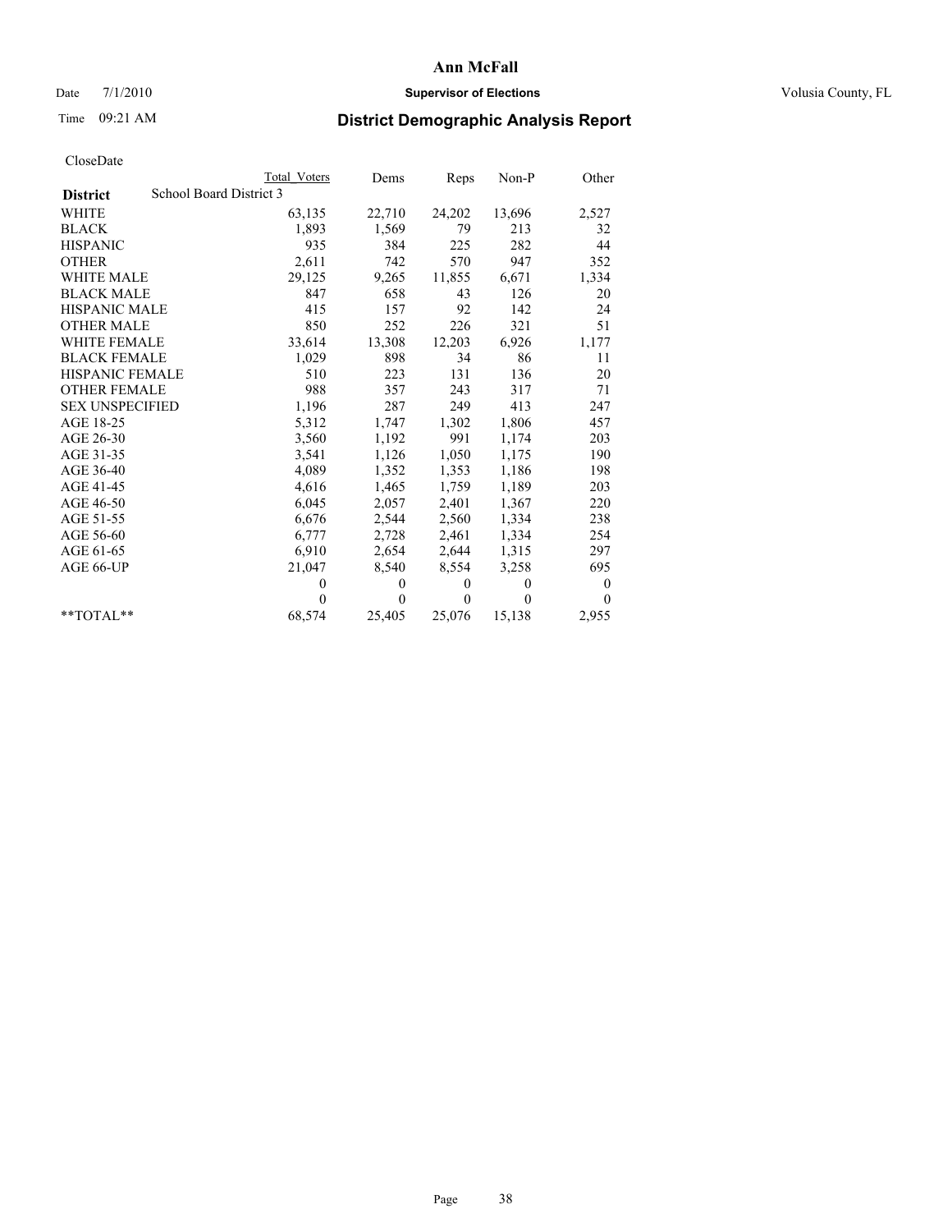# Ann McFall

Date 7/1/2010 **Supervisor of Elections** Volusia County, FL

Time 09:21 AM

## District Demographic Analysis Report

CloseDate

| | Total Voters | Dems | Reps | Non-P | Other |
|---|---|---|---|---|---|
| **District** School Board District 3 | | | | | |
| WHITE | 63,135 | 22,710 | 24,202 | 13,696 | 2,527 |
| BLACK | 1,893 | 1,569 | 79 | 213 | 32 |
| HISPANIC | 935 | 384 | 225 | 282 | 44 |
| OTHER | 2,611 | 742 | 570 | 947 | 352 |
| WHITE MALE | 29,125 | 9,265 | 11,855 | 6,671 | 1,334 |
| BLACK MALE | 847 | 658 | 43 | 126 | 20 |
| HISPANIC MALE | 415 | 157 | 92 | 142 | 24 |
| OTHER MALE | 850 | 252 | 226 | 321 | 51 |
| WHITE FEMALE | 33,614 | 13,308 | 12,203 | 6,926 | 1,177 |
| BLACK FEMALE | 1,029 | 898 | 34 | 86 | 11 |
| HISPANIC FEMALE | 510 | 223 | 131 | 136 | 20 |
| OTHER FEMALE | 988 | 357 | 243 | 317 | 71 |
| SEX UNSPECIFIED | 1,196 | 287 | 249 | 413 | 247 |
| AGE 18-25 | 5,312 | 1,747 | 1,302 | 1,806 | 457 |
| AGE 26-30 | 3,560 | 1,192 | 991 | 1,174 | 203 |
| AGE 31-35 | 3,541 | 1,126 | 1,050 | 1,175 | 190 |
| AGE 36-40 | 4,089 | 1,352 | 1,353 | 1,186 | 198 |
| AGE 41-45 | 4,616 | 1,465 | 1,759 | 1,189 | 203 |
| AGE 46-50 | 6,045 | 2,057 | 2,401 | 1,367 | 220 |
| AGE 51-55 | 6,676 | 2,544 | 2,560 | 1,334 | 238 |
| AGE 56-60 | 6,777 | 2,728 | 2,461 | 1,334 | 254 |
| AGE 61-65 | 6,910 | 2,654 | 2,644 | 1,315 | 297 |
| AGE 66-UP | 21,047 | 8,540 | 8,554 | 3,258 | 695 |
| | 0 | 0 | 0 | 0 | 0 |
| | 0 | 0 | 0 | 0 | 0 |
| **TOTAL** | 68,574 | 25,405 | 25,076 | 15,138 | 2,955 |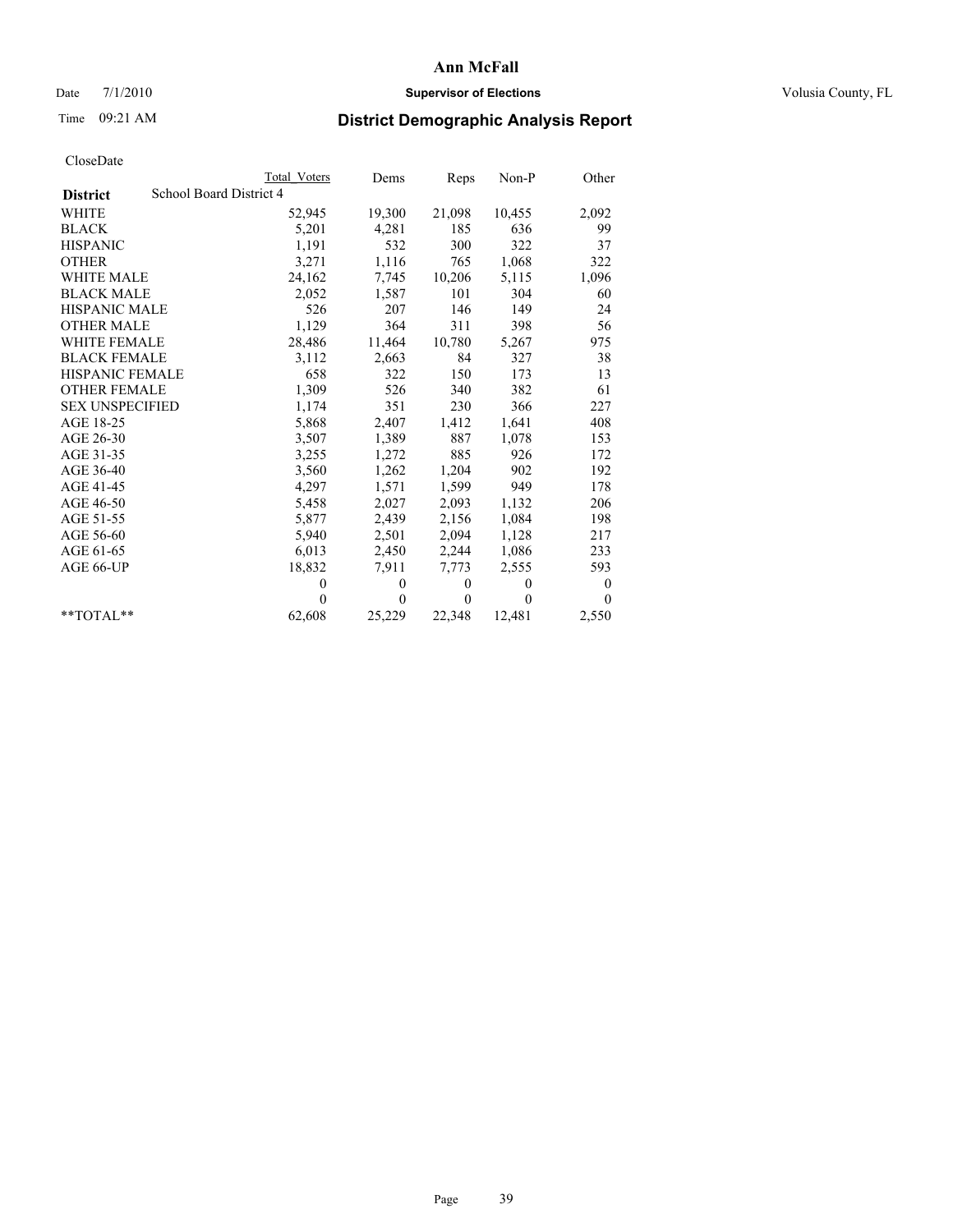# Ann McFall

Date 7/1/2010 **Supervisor of Elections** Volusia County, FL

Time 09:21 AM

## District Demographic Analysis Report

CloseDate

| District | Total Voters | Dems | Reps | Non-P | Other |
|---|---|---|---|---|---|
| **School Board District 4** | | | | | |
| WHITE | 52,945 | 19,300 | 21,098 | 10,455 | 2,092 |
| BLACK | 5,201 | 4,281 | 185 | 636 | 99 |
| HISPANIC | 1,191 | 532 | 300 | 322 | 37 |
| OTHER | 3,271 | 1,116 | 765 | 1,068 | 322 |
| WHITE MALE | 24,162 | 7,745 | 10,206 | 5,115 | 1,096 |
| BLACK MALE | 2,052 | 1,587 | 101 | 304 | 60 |
| HISPANIC MALE | 526 | 207 | 146 | 149 | 24 |
| OTHER MALE | 1,129 | 364 | 311 | 398 | 56 |
| WHITE FEMALE | 28,486 | 11,464 | 10,780 | 5,267 | 975 |
| BLACK FEMALE | 3,112 | 2,663 | 84 | 327 | 38 |
| HISPANIC FEMALE | 658 | 322 | 150 | 173 | 13 |
| OTHER FEMALE | 1,309 | 526 | 340 | 382 | 61 |
| SEX UNSPECIFIED | 1,174 | 351 | 230 | 366 | 227 |
| AGE 18-25 | 5,868 | 2,407 | 1,412 | 1,641 | 408 |
| AGE 26-30 | 3,507 | 1,389 | 887 | 1,078 | 153 |
| AGE 31-35 | 3,255 | 1,272 | 885 | 926 | 172 |
| AGE 36-40 | 3,560 | 1,262 | 1,204 | 902 | 192 |
| AGE 41-45 | 4,297 | 1,571 | 1,599 | 949 | 178 |
| AGE 46-50 | 5,458 | 2,027 | 2,093 | 1,132 | 206 |
| AGE 51-55 | 5,877 | 2,439 | 2,156 | 1,084 | 198 |
| AGE 56-60 | 5,940 | 2,501 | 2,094 | 1,128 | 217 |
| AGE 61-65 | 6,013 | 2,450 | 2,244 | 1,086 | 233 |
| AGE 66-UP | 18,832 | 7,911 | 7,773 | 2,555 | 593 |
| | 0 | 0 | 0 | 0 | 0 |
| | 0 | 0 | 0 | 0 | 0 |
| **TOTAL** | 62,608 | 25,229 | 22,348 | 12,481 | 2,550 |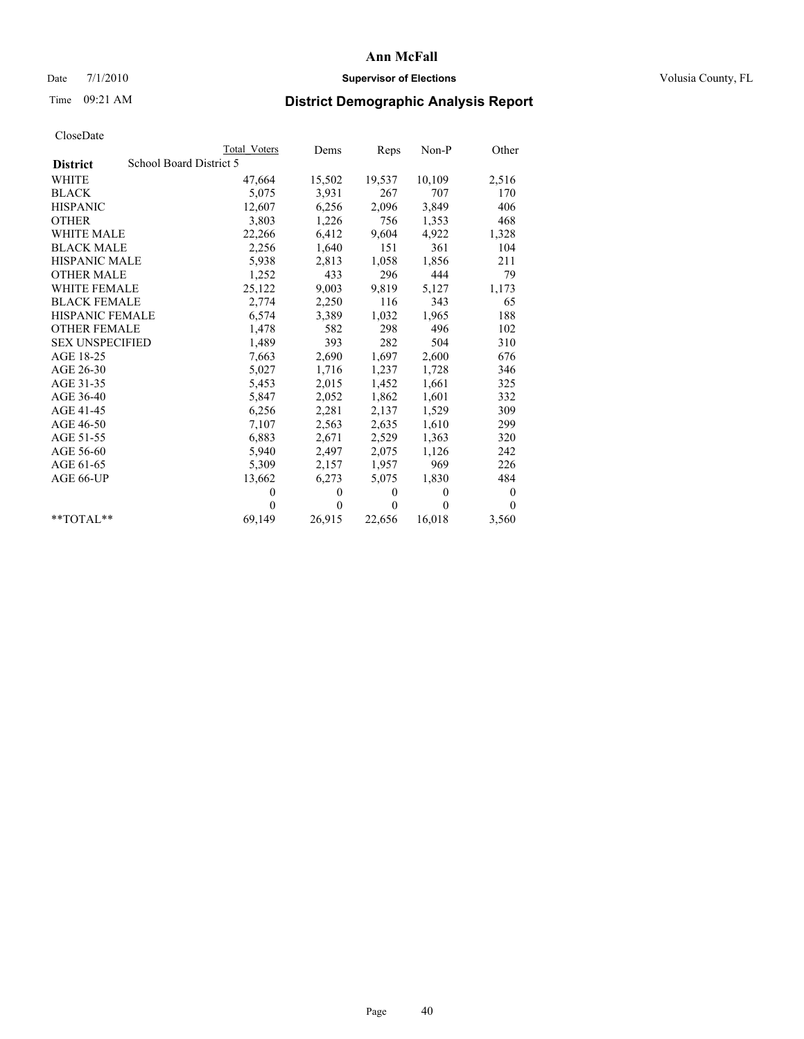# Ann McFall

Date 7/1/2010 **Supervisor of Elections** Volusia County, FL

Time 09:21 AM **District Demographic Analysis Report**

CloseDate

| | Total Voters | Dems | Reps | Non-P | Other |
|---|---|---|---|---|---|
| **District** School Board District 5 | | | | | |
| WHITE | 47,664 | 15,502 | 19,537 | 10,109 | 2,516 |
| BLACK | 5,075 | 3,931 | 267 | 707 | 170 |
| HISPANIC | 12,607 | 6,256 | 2,096 | 3,849 | 406 |
| OTHER | 3,803 | 1,226 | 756 | 1,353 | 468 |
| WHITE MALE | 22,266 | 6,412 | 9,604 | 4,922 | 1,328 |
| BLACK MALE | 2,256 | 1,640 | 151 | 361 | 104 |
| HISPANIC MALE | 5,938 | 2,813 | 1,058 | 1,856 | 211 |
| OTHER MALE | 1,252 | 433 | 296 | 444 | 79 |
| WHITE FEMALE | 25,122 | 9,003 | 9,819 | 5,127 | 1,173 |
| BLACK FEMALE | 2,774 | 2,250 | 116 | 343 | 65 |
| HISPANIC FEMALE | 6,574 | 3,389 | 1,032 | 1,965 | 188 |
| OTHER FEMALE | 1,478 | 582 | 298 | 496 | 102 |
| SEX UNSPECIFIED | 1,489 | 393 | 282 | 504 | 310 |
| AGE 18-25 | 7,663 | 2,690 | 1,697 | 2,600 | 676 |
| AGE 26-30 | 5,027 | 1,716 | 1,237 | 1,728 | 346 |
| AGE 31-35 | 5,453 | 2,015 | 1,452 | 1,661 | 325 |
| AGE 36-40 | 5,847 | 2,052 | 1,862 | 1,601 | 332 |
| AGE 41-45 | 6,256 | 2,281 | 2,137 | 1,529 | 309 |
| AGE 46-50 | 7,107 | 2,563 | 2,635 | 1,610 | 299 |
| AGE 51-55 | 6,883 | 2,671 | 2,529 | 1,363 | 320 |
| AGE 56-60 | 5,940 | 2,497 | 2,075 | 1,126 | 242 |
| AGE 61-65 | 5,309 | 2,157 | 1,957 | 969 | 226 |
| AGE 66-UP | 13,662 | 6,273 | 5,075 | 1,830 | 484 |
| | 0 | 0 | 0 | 0 | 0 |
| | 0 | 0 | 0 | 0 | 0 |
| **TOTAL** | 69,149 | 26,915 | 22,656 | 16,018 | 3,560 |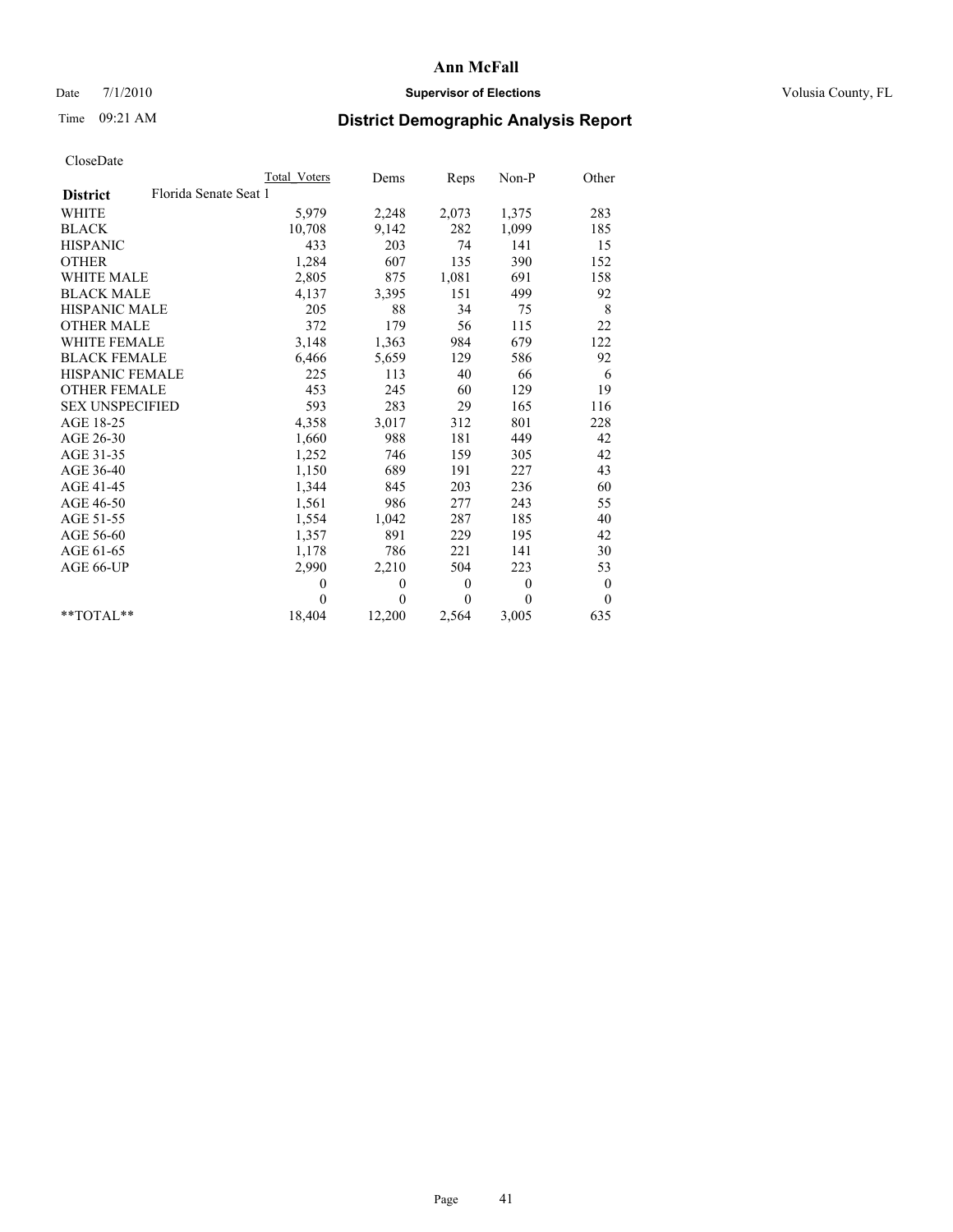# Ann McFall

Date 7/1/2010 **Supervisor of Elections** Volusia County, FL

Time 09:21 AM **District Demographic Analysis Report**

CloseDate

| | Total Voters | Dems | Reps | Non-P | Other |
|---|---|---|---|---|---|
| **District** Florida Senate Seat 1 | | | | | |
| WHITE | 5,979 | 2,248 | 2,073 | 1,375 | 283 |
| BLACK | 10,708 | 9,142 | 282 | 1,099 | 185 |
| HISPANIC | 433 | 203 | 74 | 141 | 15 |
| OTHER | 1,284 | 607 | 135 | 390 | 152 |
| WHITE MALE | 2,805 | 875 | 1,081 | 691 | 158 |
| BLACK MALE | 4,137 | 3,395 | 151 | 499 | 92 |
| HISPANIC MALE | 205 | 88 | 34 | 75 | 8 |
| OTHER MALE | 372 | 179 | 56 | 115 | 22 |
| WHITE FEMALE | 3,148 | 1,363 | 984 | 679 | 122 |
| BLACK FEMALE | 6,466 | 5,659 | 129 | 586 | 92 |
| HISPANIC FEMALE | 225 | 113 | 40 | 66 | 6 |
| OTHER FEMALE | 453 | 245 | 60 | 129 | 19 |
| SEX UNSPECIFIED | 593 | 283 | 29 | 165 | 116 |
| AGE 18-25 | 4,358 | 3,017 | 312 | 801 | 228 |
| AGE 26-30 | 1,660 | 988 | 181 | 449 | 42 |
| AGE 31-35 | 1,252 | 746 | 159 | 305 | 42 |
| AGE 36-40 | 1,150 | 689 | 191 | 227 | 43 |
| AGE 41-45 | 1,344 | 845 | 203 | 236 | 60 |
| AGE 46-50 | 1,561 | 986 | 277 | 243 | 55 |
| AGE 51-55 | 1,554 | 1,042 | 287 | 185 | 40 |
| AGE 56-60 | 1,357 | 891 | 229 | 195 | 42 |
| AGE 61-65 | 1,178 | 786 | 221 | 141 | 30 |
| AGE 66-UP | 2,990 | 2,210 | 504 | 223 | 53 |
| | 0 | 0 | 0 | 0 | 0 |
| | 0 | 0 | 0 | 0 | 0 |
| **TOTAL** | 18,404 | 12,200 | 2,564 | 3,005 | 635 |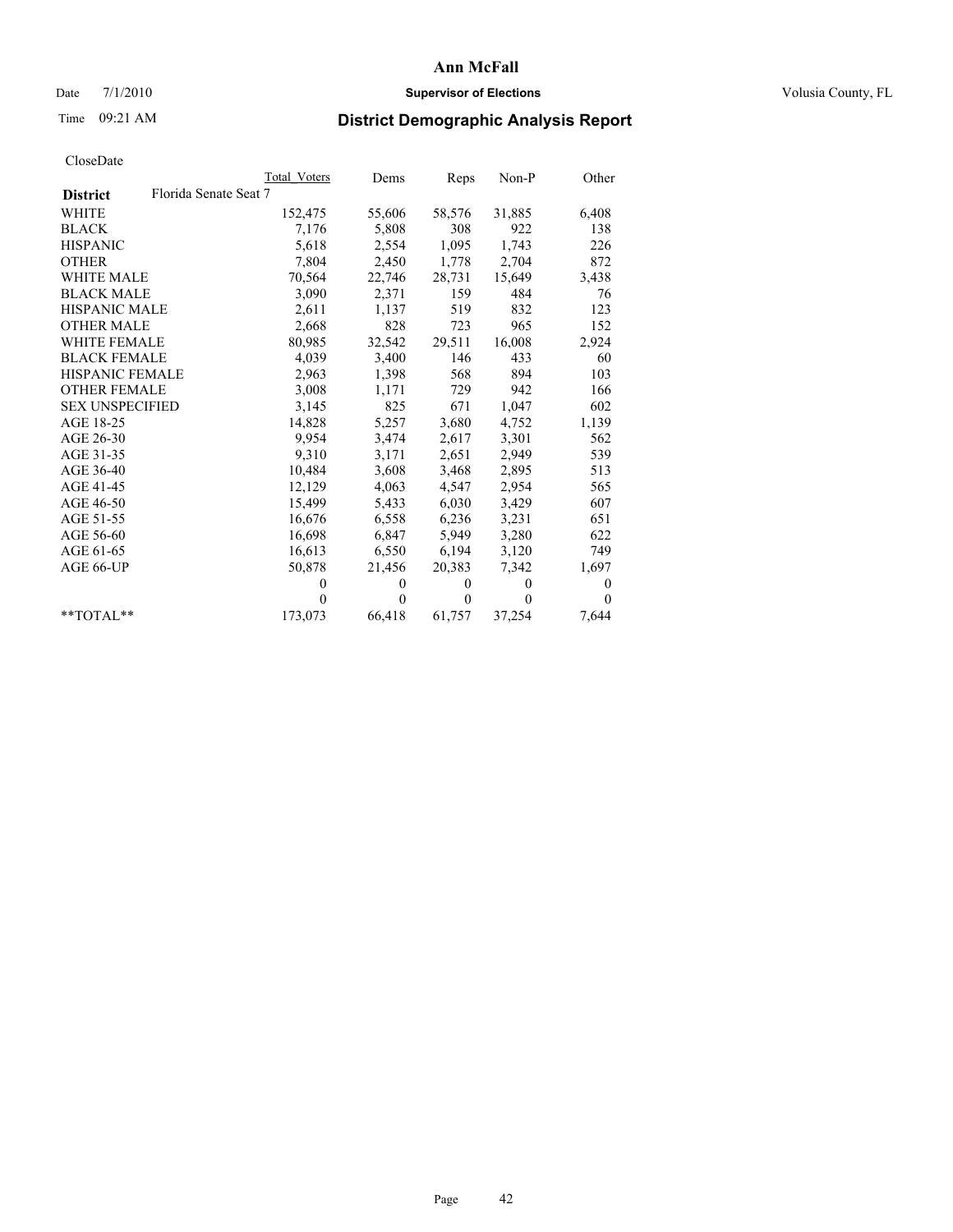# Ann McFall

Date 7/1/2010 **Supervisor of Elections** Volusia County, FL

Time 09:21 AM **District Demographic Analysis Report**

CloseDate

| | Total_Voters | Dems | Reps | Non-P | Other |
|---|---|---|---|---|---|
| **District** Florida Senate Seat 7 | | | | | |
| WHITE | 152,475 | 55,606 | 58,576 | 31,885 | 6,408 |
| BLACK | 7,176 | 5,808 | 308 | 922 | 138 |
| HISPANIC | 5,618 | 2,554 | 1,095 | 1,743 | 226 |
| OTHER | 7,804 | 2,450 | 1,778 | 2,704 | 872 |
| WHITE MALE | 70,564 | 22,746 | 28,731 | 15,649 | 3,438 |
| BLACK MALE | 3,090 | 2,371 | 159 | 484 | 76 |
| HISPANIC MALE | 2,611 | 1,137 | 519 | 832 | 123 |
| OTHER MALE | 2,668 | 828 | 723 | 965 | 152 |
| WHITE FEMALE | 80,985 | 32,542 | 29,511 | 16,008 | 2,924 |
| BLACK FEMALE | 4,039 | 3,400 | 146 | 433 | 60 |
| HISPANIC FEMALE | 2,963 | 1,398 | 568 | 894 | 103 |
| OTHER FEMALE | 3,008 | 1,171 | 729 | 942 | 166 |
| SEX UNSPECIFIED | 3,145 | 825 | 671 | 1,047 | 602 |
| AGE 18-25 | 14,828 | 5,257 | 3,680 | 4,752 | 1,139 |
| AGE 26-30 | 9,954 | 3,474 | 2,617 | 3,301 | 562 |
| AGE 31-35 | 9,310 | 3,171 | 2,651 | 2,949 | 539 |
| AGE 36-40 | 10,484 | 3,608 | 3,468 | 2,895 | 513 |
| AGE 41-45 | 12,129 | 4,063 | 4,547 | 2,954 | 565 |
| AGE 46-50 | 15,499 | 5,433 | 6,030 | 3,429 | 607 |
| AGE 51-55 | 16,676 | 6,558 | 6,236 | 3,231 | 651 |
| AGE 56-60 | 16,698 | 6,847 | 5,949 | 3,280 | 622 |
| AGE 61-65 | 16,613 | 6,550 | 6,194 | 3,120 | 749 |
| AGE 66-UP | 50,878 | 21,456 | 20,383 | 7,342 | 1,697 |
| | 0 | 0 | 0 | 0 | 0 |
| | 0 | 0 | 0 | 0 | 0 |
| **TOTAL** | 173,073 | 66,418 | 61,757 | 37,254 | 7,644 |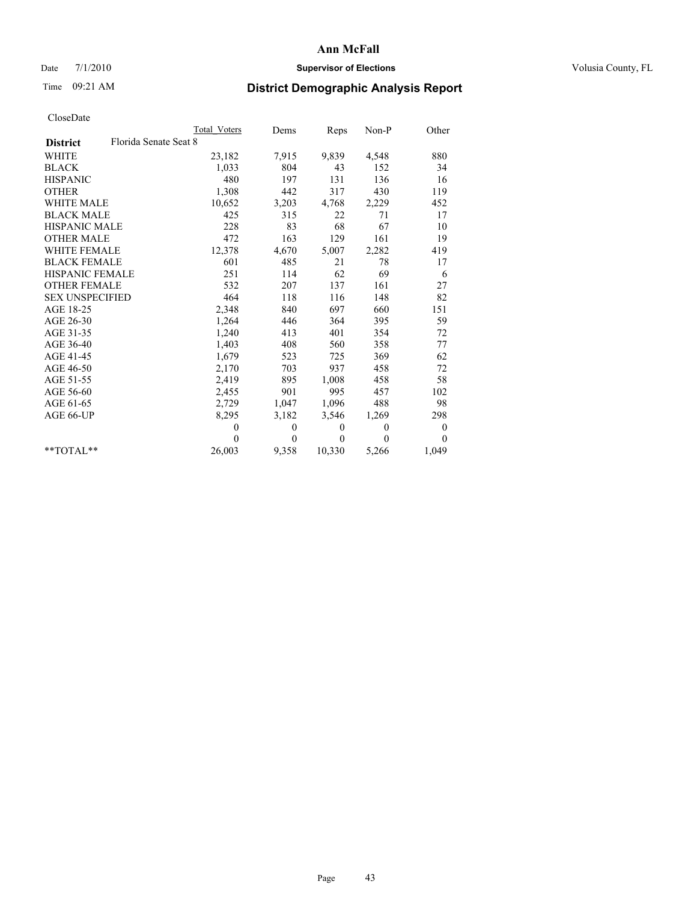# Ann McFall

Date 7/1/2010 **Supervisor of Elections** Volusia County, FL

Time 09:21 AM **District Demographic Analysis Report**

CloseDate

| | Total Voters | Dems | Reps | Non-P | Other |
|---|---|---|---|---|---|
| **District** Florida Senate Seat 8 | | | | | |
| WHITE | 23,182 | 7,915 | 9,839 | 4,548 | 880 |
| BLACK | 1,033 | 804 | 43 | 152 | 34 |
| HISPANIC | 480 | 197 | 131 | 136 | 16 |
| OTHER | 1,308 | 442 | 317 | 430 | 119 |
| WHITE MALE | 10,652 | 3,203 | 4,768 | 2,229 | 452 |
| BLACK MALE | 425 | 315 | 22 | 71 | 17 |
| HISPANIC MALE | 228 | 83 | 68 | 67 | 10 |
| OTHER MALE | 472 | 163 | 129 | 161 | 19 |
| WHITE FEMALE | 12,378 | 4,670 | 5,007 | 2,282 | 419 |
| BLACK FEMALE | 601 | 485 | 21 | 78 | 17 |
| HISPANIC FEMALE | 251 | 114 | 62 | 69 | 6 |
| OTHER FEMALE | 532 | 207 | 137 | 161 | 27 |
| SEX UNSPECIFIED | 464 | 118 | 116 | 148 | 82 |
| AGE 18-25 | 2,348 | 840 | 697 | 660 | 151 |
| AGE 26-30 | 1,264 | 446 | 364 | 395 | 59 |
| AGE 31-35 | 1,240 | 413 | 401 | 354 | 72 |
| AGE 36-40 | 1,403 | 408 | 560 | 358 | 77 |
| AGE 41-45 | 1,679 | 523 | 725 | 369 | 62 |
| AGE 46-50 | 2,170 | 703 | 937 | 458 | 72 |
| AGE 51-55 | 2,419 | 895 | 1,008 | 458 | 58 |
| AGE 56-60 | 2,455 | 901 | 995 | 457 | 102 |
| AGE 61-65 | 2,729 | 1,047 | 1,096 | 488 | 98 |
| AGE 66-UP | 8,295 | 3,182 | 3,546 | 1,269 | 298 |
| | 0 | 0 | 0 | 0 | 0 |
| | 0 | 0 | 0 | 0 | 0 |
| **TOTAL** | 26,003 | 9,358 | 10,330 | 5,266 | 1,049 |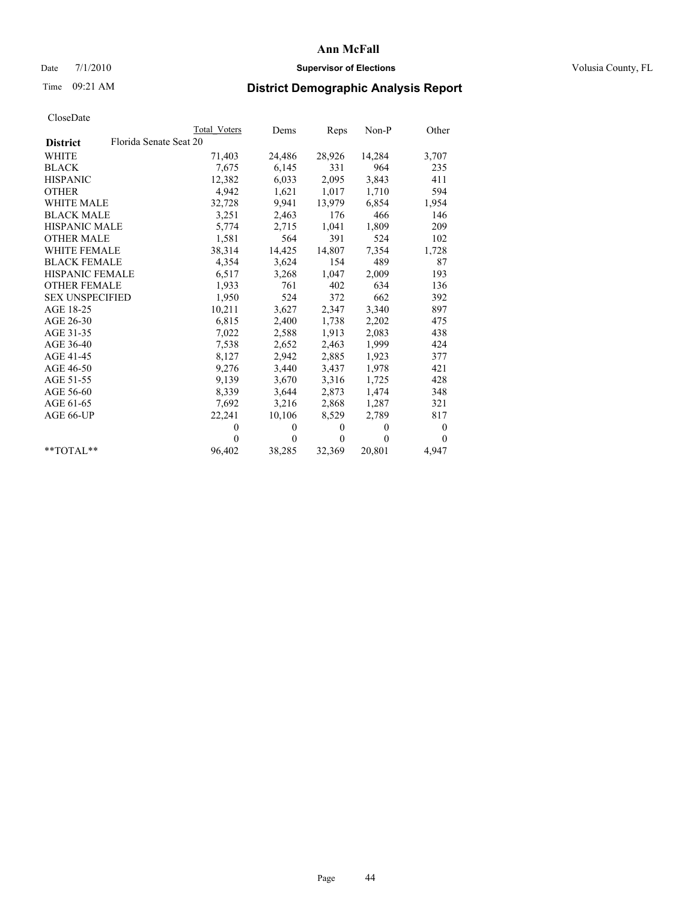# Ann McFall

Date 7/1/2010 **Supervisor of Elections** Volusia County, FL

Time 09:21 AM **District Demographic Analysis Report**

CloseDate

| | Total Voters | Dems | Reps | Non-P | Other |
|---|---|---|---|---|---|
| **District** Florida Senate Seat 20 | | | | | |
| WHITE | 71,403 | 24,486 | 28,926 | 14,284 | 3,707 |
| BLACK | 7,675 | 6,145 | 331 | 964 | 235 |
| HISPANIC | 12,382 | 6,033 | 2,095 | 3,843 | 411 |
| OTHER | 4,942 | 1,621 | 1,017 | 1,710 | 594 |
| WHITE MALE | 32,728 | 9,941 | 13,979 | 6,854 | 1,954 |
| BLACK MALE | 3,251 | 2,463 | 176 | 466 | 146 |
| HISPANIC MALE | 5,774 | 2,715 | 1,041 | 1,809 | 209 |
| OTHER MALE | 1,581 | 564 | 391 | 524 | 102 |
| WHITE FEMALE | 38,314 | 14,425 | 14,807 | 7,354 | 1,728 |
| BLACK FEMALE | 4,354 | 3,624 | 154 | 489 | 87 |
| HISPANIC FEMALE | 6,517 | 3,268 | 1,047 | 2,009 | 193 |
| OTHER FEMALE | 1,933 | 761 | 402 | 634 | 136 |
| SEX UNSPECIFIED | 1,950 | 524 | 372 | 662 | 392 |
| AGE 18-25 | 10,211 | 3,627 | 2,347 | 3,340 | 897 |
| AGE 26-30 | 6,815 | 2,400 | 1,738 | 2,202 | 475 |
| AGE 31-35 | 7,022 | 2,588 | 1,913 | 2,083 | 438 |
| AGE 36-40 | 7,538 | 2,652 | 2,463 | 1,999 | 424 |
| AGE 41-45 | 8,127 | 2,942 | 2,885 | 1,923 | 377 |
| AGE 46-50 | 9,276 | 3,440 | 3,437 | 1,978 | 421 |
| AGE 51-55 | 9,139 | 3,670 | 3,316 | 1,725 | 428 |
| AGE 56-60 | 8,339 | 3,644 | 2,873 | 1,474 | 348 |
| AGE 61-65 | 7,692 | 3,216 | 2,868 | 1,287 | 321 |
| AGE 66-UP | 22,241 | 10,106 | 8,529 | 2,789 | 817 |
| | 0 | 0 | 0 | 0 | 0 |
| | 0 | 0 | 0 | 0 | 0 |
| **TOTAL** | 96,402 | 38,285 | 32,369 | 20,801 | 4,947 |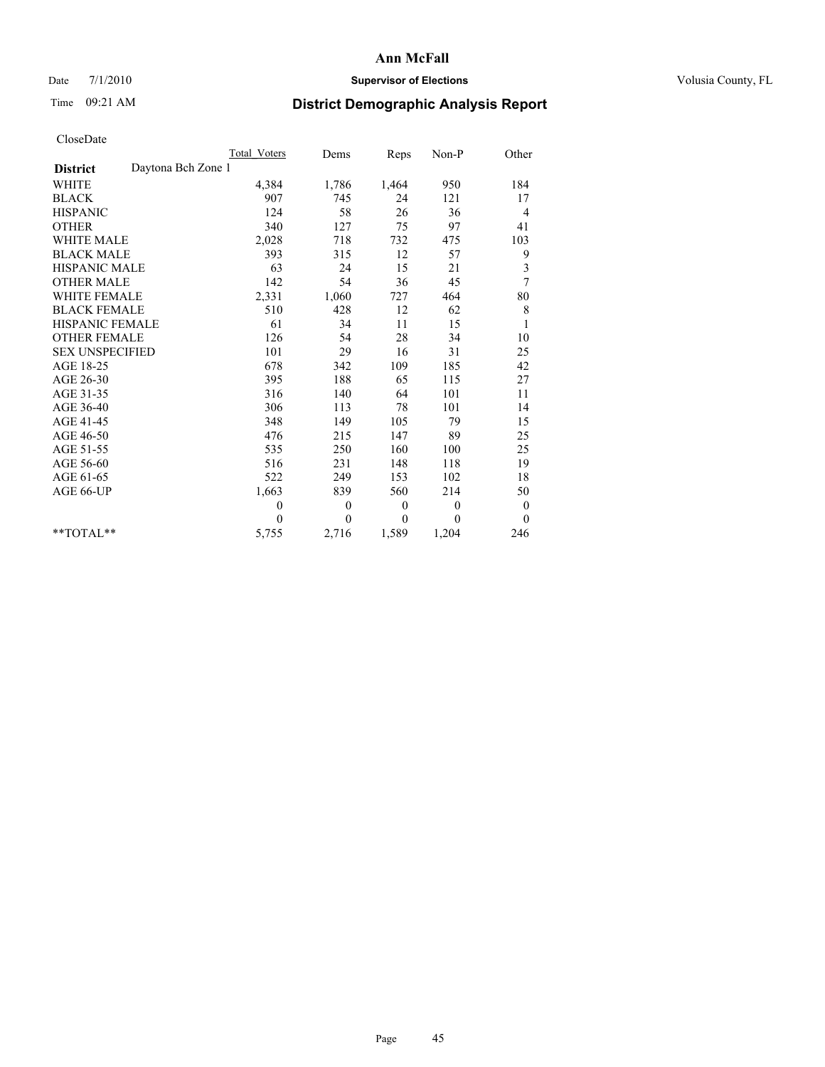# Ann McFall

Date 7/1/2010 **Supervisor of Elections** Volusia County, FL

Time 09:21 AM **District Demographic Analysis Report**

CloseDate

| | Total_Voters | Dems | Reps | Non-P | Other |
|---|---|---|---|---|---|
| **District** Daytona Bch Zone 1 | | | | | |
| WHITE | 4,384 | 1,786 | 1,464 | 950 | 184 |
| BLACK | 907 | 745 | 24 | 121 | 17 |
| HISPANIC | 124 | 58 | 26 | 36 | 4 |
| OTHER | 340 | 127 | 75 | 97 | 41 |
| WHITE MALE | 2,028 | 718 | 732 | 475 | 103 |
| BLACK MALE | 393 | 315 | 12 | 57 | 9 |
| HISPANIC MALE | 63 | 24 | 15 | 21 | 3 |
| OTHER MALE | 142 | 54 | 36 | 45 | 7 |
| WHITE FEMALE | 2,331 | 1,060 | 727 | 464 | 80 |
| BLACK FEMALE | 510 | 428 | 12 | 62 | 8 |
| HISPANIC FEMALE | 61 | 34 | 11 | 15 | 1 |
| OTHER FEMALE | 126 | 54 | 28 | 34 | 10 |
| SEX UNSPECIFIED | 101 | 29 | 16 | 31 | 25 |
| AGE 18-25 | 678 | 342 | 109 | 185 | 42 |
| AGE 26-30 | 395 | 188 | 65 | 115 | 27 |
| AGE 31-35 | 316 | 140 | 64 | 101 | 11 |
| AGE 36-40 | 306 | 113 | 78 | 101 | 14 |
| AGE 41-45 | 348 | 149 | 105 | 79 | 15 |
| AGE 46-50 | 476 | 215 | 147 | 89 | 25 |
| AGE 51-55 | 535 | 250 | 160 | 100 | 25 |
| AGE 56-60 | 516 | 231 | 148 | 118 | 19 |
| AGE 61-65 | 522 | 249 | 153 | 102 | 18 |
| AGE 66-UP | 1,663 | 839 | 560 | 214 | 50 |
| | 0 | 0 | 0 | 0 | 0 |
| | 0 | 0 | 0 | 0 | 0 |
| **TOTAL** | 5,755 | 2,716 | 1,589 | 1,204 | 246 |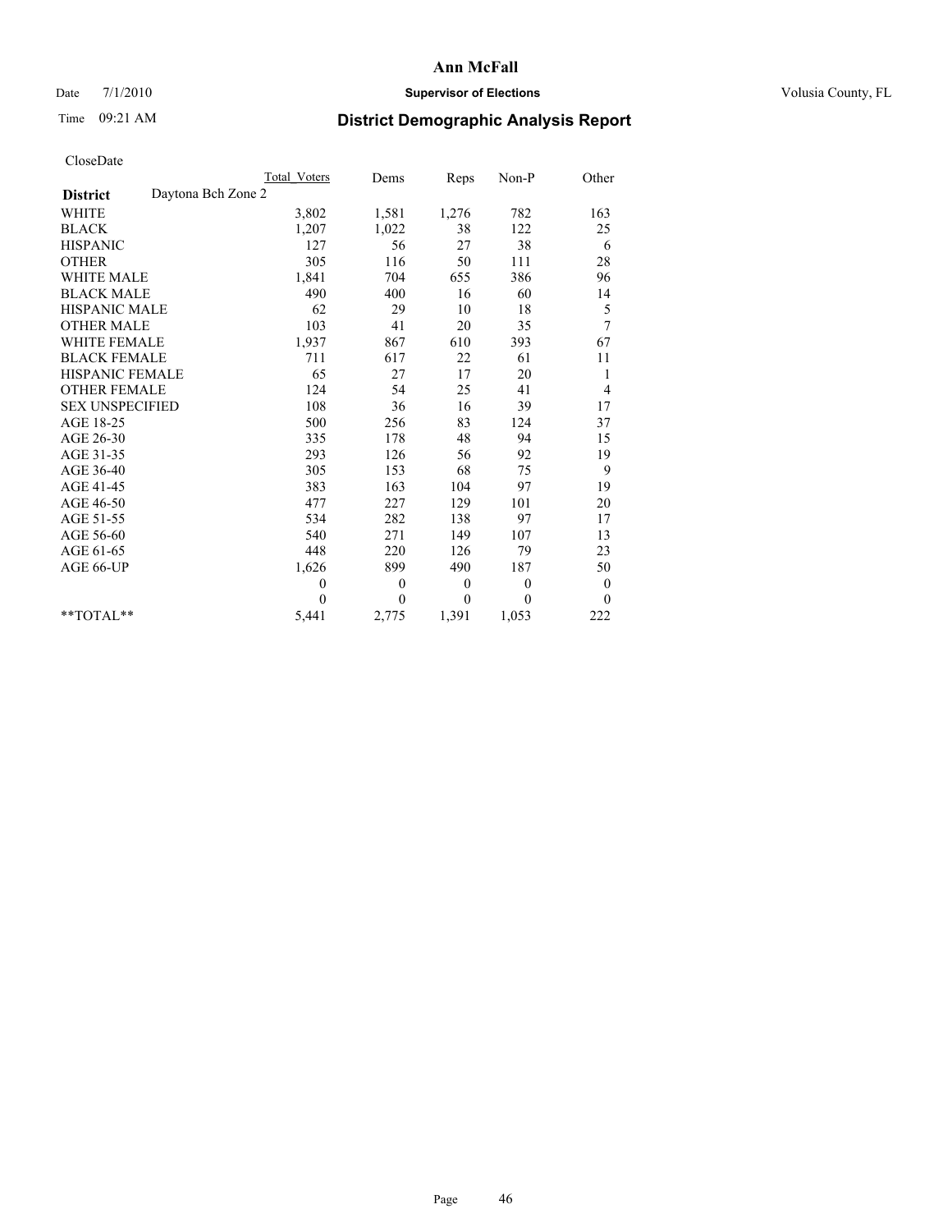**Ann McFall**

Date 7/1/2010 **Supervisor of Elections** Volusia County, FL

Time 09:21 AM **District Demographic Analysis Report**

CloseDate

| | Total_Voters | Dems | Reps | Non-P | Other |
|---|---|---|---|---|---|
| **District** Daytona Bch Zone 2 | | | | | |
| WHITE | 3,802 | 1,581 | 1,276 | 782 | 163 |
| BLACK | 1,207 | 1,022 | 38 | 122 | 25 |
| HISPANIC | 127 | 56 | 27 | 38 | 6 |
| OTHER | 305 | 116 | 50 | 111 | 28 |
| WHITE MALE | 1,841 | 704 | 655 | 386 | 96 |
| BLACK MALE | 490 | 400 | 16 | 60 | 14 |
| HISPANIC MALE | 62 | 29 | 10 | 18 | 5 |
| OTHER MALE | 103 | 41 | 20 | 35 | 7 |
| WHITE FEMALE | 1,937 | 867 | 610 | 393 | 67 |
| BLACK FEMALE | 711 | 617 | 22 | 61 | 11 |
| HISPANIC FEMALE | 65 | 27 | 17 | 20 | 1 |
| OTHER FEMALE | 124 | 54 | 25 | 41 | 4 |
| SEX UNSPECIFIED | 108 | 36 | 16 | 39 | 17 |
| AGE 18-25 | 500 | 256 | 83 | 124 | 37 |
| AGE 26-30 | 335 | 178 | 48 | 94 | 15 |
| AGE 31-35 | 293 | 126 | 56 | 92 | 19 |
| AGE 36-40 | 305 | 153 | 68 | 75 | 9 |
| AGE 41-45 | 383 | 163 | 104 | 97 | 19 |
| AGE 46-50 | 477 | 227 | 129 | 101 | 20 |
| AGE 51-55 | 534 | 282 | 138 | 97 | 17 |
| AGE 56-60 | 540 | 271 | 149 | 107 | 13 |
| AGE 61-65 | 448 | 220 | 126 | 79 | 23 |
| AGE 66-UP | 1,626 | 899 | 490 | 187 | 50 |
| | 0 | 0 | 0 | 0 | 0 |
| | 0 | 0 | 0 | 0 | 0 |
| **TOTAL** | 5,441 | 2,775 | 1,391 | 1,053 | 222 |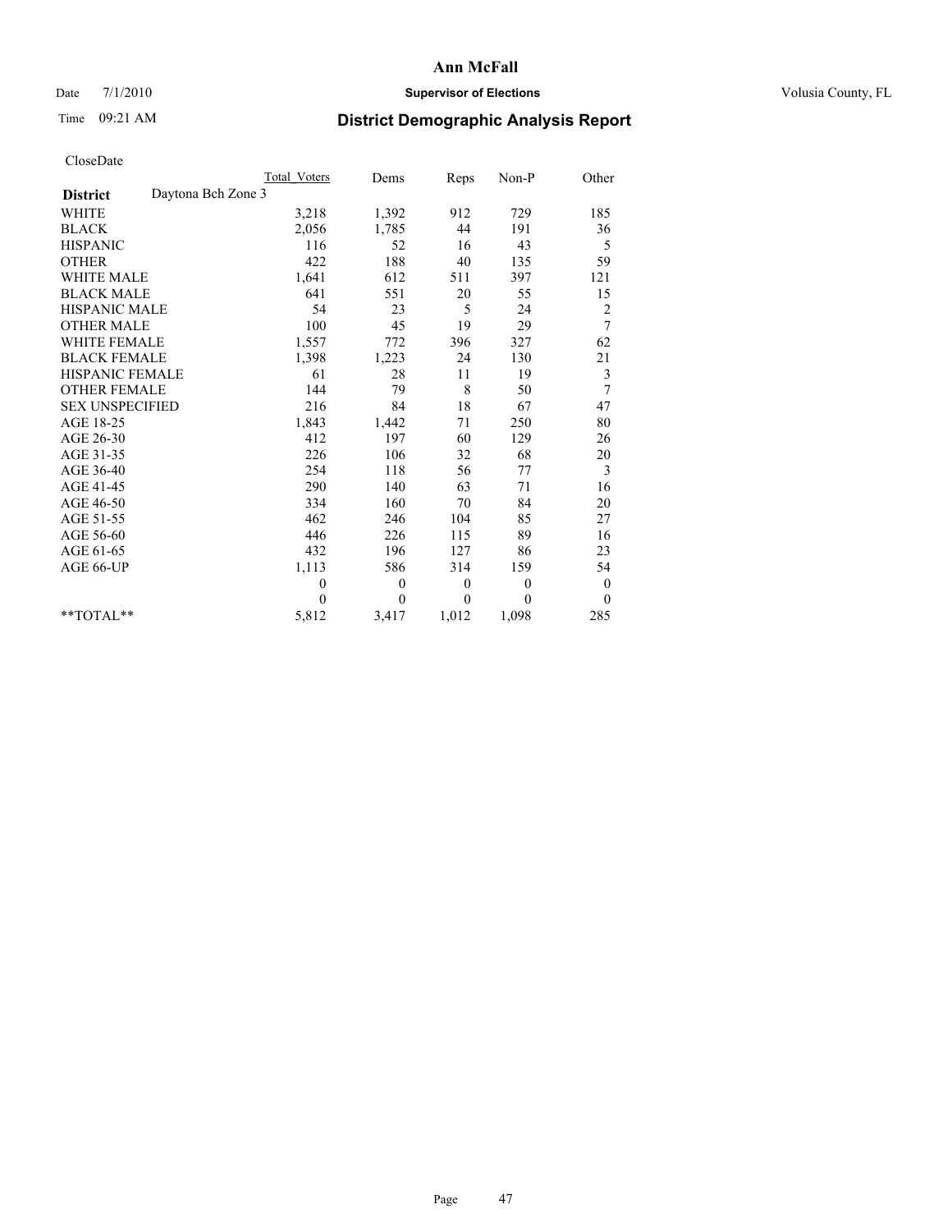# Ann McFall

Date 7/1/2010 **Supervisor of Elections** Volusia County, FL

Time 09:21 AM

## District Demographic Analysis Report

CloseDate

| | Total Voters | Dems | Reps | Non-P | Other |
|---|---|---|---|---|---|
| **District** Daytona Bch Zone 3 | | | | | |
| WHITE | 3,218 | 1,392 | 912 | 729 | 185 |
| BLACK | 2,056 | 1,785 | 44 | 191 | 36 |
| HISPANIC | 116 | 52 | 16 | 43 | 5 |
| OTHER | 422 | 188 | 40 | 135 | 59 |
| WHITE MALE | 1,641 | 612 | 511 | 397 | 121 |
| BLACK MALE | 641 | 551 | 20 | 55 | 15 |
| HISPANIC MALE | 54 | 23 | 5 | 24 | 2 |
| OTHER MALE | 100 | 45 | 19 | 29 | 7 |
| WHITE FEMALE | 1,557 | 772 | 396 | 327 | 62 |
| BLACK FEMALE | 1,398 | 1,223 | 24 | 130 | 21 |
| HISPANIC FEMALE | 61 | 28 | 11 | 19 | 3 |
| OTHER FEMALE | 144 | 79 | 8 | 50 | 7 |
| SEX UNSPECIFIED | 216 | 84 | 18 | 67 | 47 |
| AGE 18-25 | 1,843 | 1,442 | 71 | 250 | 80 |
| AGE 26-30 | 412 | 197 | 60 | 129 | 26 |
| AGE 31-35 | 226 | 106 | 32 | 68 | 20 |
| AGE 36-40 | 254 | 118 | 56 | 77 | 3 |
| AGE 41-45 | 290 | 140 | 63 | 71 | 16 |
| AGE 46-50 | 334 | 160 | 70 | 84 | 20 |
| AGE 51-55 | 462 | 246 | 104 | 85 | 27 |
| AGE 56-60 | 446 | 226 | 115 | 89 | 16 |
| AGE 61-65 | 432 | 196 | 127 | 86 | 23 |
| AGE 66-UP | 1,113 | 586 | 314 | 159 | 54 |
| | 0 | 0 | 0 | 0 | 0 |
| | 0 | 0 | 0 | 0 | 0 |
| **TOTAL** | 5,812 | 3,417 | 1,012 | 1,098 | 285 |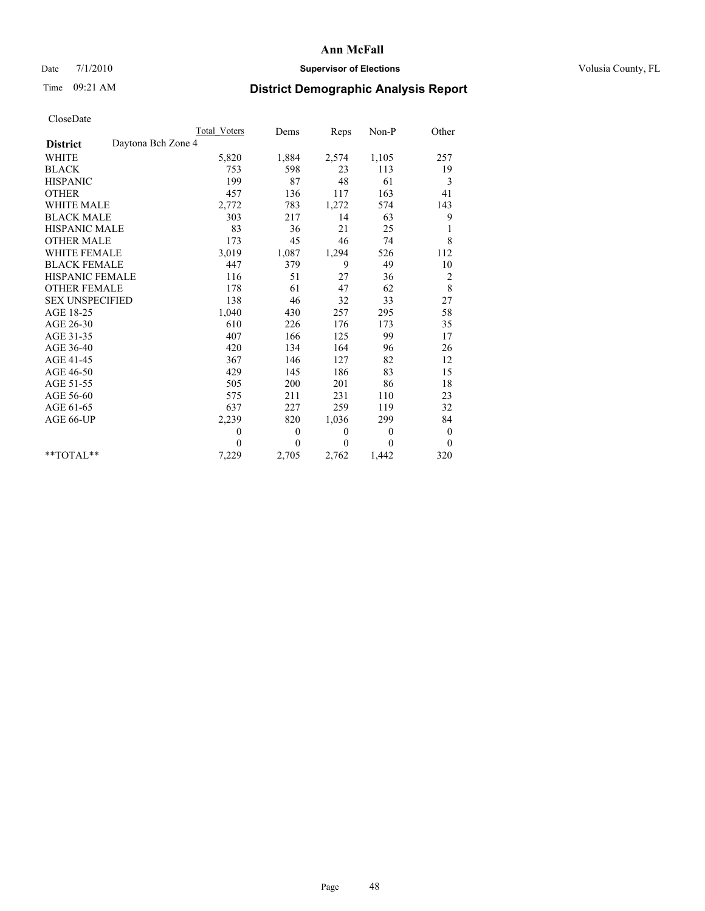# Ann McFall

Date 7/1/2010 **Supervisor of Elections** Volusia County, FL

Time 09:21 AM **District Demographic Analysis Report**

CloseDate

| | Total Voters | Dems | Reps | Non-P | Other |
|---|---|---|---|---|---|
| **District** Daytona Bch Zone 4 | | | | | |
| WHITE | 5,820 | 1,884 | 2,574 | 1,105 | 257 |
| BLACK | 753 | 598 | 23 | 113 | 19 |
| HISPANIC | 199 | 87 | 48 | 61 | 3 |
| OTHER | 457 | 136 | 117 | 163 | 41 |
| WHITE MALE | 2,772 | 783 | 1,272 | 574 | 143 |
| BLACK MALE | 303 | 217 | 14 | 63 | 9 |
| HISPANIC MALE | 83 | 36 | 21 | 25 | 1 |
| OTHER MALE | 173 | 45 | 46 | 74 | 8 |
| WHITE FEMALE | 3,019 | 1,087 | 1,294 | 526 | 112 |
| BLACK FEMALE | 447 | 379 | 9 | 49 | 10 |
| HISPANIC FEMALE | 116 | 51 | 27 | 36 | 2 |
| OTHER FEMALE | 178 | 61 | 47 | 62 | 8 |
| SEX UNSPECIFIED | 138 | 46 | 32 | 33 | 27 |
| AGE 18-25 | 1,040 | 430 | 257 | 295 | 58 |
| AGE 26-30 | 610 | 226 | 176 | 173 | 35 |
| AGE 31-35 | 407 | 166 | 125 | 99 | 17 |
| AGE 36-40 | 420 | 134 | 164 | 96 | 26 |
| AGE 41-45 | 367 | 146 | 127 | 82 | 12 |
| AGE 46-50 | 429 | 145 | 186 | 83 | 15 |
| AGE 51-55 | 505 | 200 | 201 | 86 | 18 |
| AGE 56-60 | 575 | 211 | 231 | 110 | 23 |
| AGE 61-65 | 637 | 227 | 259 | 119 | 32 |
| AGE 66-UP | 2,239 | 820 | 1,036 | 299 | 84 |
| | 0 | 0 | 0 | 0 | 0 |
| | 0 | 0 | 0 | 0 | 0 |
| **TOTAL** | 7,229 | 2,705 | 2,762 | 1,442 | 320 |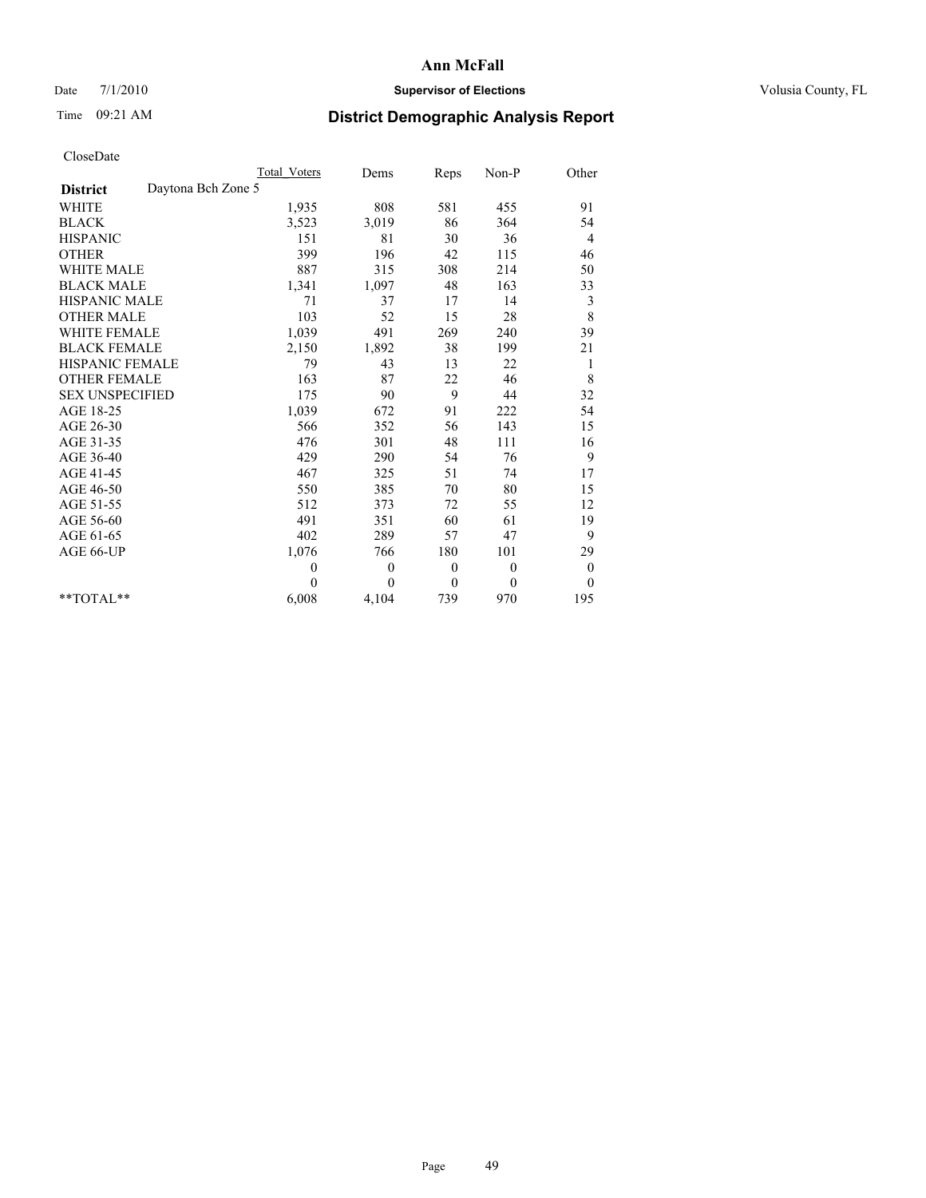# Ann McFall

Date 7/1/2010 **Supervisor of Elections** Volusia County, FL

Time 09:21 AM **District Demographic Analysis Report**

CloseDate

| | Total Voters | Dems | Reps | Non-P | Other |
|---|---|---|---|---|---|
| **District** Daytona Bch Zone 5 | | | | | |
| WHITE | 1,935 | 808 | 581 | 455 | 91 |
| BLACK | 3,523 | 3,019 | 86 | 364 | 54 |
| HISPANIC | 151 | 81 | 30 | 36 | 4 |
| OTHER | 399 | 196 | 42 | 115 | 46 |
| WHITE MALE | 887 | 315 | 308 | 214 | 50 |
| BLACK MALE | 1,341 | 1,097 | 48 | 163 | 33 |
| HISPANIC MALE | 71 | 37 | 17 | 14 | 3 |
| OTHER MALE | 103 | 52 | 15 | 28 | 8 |
| WHITE FEMALE | 1,039 | 491 | 269 | 240 | 39 |
| BLACK FEMALE | 2,150 | 1,892 | 38 | 199 | 21 |
| HISPANIC FEMALE | 79 | 43 | 13 | 22 | 1 |
| OTHER FEMALE | 163 | 87 | 22 | 46 | 8 |
| SEX UNSPECIFIED | 175 | 90 | 9 | 44 | 32 |
| AGE 18-25 | 1,039 | 672 | 91 | 222 | 54 |
| AGE 26-30 | 566 | 352 | 56 | 143 | 15 |
| AGE 31-35 | 476 | 301 | 48 | 111 | 16 |
| AGE 36-40 | 429 | 290 | 54 | 76 | 9 |
| AGE 41-45 | 467 | 325 | 51 | 74 | 17 |
| AGE 46-50 | 550 | 385 | 70 | 80 | 15 |
| AGE 51-55 | 512 | 373 | 72 | 55 | 12 |
| AGE 56-60 | 491 | 351 | 60 | 61 | 19 |
| AGE 61-65 | 402 | 289 | 57 | 47 | 9 |
| AGE 66-UP | 1,076 | 766 | 180 | 101 | 29 |
| | 0 | 0 | 0 | 0 | 0 |
| | 0 | 0 | 0 | 0 | 0 |
| **TOTAL** | 6,008 | 4,104 | 739 | 970 | 195 |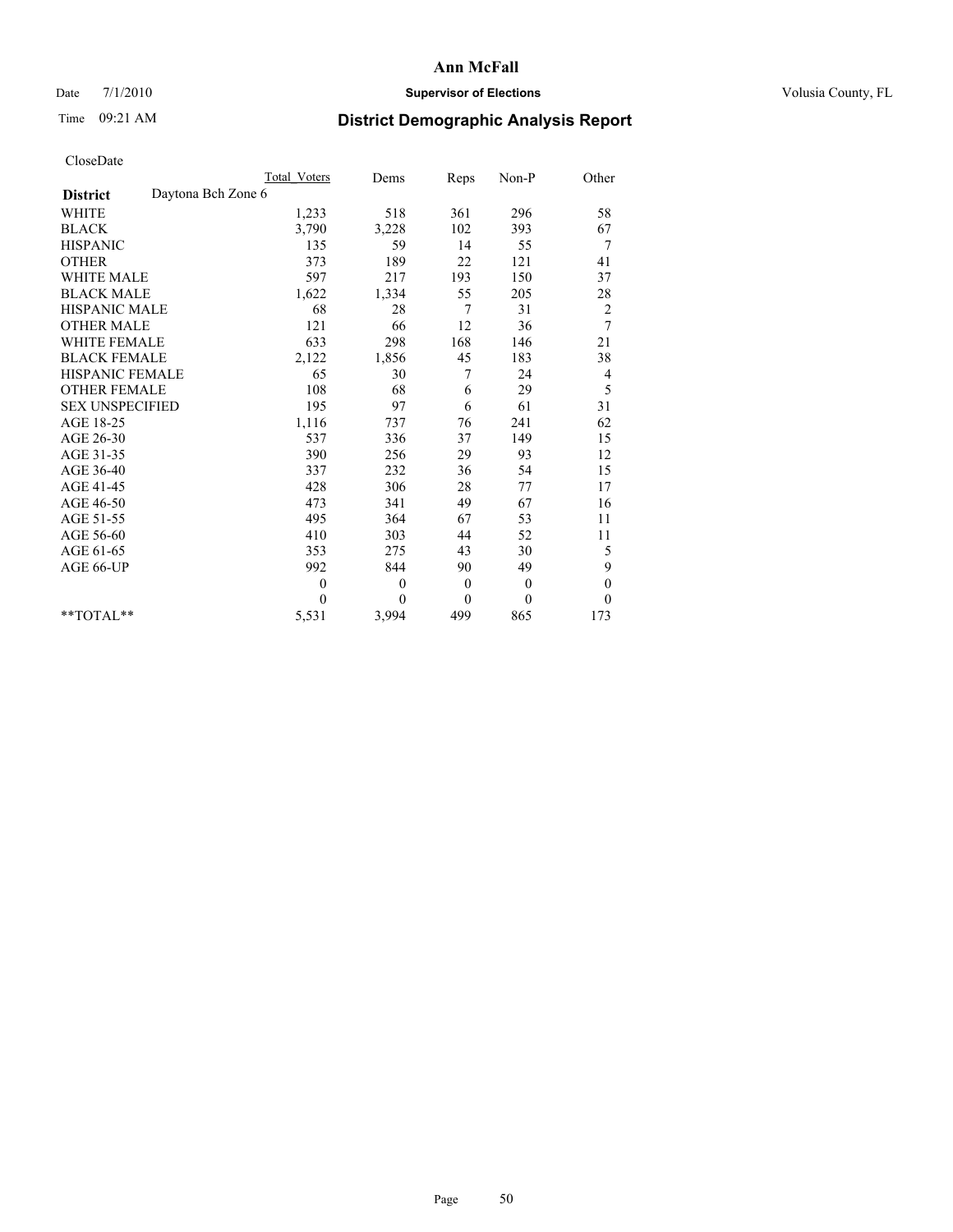**Ann McFall**

Date 7/1/2010 **Supervisor of Elections** Volusia County, FL

Time 09:21 AM **District Demographic Analysis Report**

CloseDate

| | Total Voters | Dems | Reps | Non-P | Other |
|---|---|---|---|---|---|
| **District** Daytona Bch Zone 6 | | | | | |
| WHITE | 1,233 | 518 | 361 | 296 | 58 |
| BLACK | 3,790 | 3,228 | 102 | 393 | 67 |
| HISPANIC | 135 | 59 | 14 | 55 | 7 |
| OTHER | 373 | 189 | 22 | 121 | 41 |
| WHITE MALE | 597 | 217 | 193 | 150 | 37 |
| BLACK MALE | 1,622 | 1,334 | 55 | 205 | 28 |
| HISPANIC MALE | 68 | 28 | 7 | 31 | 2 |
| OTHER MALE | 121 | 66 | 12 | 36 | 7 |
| WHITE FEMALE | 633 | 298 | 168 | 146 | 21 |
| BLACK FEMALE | 2,122 | 1,856 | 45 | 183 | 38 |
| HISPANIC FEMALE | 65 | 30 | 7 | 24 | 4 |
| OTHER FEMALE | 108 | 68 | 6 | 29 | 5 |
| SEX UNSPECIFIED | 195 | 97 | 6 | 61 | 31 |
| AGE 18-25 | 1,116 | 737 | 76 | 241 | 62 |
| AGE 26-30 | 537 | 336 | 37 | 149 | 15 |
| AGE 31-35 | 390 | 256 | 29 | 93 | 12 |
| AGE 36-40 | 337 | 232 | 36 | 54 | 15 |
| AGE 41-45 | 428 | 306 | 28 | 77 | 17 |
| AGE 46-50 | 473 | 341 | 49 | 67 | 16 |
| AGE 51-55 | 495 | 364 | 67 | 53 | 11 |
| AGE 56-60 | 410 | 303 | 44 | 52 | 11 |
| AGE 61-65 | 353 | 275 | 43 | 30 | 5 |
| AGE 66-UP | 992 | 844 | 90 | 49 | 9 |
| | 0 | 0 | 0 | 0 | 0 |
| | 0 | 0 | 0 | 0 | 0 |
| **TOTAL** | 5,531 | 3,994 | 499 | 865 | 173 |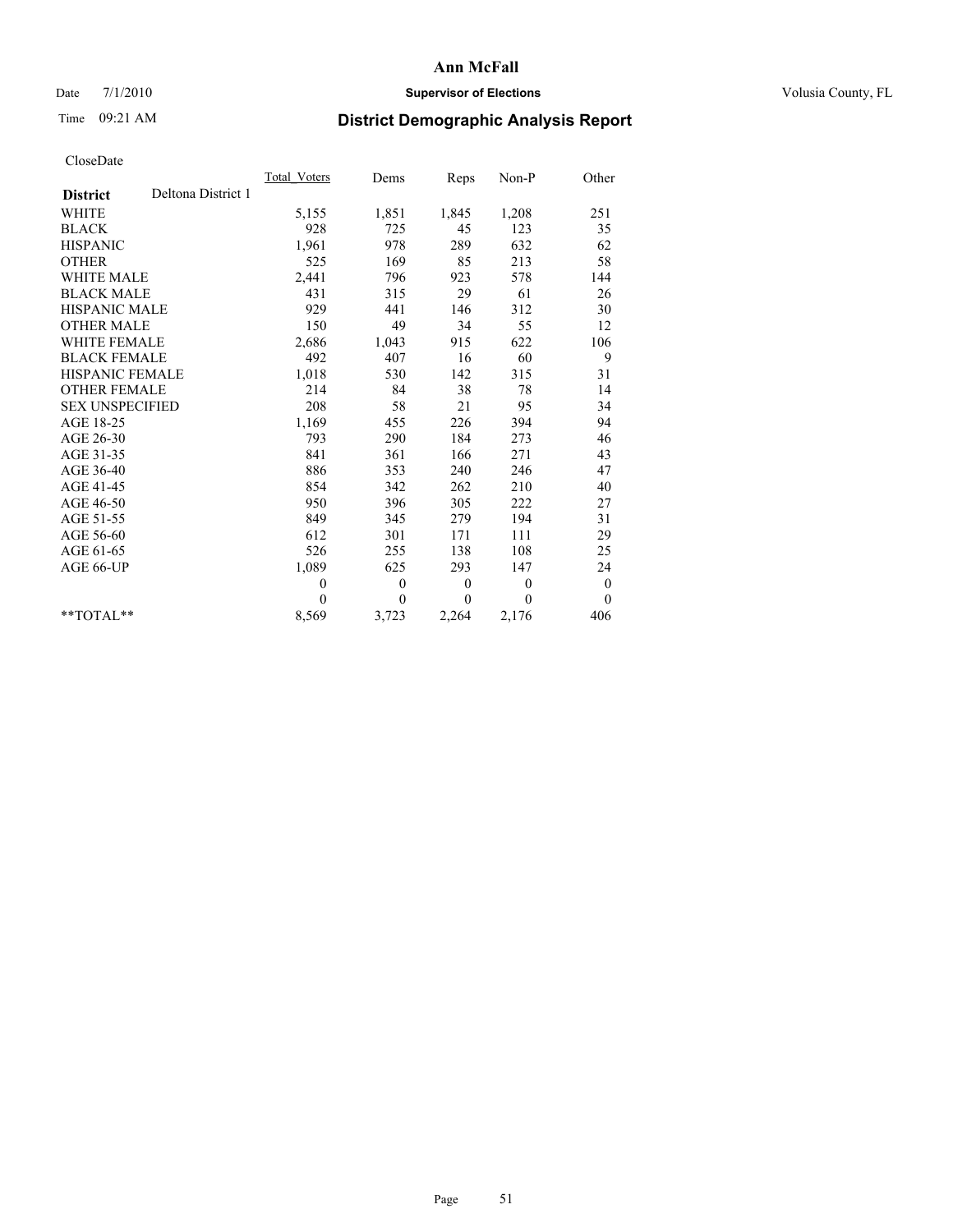**Ann McFall**

Date 7/1/2010 **Supervisor of Elections** Volusia County, FL

Time 09:21 AM **District Demographic Analysis Report**

CloseDate

| **District** Deltona District 1 | Total_Voters | Dems | Reps | Non-P | Other |
|---|---|---|---|---|---|
| WHITE | 5,155 | 1,851 | 1,845 | 1,208 | 251 |
| BLACK | 928 | 725 | 45 | 123 | 35 |
| HISPANIC | 1,961 | 978 | 289 | 632 | 62 |
| OTHER | 525 | 169 | 85 | 213 | 58 |
| WHITE MALE | 2,441 | 796 | 923 | 578 | 144 |
| BLACK MALE | 431 | 315 | 29 | 61 | 26 |
| HISPANIC MALE | 929 | 441 | 146 | 312 | 30 |
| OTHER MALE | 150 | 49 | 34 | 55 | 12 |
| WHITE FEMALE | 2,686 | 1,043 | 915 | 622 | 106 |
| BLACK FEMALE | 492 | 407 | 16 | 60 | 9 |
| HISPANIC FEMALE | 1,018 | 530 | 142 | 315 | 31 |
| OTHER FEMALE | 214 | 84 | 38 | 78 | 14 |
| SEX UNSPECIFIED | 208 | 58 | 21 | 95 | 34 |
| AGE 18-25 | 1,169 | 455 | 226 | 394 | 94 |
| AGE 26-30 | 793 | 290 | 184 | 273 | 46 |
| AGE 31-35 | 841 | 361 | 166 | 271 | 43 |
| AGE 36-40 | 886 | 353 | 240 | 246 | 47 |
| AGE 41-45 | 854 | 342 | 262 | 210 | 40 |
| AGE 46-50 | 950 | 396 | 305 | 222 | 27 |
| AGE 51-55 | 849 | 345 | 279 | 194 | 31 |
| AGE 56-60 | 612 | 301 | 171 | 111 | 29 |
| AGE 61-65 | 526 | 255 | 138 | 108 | 25 |
| AGE 66-UP | 1,089 | 625 | 293 | 147 | 24 |
| | 0 | 0 | 0 | 0 | 0 |
| | 0 | 0 | 0 | 0 | 0 |
| **TOTAL** | 8,569 | 3,723 | 2,264 | 2,176 | 406 |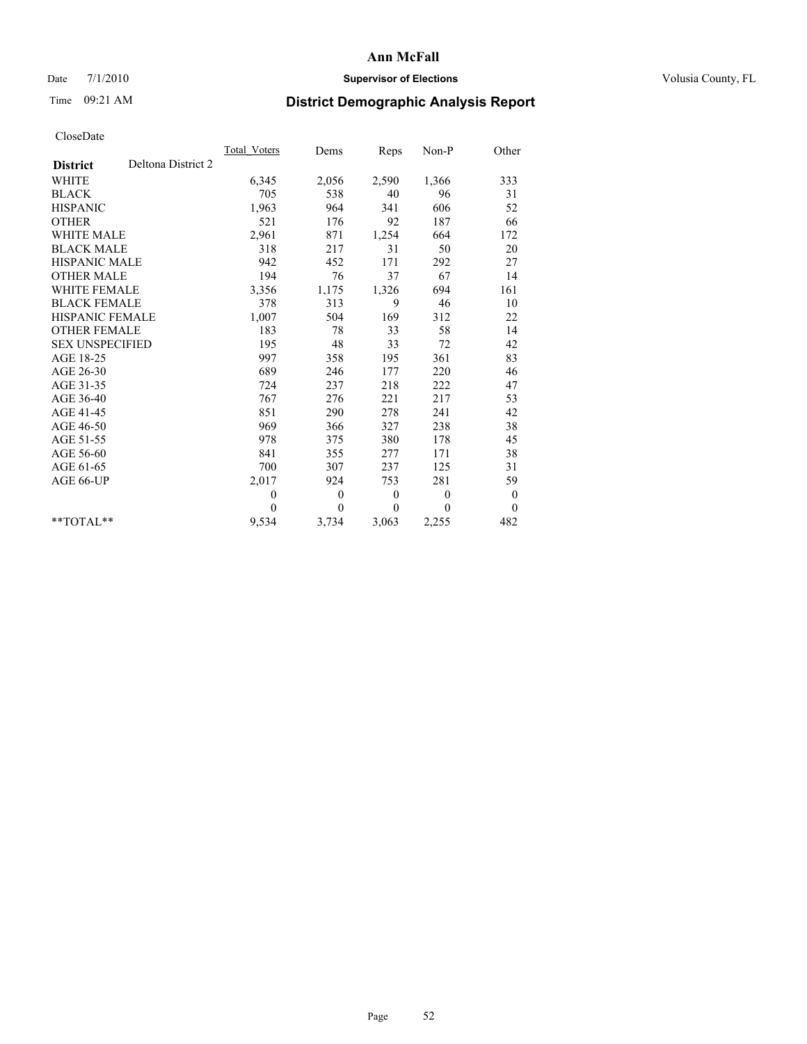# Ann McFall

Date 7/1/2010 **Supervisor of Elections** Volusia County, FL

Time 09:21 AM **District Demographic Analysis Report**

CloseDate

| | Total_Voters | Dems | Reps | Non-P | Other |
|---|---|---|---|---|---|
| **District** Deltona District 2 | | | | | |
| WHITE | 6,345 | 2,056 | 2,590 | 1,366 | 333 |
| BLACK | 705 | 538 | 40 | 96 | 31 |
| HISPANIC | 1,963 | 964 | 341 | 606 | 52 |
| OTHER | 521 | 176 | 92 | 187 | 66 |
| WHITE MALE | 2,961 | 871 | 1,254 | 664 | 172 |
| BLACK MALE | 318 | 217 | 31 | 50 | 20 |
| HISPANIC MALE | 942 | 452 | 171 | 292 | 27 |
| OTHER MALE | 194 | 76 | 37 | 67 | 14 |
| WHITE FEMALE | 3,356 | 1,175 | 1,326 | 694 | 161 |
| BLACK FEMALE | 378 | 313 | 9 | 46 | 10 |
| HISPANIC FEMALE | 1,007 | 504 | 169 | 312 | 22 |
| OTHER FEMALE | 183 | 78 | 33 | 58 | 14 |
| SEX UNSPECIFIED | 195 | 48 | 33 | 72 | 42 |
| AGE 18-25 | 997 | 358 | 195 | 361 | 83 |
| AGE 26-30 | 689 | 246 | 177 | 220 | 46 |
| AGE 31-35 | 724 | 237 | 218 | 222 | 47 |
| AGE 36-40 | 767 | 276 | 221 | 217 | 53 |
| AGE 41-45 | 851 | 290 | 278 | 241 | 42 |
| AGE 46-50 | 969 | 366 | 327 | 238 | 38 |
| AGE 51-55 | 978 | 375 | 380 | 178 | 45 |
| AGE 56-60 | 841 | 355 | 277 | 171 | 38 |
| AGE 61-65 | 700 | 307 | 237 | 125 | 31 |
| AGE 66-UP | 2,017 | 924 | 753 | 281 | 59 |
| | 0 | 0 | 0 | 0 | 0 |
| | 0 | 0 | 0 | 0 | 0 |
| **TOTAL** | 9,534 | 3,734 | 3,063 | 2,255 | 482 |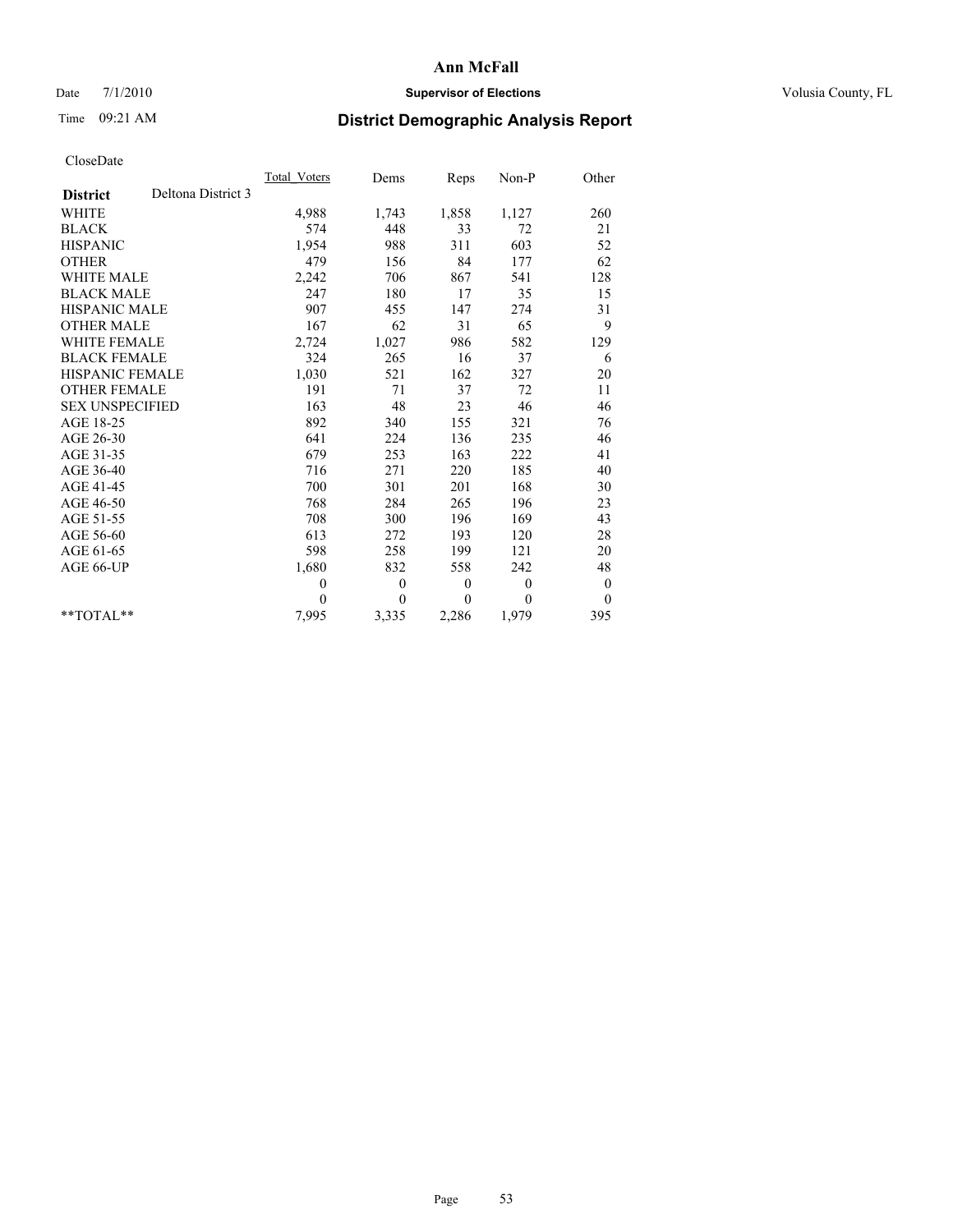# Ann McFall

Date 7/1/2010 **Supervisor of Elections** Volusia County, FL

Time 09:21 AM **District Demographic Analysis Report**

CloseDate

| **District** Deltona District 3 | Total_Voters | Dems | Reps | Non-P | Other |
|---|---|---|---|---|---|
| WHITE | 4,988 | 1,743 | 1,858 | 1,127 | 260 |
| BLACK | 574 | 448 | 33 | 72 | 21 |
| HISPANIC | 1,954 | 988 | 311 | 603 | 52 |
| OTHER | 479 | 156 | 84 | 177 | 62 |
| WHITE MALE | 2,242 | 706 | 867 | 541 | 128 |
| BLACK MALE | 247 | 180 | 17 | 35 | 15 |
| HISPANIC MALE | 907 | 455 | 147 | 274 | 31 |
| OTHER MALE | 167 | 62 | 31 | 65 | 9 |
| WHITE FEMALE | 2,724 | 1,027 | 986 | 582 | 129 |
| BLACK FEMALE | 324 | 265 | 16 | 37 | 6 |
| HISPANIC FEMALE | 1,030 | 521 | 162 | 327 | 20 |
| OTHER FEMALE | 191 | 71 | 37 | 72 | 11 |
| SEX UNSPECIFIED | 163 | 48 | 23 | 46 | 46 |
| AGE 18-25 | 892 | 340 | 155 | 321 | 76 |
| AGE 26-30 | 641 | 224 | 136 | 235 | 46 |
| AGE 31-35 | 679 | 253 | 163 | 222 | 41 |
| AGE 36-40 | 716 | 271 | 220 | 185 | 40 |
| AGE 41-45 | 700 | 301 | 201 | 168 | 30 |
| AGE 46-50 | 768 | 284 | 265 | 196 | 23 |
| AGE 51-55 | 708 | 300 | 196 | 169 | 43 |
| AGE 56-60 | 613 | 272 | 193 | 120 | 28 |
| AGE 61-65 | 598 | 258 | 199 | 121 | 20 |
| AGE 66-UP | 1,680 | 832 | 558 | 242 | 48 |
| | 0 | 0 | 0 | 0 | 0 |
| | 0 | 0 | 0 | 0 | 0 |
| **TOTAL** | 7,995 | 3,335 | 2,286 | 1,979 | 395 |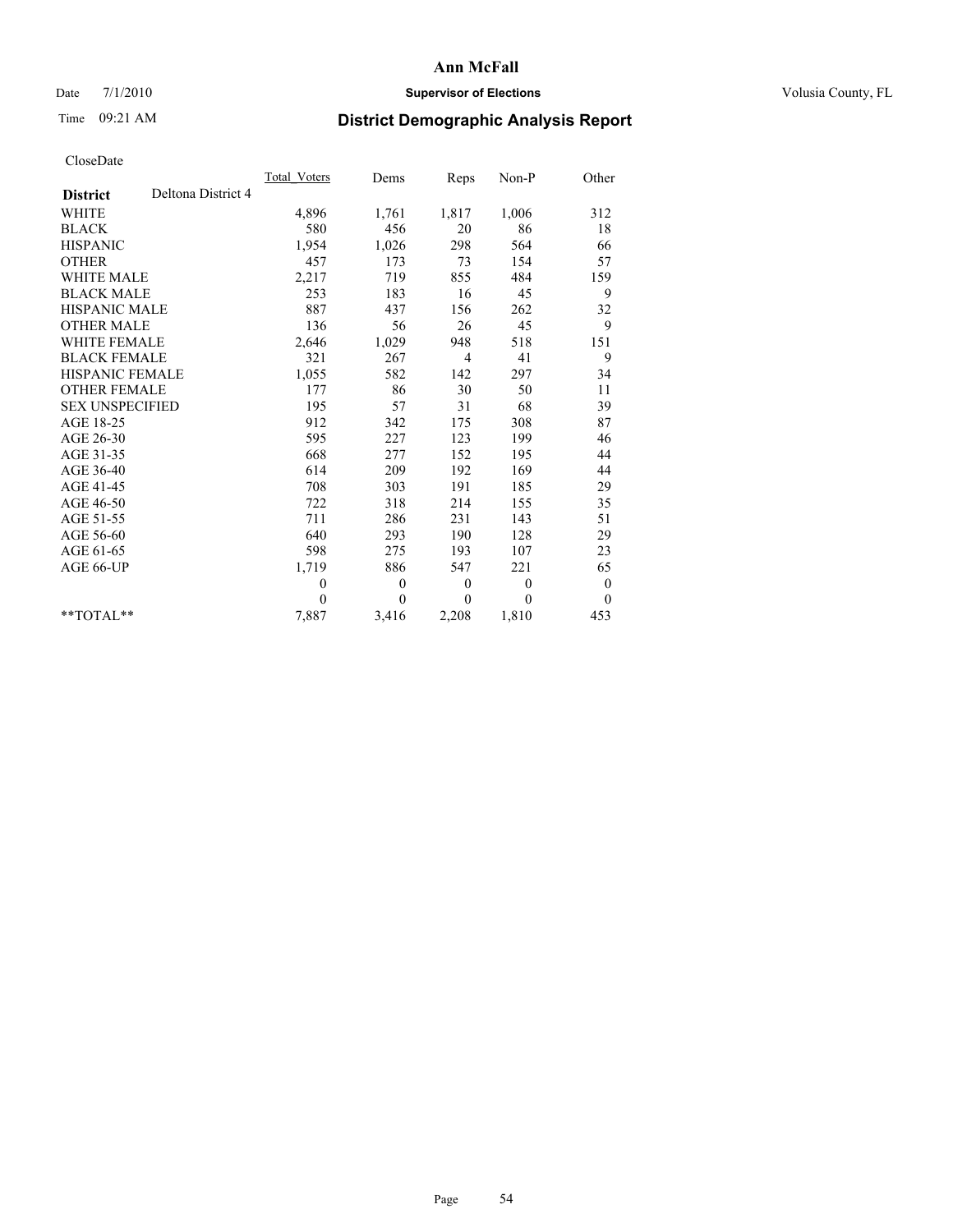**Ann McFall**

Date 7/1/2010 **Supervisor of Elections** Volusia County, FL

Time 09:21 AM

# District Demographic Analysis Report

CloseDate

| **District** Deltona District 4 | Total_Voters | Dems | Reps | Non-P | Other |
|---|---|---|---|---|---|
| WHITE | 4,896 | 1,761 | 1,817 | 1,006 | 312 |
| BLACK | 580 | 456 | 20 | 86 | 18 |
| HISPANIC | 1,954 | 1,026 | 298 | 564 | 66 |
| OTHER | 457 | 173 | 73 | 154 | 57 |
| WHITE MALE | 2,217 | 719 | 855 | 484 | 159 |
| BLACK MALE | 253 | 183 | 16 | 45 | 9 |
| HISPANIC MALE | 887 | 437 | 156 | 262 | 32 |
| OTHER MALE | 136 | 56 | 26 | 45 | 9 |
| WHITE FEMALE | 2,646 | 1,029 | 948 | 518 | 151 |
| BLACK FEMALE | 321 | 267 | 4 | 41 | 9 |
| HISPANIC FEMALE | 1,055 | 582 | 142 | 297 | 34 |
| OTHER FEMALE | 177 | 86 | 30 | 50 | 11 |
| SEX UNSPECIFIED | 195 | 57 | 31 | 68 | 39 |
| AGE 18-25 | 912 | 342 | 175 | 308 | 87 |
| AGE 26-30 | 595 | 227 | 123 | 199 | 46 |
| AGE 31-35 | 668 | 277 | 152 | 195 | 44 |
| AGE 36-40 | 614 | 209 | 192 | 169 | 44 |
| AGE 41-45 | 708 | 303 | 191 | 185 | 29 |
| AGE 46-50 | 722 | 318 | 214 | 155 | 35 |
| AGE 51-55 | 711 | 286 | 231 | 143 | 51 |
| AGE 56-60 | 640 | 293 | 190 | 128 | 29 |
| AGE 61-65 | 598 | 275 | 193 | 107 | 23 |
| AGE 66-UP | 1,719 | 886 | 547 | 221 | 65 |
| | 0 | 0 | 0 | 0 | 0 |
| | 0 | 0 | 0 | 0 | 0 |
| **TOTAL** | 7,887 | 3,416 | 2,208 | 1,810 | 453 |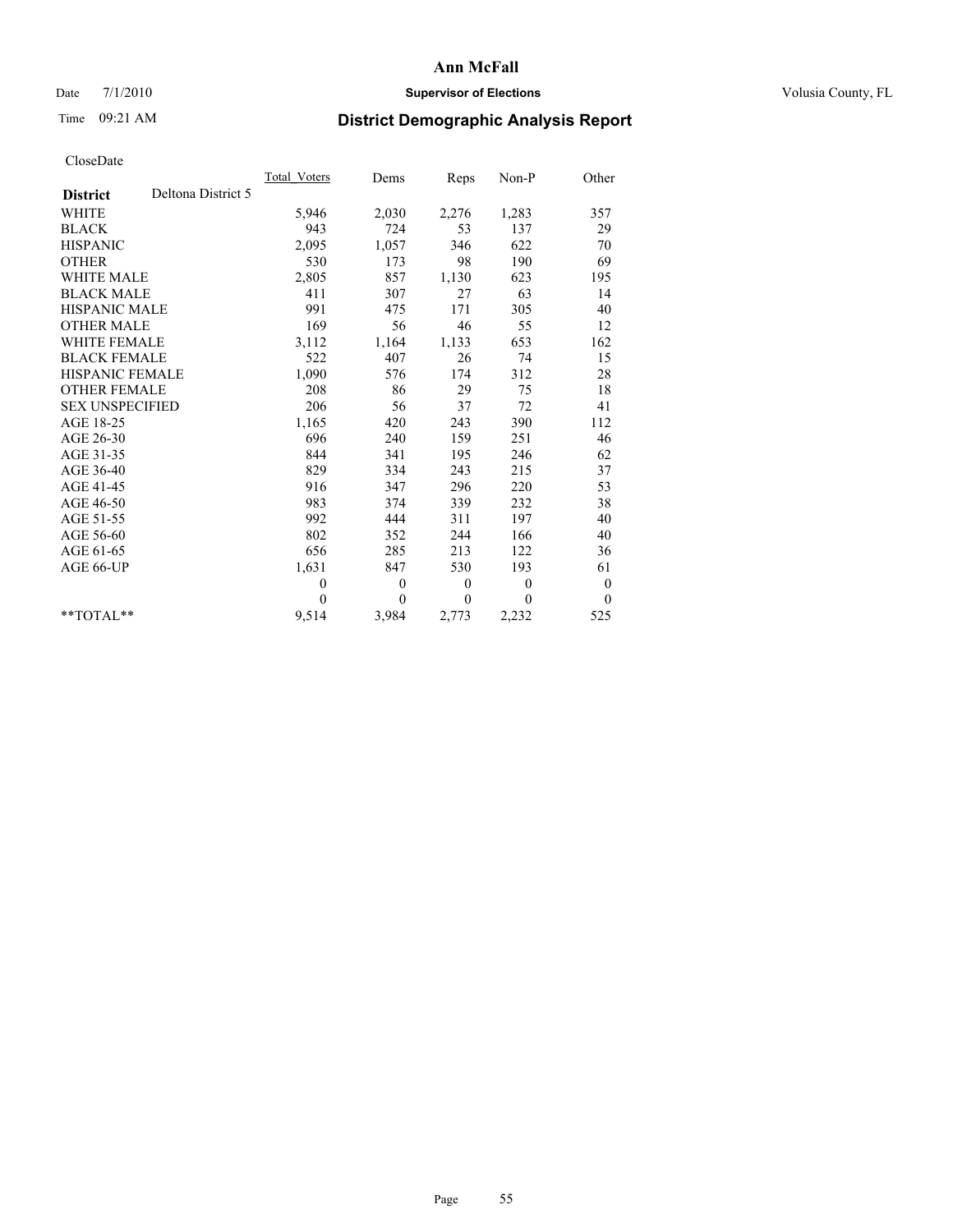**Ann McFall**

Date 7/1/2010 **Supervisor of Elections** Volusia County, FL

Time 09:21 AM **District Demographic Analysis Report**

CloseDate

| **District** Deltona District 5 | Total Voters | Dems | Reps | Non-P | Other |
|---|---|---|---|---|---|
| WHITE | 5,946 | 2,030 | 2,276 | 1,283 | 357 |
| BLACK | 943 | 724 | 53 | 137 | 29 |
| HISPANIC | 2,095 | 1,057 | 346 | 622 | 70 |
| OTHER | 530 | 173 | 98 | 190 | 69 |
| WHITE MALE | 2,805 | 857 | 1,130 | 623 | 195 |
| BLACK MALE | 411 | 307 | 27 | 63 | 14 |
| HISPANIC MALE | 991 | 475 | 171 | 305 | 40 |
| OTHER MALE | 169 | 56 | 46 | 55 | 12 |
| WHITE FEMALE | 3,112 | 1,164 | 1,133 | 653 | 162 |
| BLACK FEMALE | 522 | 407 | 26 | 74 | 15 |
| HISPANIC FEMALE | 1,090 | 576 | 174 | 312 | 28 |
| OTHER FEMALE | 208 | 86 | 29 | 75 | 18 |
| SEX UNSPECIFIED | 206 | 56 | 37 | 72 | 41 |
| AGE 18-25 | 1,165 | 420 | 243 | 390 | 112 |
| AGE 26-30 | 696 | 240 | 159 | 251 | 46 |
| AGE 31-35 | 844 | 341 | 195 | 246 | 62 |
| AGE 36-40 | 829 | 334 | 243 | 215 | 37 |
| AGE 41-45 | 916 | 347 | 296 | 220 | 53 |
| AGE 46-50 | 983 | 374 | 339 | 232 | 38 |
| AGE 51-55 | 992 | 444 | 311 | 197 | 40 |
| AGE 56-60 | 802 | 352 | 244 | 166 | 40 |
| AGE 61-65 | 656 | 285 | 213 | 122 | 36 |
| AGE 66-UP | 1,631 | 847 | 530 | 193 | 61 |
| | 0 | 0 | 0 | 0 | 0 |
| | 0 | 0 | 0 | 0 | 0 |
| **TOTAL** | 9,514 | 3,984 | 2,773 | 2,232 | 525 |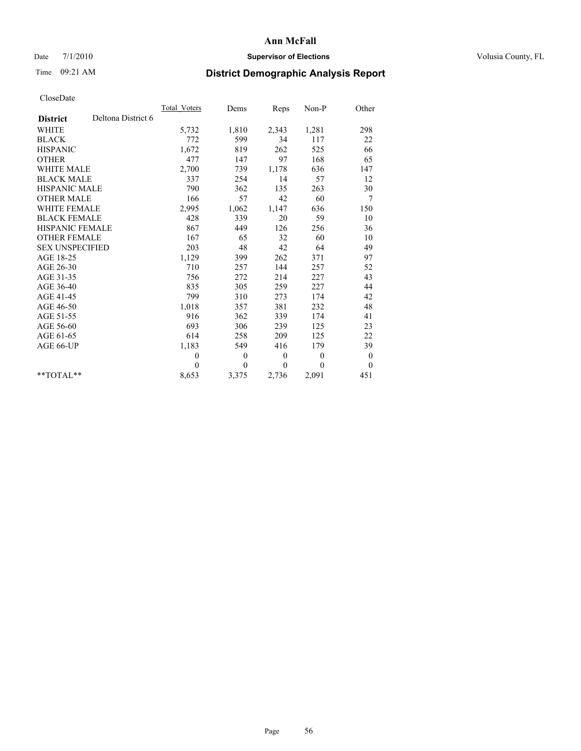# Ann McFall

Date 7/1/2010 **Supervisor of Elections** Volusia County, FL

Time 09:21 AM **District Demographic Analysis Report**

CloseDate

| | Total_Voters | Dems | Reps | Non-P | Other |
|---|---|---|---|---|---|
| **District** Deltona District 6 | | | | | |
| WHITE | 5,732 | 1,810 | 2,343 | 1,281 | 298 |
| BLACK | 772 | 599 | 34 | 117 | 22 |
| HISPANIC | 1,672 | 819 | 262 | 525 | 66 |
| OTHER | 477 | 147 | 97 | 168 | 65 |
| WHITE MALE | 2,700 | 739 | 1,178 | 636 | 147 |
| BLACK MALE | 337 | 254 | 14 | 57 | 12 |
| HISPANIC MALE | 790 | 362 | 135 | 263 | 30 |
| OTHER MALE | 166 | 57 | 42 | 60 | 7 |
| WHITE FEMALE | 2,995 | 1,062 | 1,147 | 636 | 150 |
| BLACK FEMALE | 428 | 339 | 20 | 59 | 10 |
| HISPANIC FEMALE | 867 | 449 | 126 | 256 | 36 |
| OTHER FEMALE | 167 | 65 | 32 | 60 | 10 |
| SEX UNSPECIFIED | 203 | 48 | 42 | 64 | 49 |
| AGE 18-25 | 1,129 | 399 | 262 | 371 | 97 |
| AGE 26-30 | 710 | 257 | 144 | 257 | 52 |
| AGE 31-35 | 756 | 272 | 214 | 227 | 43 |
| AGE 36-40 | 835 | 305 | 259 | 227 | 44 |
| AGE 41-45 | 799 | 310 | 273 | 174 | 42 |
| AGE 46-50 | 1,018 | 357 | 381 | 232 | 48 |
| AGE 51-55 | 916 | 362 | 339 | 174 | 41 |
| AGE 56-60 | 693 | 306 | 239 | 125 | 23 |
| AGE 61-65 | 614 | 258 | 209 | 125 | 22 |
| AGE 66-UP | 1,183 | 549 | 416 | 179 | 39 |
| | 0 | 0 | 0 | 0 | 0 |
| | 0 | 0 | 0 | 0 | 0 |
| **TOTAL** | 8,653 | 3,375 | 2,736 | 2,091 | 451 |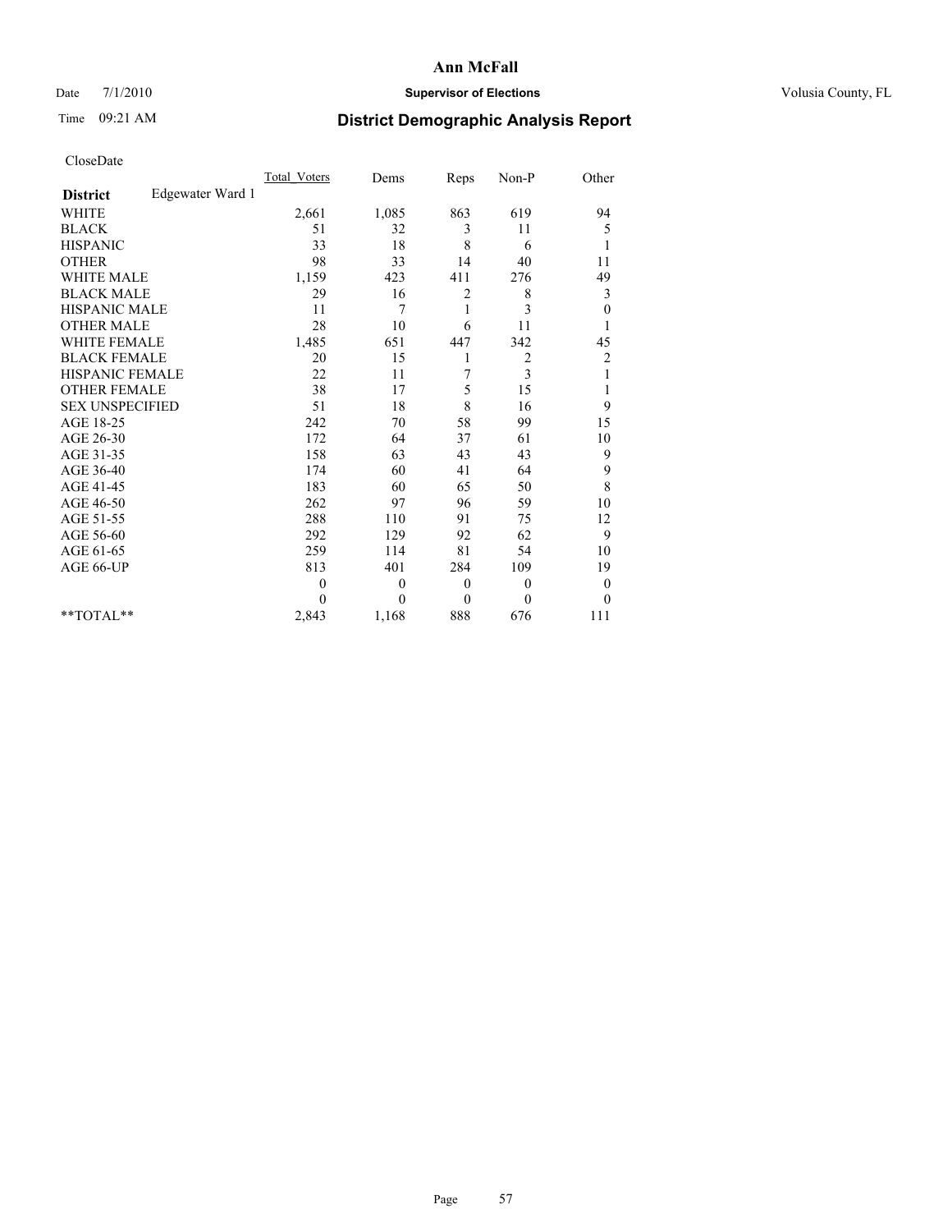# Ann McFall

Date 7/1/2010 **Supervisor of Elections** Volusia County, FL

Time 09:21 AM **District Demographic Analysis Report**

CloseDate

| **District** Edgewater Ward 1 | Total_Voters | Dems | Reps | Non-P | Other |
|---|---|---|---|---|---|
| WHITE | 2,661 | 1,085 | 863 | 619 | 94 |
| BLACK | 51 | 32 | 3 | 11 | 5 |
| HISPANIC | 33 | 18 | 8 | 6 | 1 |
| OTHER | 98 | 33 | 14 | 40 | 11 |
| WHITE MALE | 1,159 | 423 | 411 | 276 | 49 |
| BLACK MALE | 29 | 16 | 2 | 8 | 3 |
| HISPANIC MALE | 11 | 7 | 1 | 3 | 0 |
| OTHER MALE | 28 | 10 | 6 | 11 | 1 |
| WHITE FEMALE | 1,485 | 651 | 447 | 342 | 45 |
| BLACK FEMALE | 20 | 15 | 1 | 2 | 2 |
| HISPANIC FEMALE | 22 | 11 | 7 | 3 | 1 |
| OTHER FEMALE | 38 | 17 | 5 | 15 | 1 |
| SEX UNSPECIFIED | 51 | 18 | 8 | 16 | 9 |
| AGE 18-25 | 242 | 70 | 58 | 99 | 15 |
| AGE 26-30 | 172 | 64 | 37 | 61 | 10 |
| AGE 31-35 | 158 | 63 | 43 | 43 | 9 |
| AGE 36-40 | 174 | 60 | 41 | 64 | 9 |
| AGE 41-45 | 183 | 60 | 65 | 50 | 8 |
| AGE 46-50 | 262 | 97 | 96 | 59 | 10 |
| AGE 51-55 | 288 | 110 | 91 | 75 | 12 |
| AGE 56-60 | 292 | 129 | 92 | 62 | 9 |
| AGE 61-65 | 259 | 114 | 81 | 54 | 10 |
| AGE 66-UP | 813 | 401 | 284 | 109 | 19 |
| | 0 | 0 | 0 | 0 | 0 |
| | 0 | 0 | 0 | 0 | 0 |
| **TOTAL** | 2,843 | 1,168 | 888 | 676 | 111 |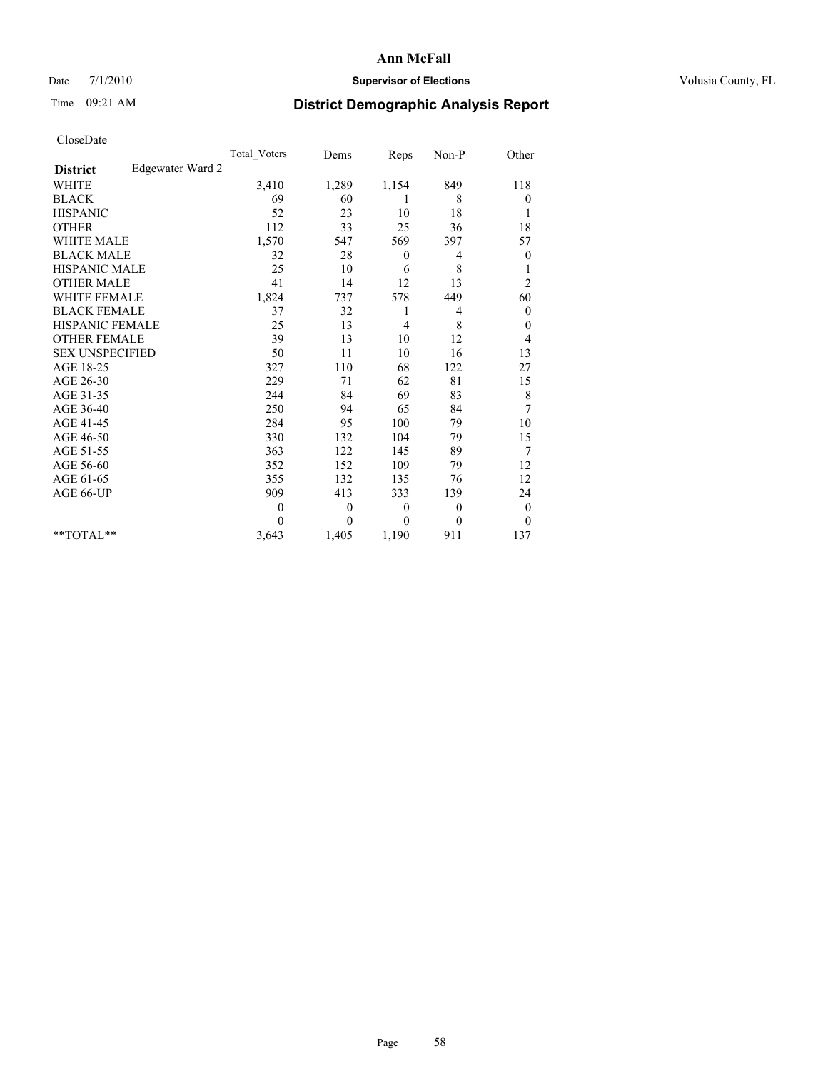**Ann McFall**

Date 7/1/2010 **Supervisor of Elections** Volusia County, FL

Time 09:21 AM **District Demographic Analysis Report**

CloseDate

| | Total_Voters | Dems | Reps | Non-P | Other |
|---|---|---|---|---|---|
| **District** Edgewater Ward 2 | | | | | |
| WHITE | 3,410 | 1,289 | 1,154 | 849 | 118 |
| BLACK | 69 | 60 | 1 | 8 | 0 |
| HISPANIC | 52 | 23 | 10 | 18 | 1 |
| OTHER | 112 | 33 | 25 | 36 | 18 |
| WHITE MALE | 1,570 | 547 | 569 | 397 | 57 |
| BLACK MALE | 32 | 28 | 0 | 4 | 0 |
| HISPANIC MALE | 25 | 10 | 6 | 8 | 1 |
| OTHER MALE | 41 | 14 | 12 | 13 | 2 |
| WHITE FEMALE | 1,824 | 737 | 578 | 449 | 60 |
| BLACK FEMALE | 37 | 32 | 1 | 4 | 0 |
| HISPANIC FEMALE | 25 | 13 | 4 | 8 | 0 |
| OTHER FEMALE | 39 | 13 | 10 | 12 | 4 |
| SEX UNSPECIFIED | 50 | 11 | 10 | 16 | 13 |
| AGE 18-25 | 327 | 110 | 68 | 122 | 27 |
| AGE 26-30 | 229 | 71 | 62 | 81 | 15 |
| AGE 31-35 | 244 | 84 | 69 | 83 | 8 |
| AGE 36-40 | 250 | 94 | 65 | 84 | 7 |
| AGE 41-45 | 284 | 95 | 100 | 79 | 10 |
| AGE 46-50 | 330 | 132 | 104 | 79 | 15 |
| AGE 51-55 | 363 | 122 | 145 | 89 | 7 |
| AGE 56-60 | 352 | 152 | 109 | 79 | 12 |
| AGE 61-65 | 355 | 132 | 135 | 76 | 12 |
| AGE 66-UP | 909 | 413 | 333 | 139 | 24 |
| | 0 | 0 | 0 | 0 | 0 |
| | 0 | 0 | 0 | 0 | 0 |
| **TOTAL** | 3,643 | 1,405 | 1,190 | 911 | 137 |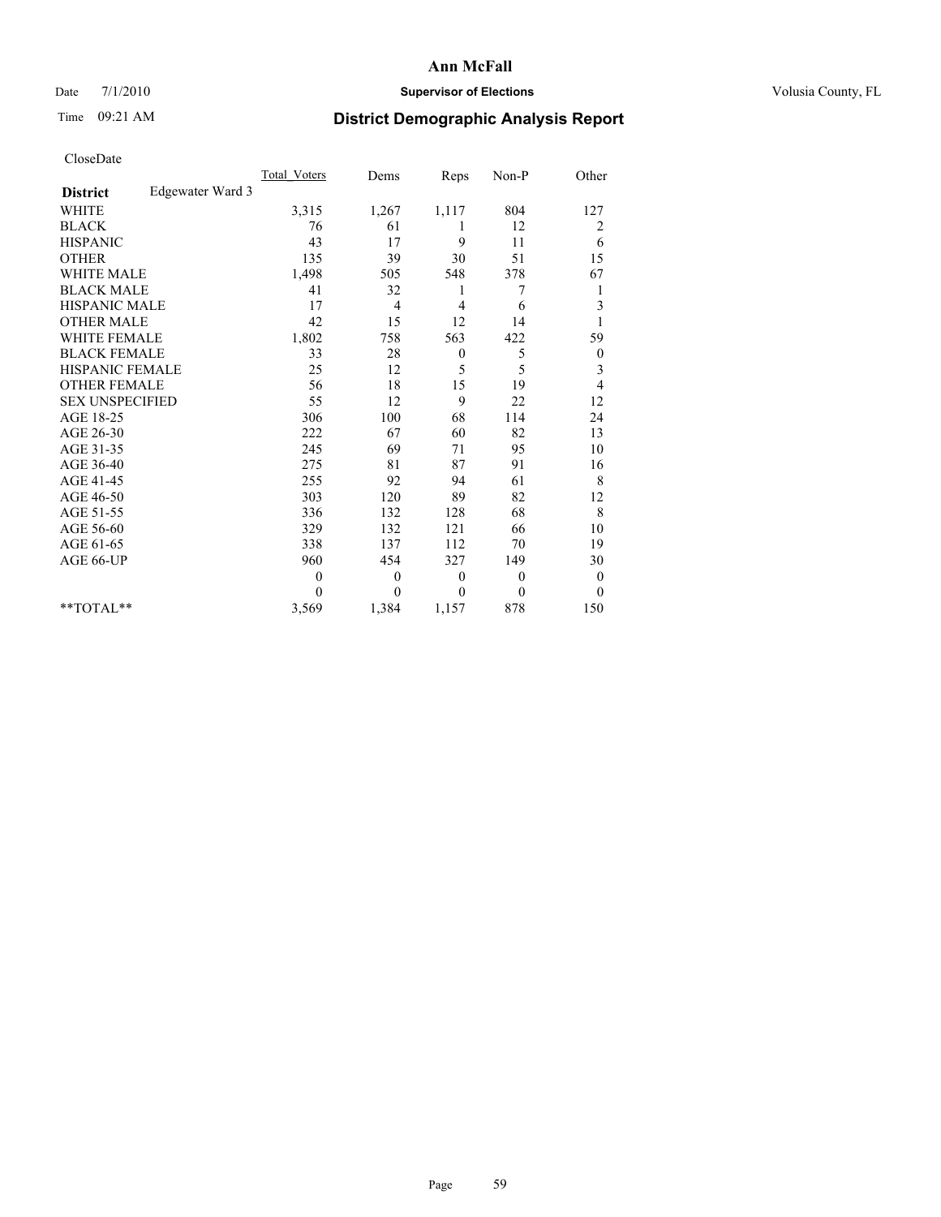# Ann McFall

Date 7/1/2010 **Supervisor of Elections** Volusia County, FL

Time 09:21 AM **District Demographic Analysis Report**

CloseDate

| | Total_Voters | Dems | Reps | Non-P | Other |
|---|---|---|---|---|---|
| **District** Edgewater Ward 3 | | | | | |
| WHITE | 3,315 | 1,267 | 1,117 | 804 | 127 |
| BLACK | 76 | 61 | 1 | 12 | 2 |
| HISPANIC | 43 | 17 | 9 | 11 | 6 |
| OTHER | 135 | 39 | 30 | 51 | 15 |
| WHITE MALE | 1,498 | 505 | 548 | 378 | 67 |
| BLACK MALE | 41 | 32 | 1 | 7 | 1 |
| HISPANIC MALE | 17 | 4 | 4 | 6 | 3 |
| OTHER MALE | 42 | 15 | 12 | 14 | 1 |
| WHITE FEMALE | 1,802 | 758 | 563 | 422 | 59 |
| BLACK FEMALE | 33 | 28 | 0 | 5 | 0 |
| HISPANIC FEMALE | 25 | 12 | 5 | 5 | 3 |
| OTHER FEMALE | 56 | 18 | 15 | 19 | 4 |
| SEX UNSPECIFIED | 55 | 12 | 9 | 22 | 12 |
| AGE 18-25 | 306 | 100 | 68 | 114 | 24 |
| AGE 26-30 | 222 | 67 | 60 | 82 | 13 |
| AGE 31-35 | 245 | 69 | 71 | 95 | 10 |
| AGE 36-40 | 275 | 81 | 87 | 91 | 16 |
| AGE 41-45 | 255 | 92 | 94 | 61 | 8 |
| AGE 46-50 | 303 | 120 | 89 | 82 | 12 |
| AGE 51-55 | 336 | 132 | 128 | 68 | 8 |
| AGE 56-60 | 329 | 132 | 121 | 66 | 10 |
| AGE 61-65 | 338 | 137 | 112 | 70 | 19 |
| AGE 66-UP | 960 | 454 | 327 | 149 | 30 |
| | 0 | 0 | 0 | 0 | 0 |
| | 0 | 0 | 0 | 0 | 0 |
| **TOTAL** | 3,569 | 1,384 | 1,157 | 878 | 150 |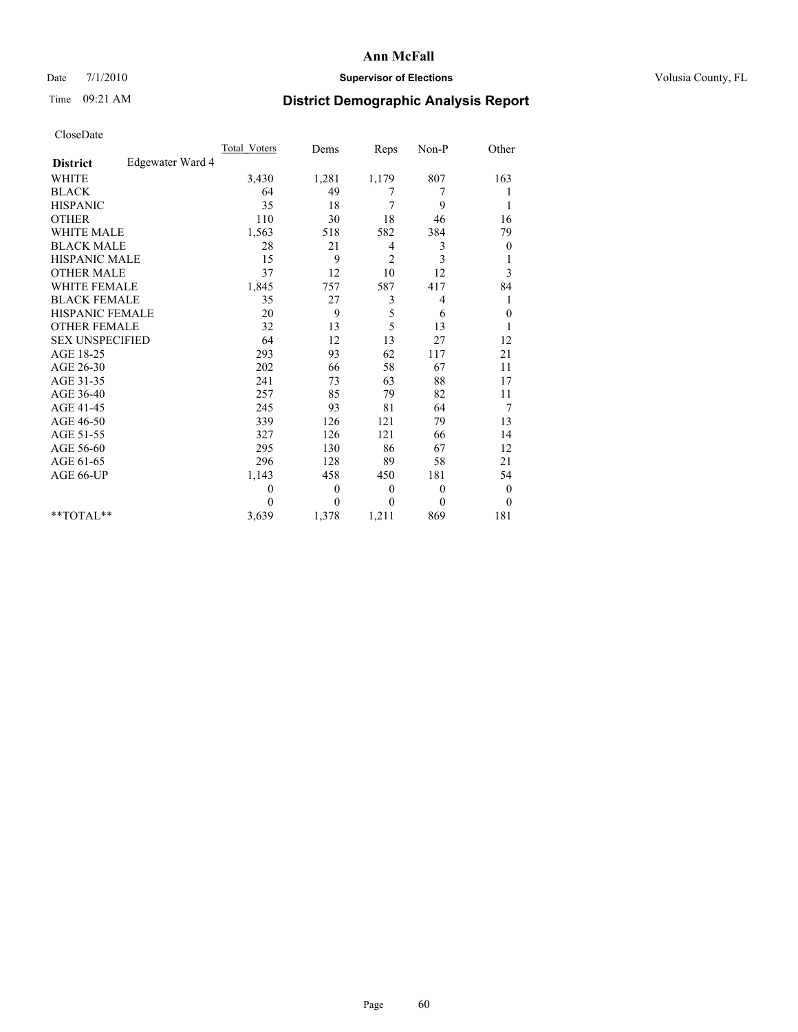# Ann McFall

Date 7/1/2010 **Supervisor of Elections** Volusia County, FL

Time 09:21 AM **District Demographic Analysis Report**

CloseDate

| | Total_Voters | Dems | Reps | Non-P | Other |
|---|---|---|---|---|---|
| **District** Edgewater Ward 4 | | | | | |
| WHITE | 3,430 | 1,281 | 1,179 | 807 | 163 |
| BLACK | 64 | 49 | 7 | 7 | 1 |
| HISPANIC | 35 | 18 | 7 | 9 | 1 |
| OTHER | 110 | 30 | 18 | 46 | 16 |
| WHITE MALE | 1,563 | 518 | 582 | 384 | 79 |
| BLACK MALE | 28 | 21 | 4 | 3 | 0 |
| HISPANIC MALE | 15 | 9 | 2 | 3 | 1 |
| OTHER MALE | 37 | 12 | 10 | 12 | 3 |
| WHITE FEMALE | 1,845 | 757 | 587 | 417 | 84 |
| BLACK FEMALE | 35 | 27 | 3 | 4 | 1 |
| HISPANIC FEMALE | 20 | 9 | 5 | 6 | 0 |
| OTHER FEMALE | 32 | 13 | 5 | 13 | 1 |
| SEX UNSPECIFIED | 64 | 12 | 13 | 27 | 12 |
| AGE 18-25 | 293 | 93 | 62 | 117 | 21 |
| AGE 26-30 | 202 | 66 | 58 | 67 | 11 |
| AGE 31-35 | 241 | 73 | 63 | 88 | 17 |
| AGE 36-40 | 257 | 85 | 79 | 82 | 11 |
| AGE 41-45 | 245 | 93 | 81 | 64 | 7 |
| AGE 46-50 | 339 | 126 | 121 | 79 | 13 |
| AGE 51-55 | 327 | 126 | 121 | 66 | 14 |
| AGE 56-60 | 295 | 130 | 86 | 67 | 12 |
| AGE 61-65 | 296 | 128 | 89 | 58 | 21 |
| AGE 66-UP | 1,143 | 458 | 450 | 181 | 54 |
| | 0 | 0 | 0 | 0 | 0 |
| | 0 | 0 | 0 | 0 | 0 |
| **TOTAL** | 3,639 | 1,378 | 1,211 | 869 | 181 |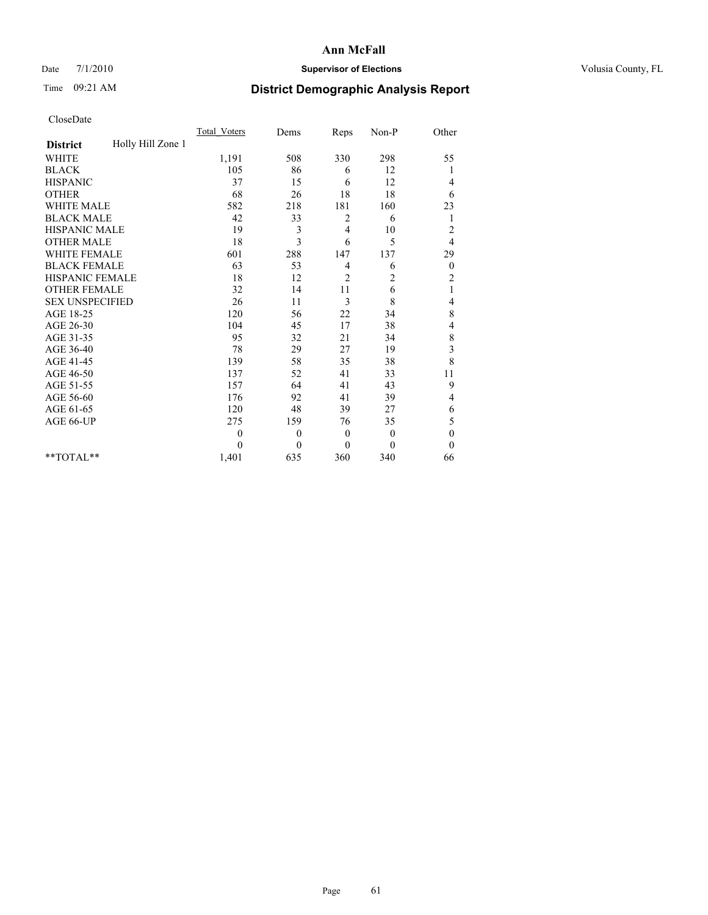# Ann McFall

Date 7/1/2010 **Supervisor of Elections** Volusia County, FL

Time 09:21 AM **District Demographic Analysis Report**

CloseDate

| | Total_Voters | Dems | Reps | Non-P | Other |
|---|---|---|---|---|---|
| **District** Holly Hill Zone 1 | | | | | |
| WHITE | 1,191 | 508 | 330 | 298 | 55 |
| BLACK | 105 | 86 | 6 | 12 | 1 |
| HISPANIC | 37 | 15 | 6 | 12 | 4 |
| OTHER | 68 | 26 | 18 | 18 | 6 |
| WHITE MALE | 582 | 218 | 181 | 160 | 23 |
| BLACK MALE | 42 | 33 | 2 | 6 | 1 |
| HISPANIC MALE | 19 | 3 | 4 | 10 | 2 |
| OTHER MALE | 18 | 3 | 6 | 5 | 4 |
| WHITE FEMALE | 601 | 288 | 147 | 137 | 29 |
| BLACK FEMALE | 63 | 53 | 4 | 6 | 0 |
| HISPANIC FEMALE | 18 | 12 | 2 | 2 | 2 |
| OTHER FEMALE | 32 | 14 | 11 | 6 | 1 |
| SEX UNSPECIFIED | 26 | 11 | 3 | 8 | 4 |
| AGE 18-25 | 120 | 56 | 22 | 34 | 8 |
| AGE 26-30 | 104 | 45 | 17 | 38 | 4 |
| AGE 31-35 | 95 | 32 | 21 | 34 | 8 |
| AGE 36-40 | 78 | 29 | 27 | 19 | 3 |
| AGE 41-45 | 139 | 58 | 35 | 38 | 8 |
| AGE 46-50 | 137 | 52 | 41 | 33 | 11 |
| AGE 51-55 | 157 | 64 | 41 | 43 | 9 |
| AGE 56-60 | 176 | 92 | 41 | 39 | 4 |
| AGE 61-65 | 120 | 48 | 39 | 27 | 6 |
| AGE 66-UP | 275 | 159 | 76 | 35 | 5 |
| | 0 | 0 | 0 | 0 | 0 |
| | 0 | 0 | 0 | 0 | 0 |
| **TOTAL** | 1,401 | 635 | 360 | 340 | 66 |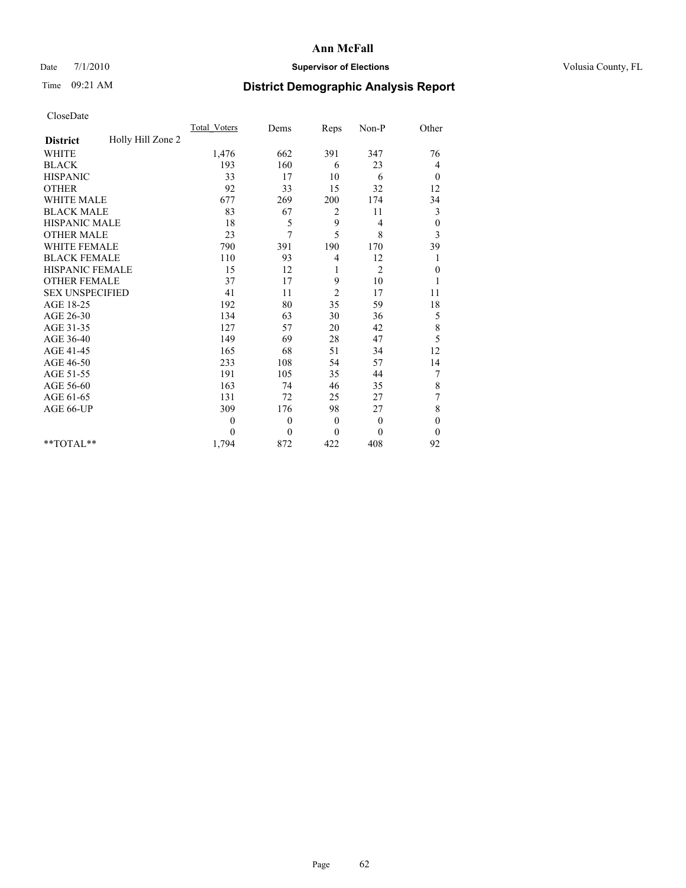# Ann McFall

Date 7/1/2010 **Supervisor of Elections** Volusia County, FL

Time 09:21 AM **District Demographic Analysis Report**

CloseDate

| | Total_Voters | Dems | Reps | Non-P | Other |
|---|---|---|---|---|---|
| **District** Holly Hill Zone 2 | | | | | |
| WHITE | 1,476 | 662 | 391 | 347 | 76 |
| BLACK | 193 | 160 | 6 | 23 | 4 |
| HISPANIC | 33 | 17 | 10 | 6 | 0 |
| OTHER | 92 | 33 | 15 | 32 | 12 |
| WHITE MALE | 677 | 269 | 200 | 174 | 34 |
| BLACK MALE | 83 | 67 | 2 | 11 | 3 |
| HISPANIC MALE | 18 | 5 | 9 | 4 | 0 |
| OTHER MALE | 23 | 7 | 5 | 8 | 3 |
| WHITE FEMALE | 790 | 391 | 190 | 170 | 39 |
| BLACK FEMALE | 110 | 93 | 4 | 12 | 1 |
| HISPANIC FEMALE | 15 | 12 | 1 | 2 | 0 |
| OTHER FEMALE | 37 | 17 | 9 | 10 | 1 |
| SEX UNSPECIFIED | 41 | 11 | 2 | 17 | 11 |
| AGE 18-25 | 192 | 80 | 35 | 59 | 18 |
| AGE 26-30 | 134 | 63 | 30 | 36 | 5 |
| AGE 31-35 | 127 | 57 | 20 | 42 | 8 |
| AGE 36-40 | 149 | 69 | 28 | 47 | 5 |
| AGE 41-45 | 165 | 68 | 51 | 34 | 12 |
| AGE 46-50 | 233 | 108 | 54 | 57 | 14 |
| AGE 51-55 | 191 | 105 | 35 | 44 | 7 |
| AGE 56-60 | 163 | 74 | 46 | 35 | 8 |
| AGE 61-65 | 131 | 72 | 25 | 27 | 7 |
| AGE 66-UP | 309 | 176 | 98 | 27 | 8 |
| | 0 | 0 | 0 | 0 | 0 |
| | 0 | 0 | 0 | 0 | 0 |
| **TOTAL** | 1,794 | 872 | 422 | 408 | 92 |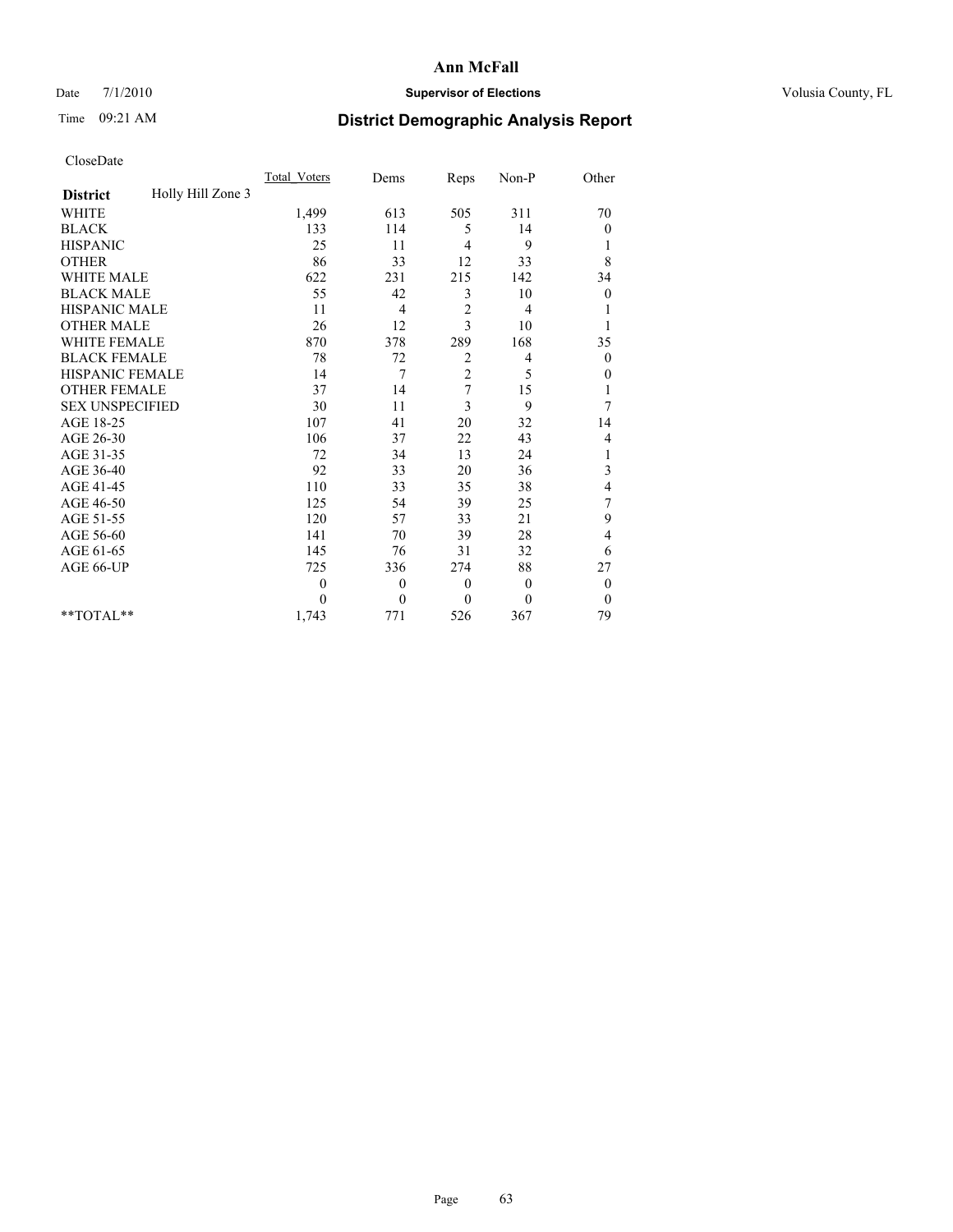**Ann McFall**

Date 7/1/2010 **Supervisor of Elections** Volusia County, FL

Time 09:21 AM **District Demographic Analysis Report**

CloseDate

| **District** Holly Hill Zone 3 | Total_Voters | Dems | Reps | Non-P | Other |
|---|---|---|---|---|---|
| WHITE | 1,499 | 613 | 505 | 311 | 70 |
| BLACK | 133 | 114 | 5 | 14 | 0 |
| HISPANIC | 25 | 11 | 4 | 9 | 1 |
| OTHER | 86 | 33 | 12 | 33 | 8 |
| WHITE MALE | 622 | 231 | 215 | 142 | 34 |
| BLACK MALE | 55 | 42 | 3 | 10 | 0 |
| HISPANIC MALE | 11 | 4 | 2 | 4 | 1 |
| OTHER MALE | 26 | 12 | 3 | 10 | 1 |
| WHITE FEMALE | 870 | 378 | 289 | 168 | 35 |
| BLACK FEMALE | 78 | 72 | 2 | 4 | 0 |
| HISPANIC FEMALE | 14 | 7 | 2 | 5 | 0 |
| OTHER FEMALE | 37 | 14 | 7 | 15 | 1 |
| SEX UNSPECIFIED | 30 | 11 | 3 | 9 | 7 |
| AGE 18-25 | 107 | 41 | 20 | 32 | 14 |
| AGE 26-30 | 106 | 37 | 22 | 43 | 4 |
| AGE 31-35 | 72 | 34 | 13 | 24 | 1 |
| AGE 36-40 | 92 | 33 | 20 | 36 | 3 |
| AGE 41-45 | 110 | 33 | 35 | 38 | 4 |
| AGE 46-50 | 125 | 54 | 39 | 25 | 7 |
| AGE 51-55 | 120 | 57 | 33 | 21 | 9 |
| AGE 56-60 | 141 | 70 | 39 | 28 | 4 |
| AGE 61-65 | 145 | 76 | 31 | 32 | 6 |
| AGE 66-UP | 725 | 336 | 274 | 88 | 27 |
| | 0 | 0 | 0 | 0 | 0 |
| | 0 | 0 | 0 | 0 | 0 |
| **TOTAL** | 1,743 | 771 | 526 | 367 | 79 |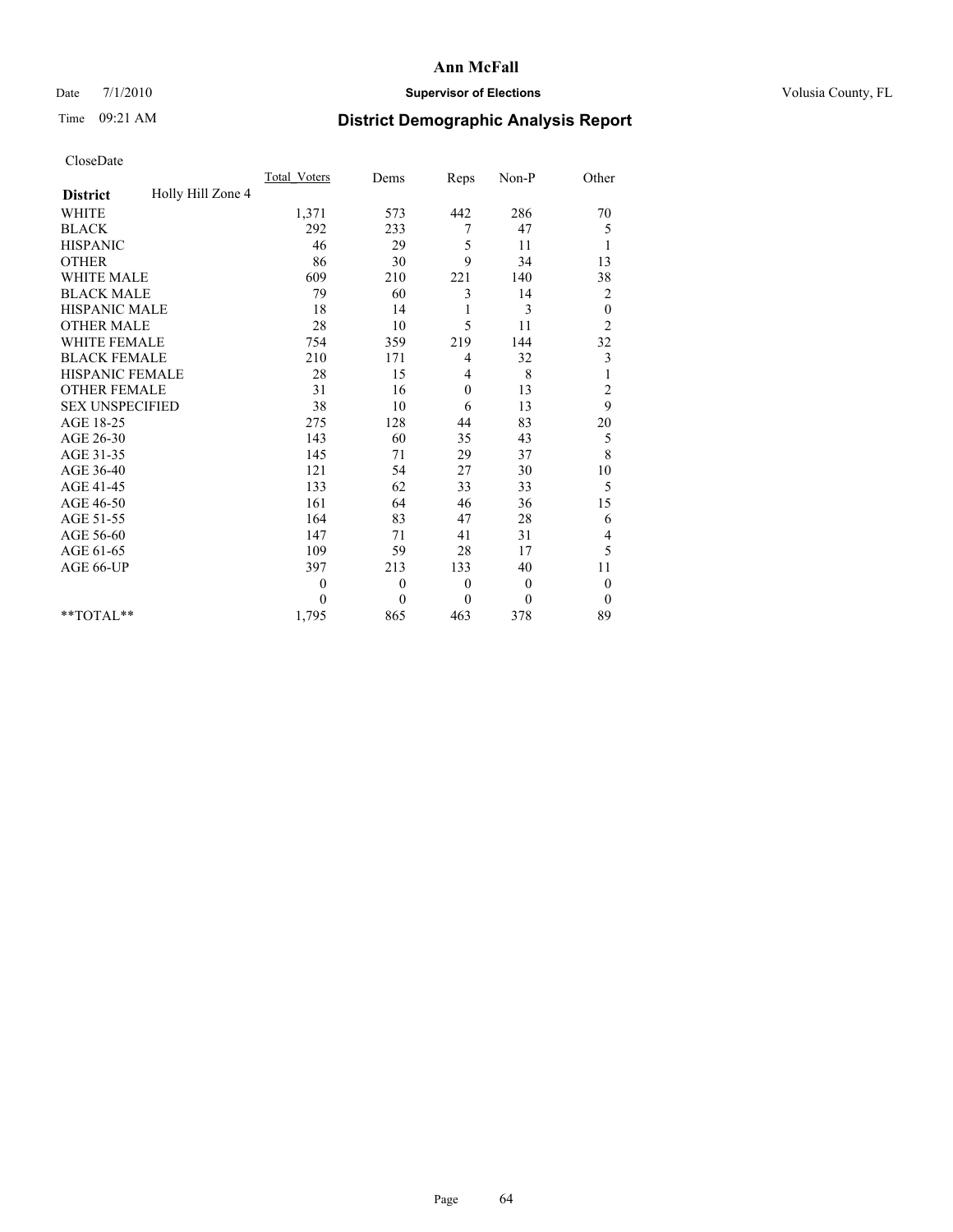# Ann McFall

Date 7/1/2010 **Supervisor of Elections** Volusia County, FL

Time 09:21 AM **District Demographic Analysis Report**

CloseDate

| **District** Holly Hill Zone 4 | Total_Voters | Dems | Reps | Non-P | Other |
|---|---|---|---|---|---|
| WHITE | 1,371 | 573 | 442 | 286 | 70 |
| BLACK | 292 | 233 | 7 | 47 | 5 |
| HISPANIC | 46 | 29 | 5 | 11 | 1 |
| OTHER | 86 | 30 | 9 | 34 | 13 |
| WHITE MALE | 609 | 210 | 221 | 140 | 38 |
| BLACK MALE | 79 | 60 | 3 | 14 | 2 |
| HISPANIC MALE | 18 | 14 | 1 | 3 | 0 |
| OTHER MALE | 28 | 10 | 5 | 11 | 2 |
| WHITE FEMALE | 754 | 359 | 219 | 144 | 32 |
| BLACK FEMALE | 210 | 171 | 4 | 32 | 3 |
| HISPANIC FEMALE | 28 | 15 | 4 | 8 | 1 |
| OTHER FEMALE | 31 | 16 | 0 | 13 | 2 |
| SEX UNSPECIFIED | 38 | 10 | 6 | 13 | 9 |
| AGE 18-25 | 275 | 128 | 44 | 83 | 20 |
| AGE 26-30 | 143 | 60 | 35 | 43 | 5 |
| AGE 31-35 | 145 | 71 | 29 | 37 | 8 |
| AGE 36-40 | 121 | 54 | 27 | 30 | 10 |
| AGE 41-45 | 133 | 62 | 33 | 33 | 5 |
| AGE 46-50 | 161 | 64 | 46 | 36 | 15 |
| AGE 51-55 | 164 | 83 | 47 | 28 | 6 |
| AGE 56-60 | 147 | 71 | 41 | 31 | 4 |
| AGE 61-65 | 109 | 59 | 28 | 17 | 5 |
| AGE 66-UP | 397 | 213 | 133 | 40 | 11 |
| | 0 | 0 | 0 | 0 | 0 |
| | 0 | 0 | 0 | 0 | 0 |
| **TOTAL** | 1,795 | 865 | 463 | 378 | 89 |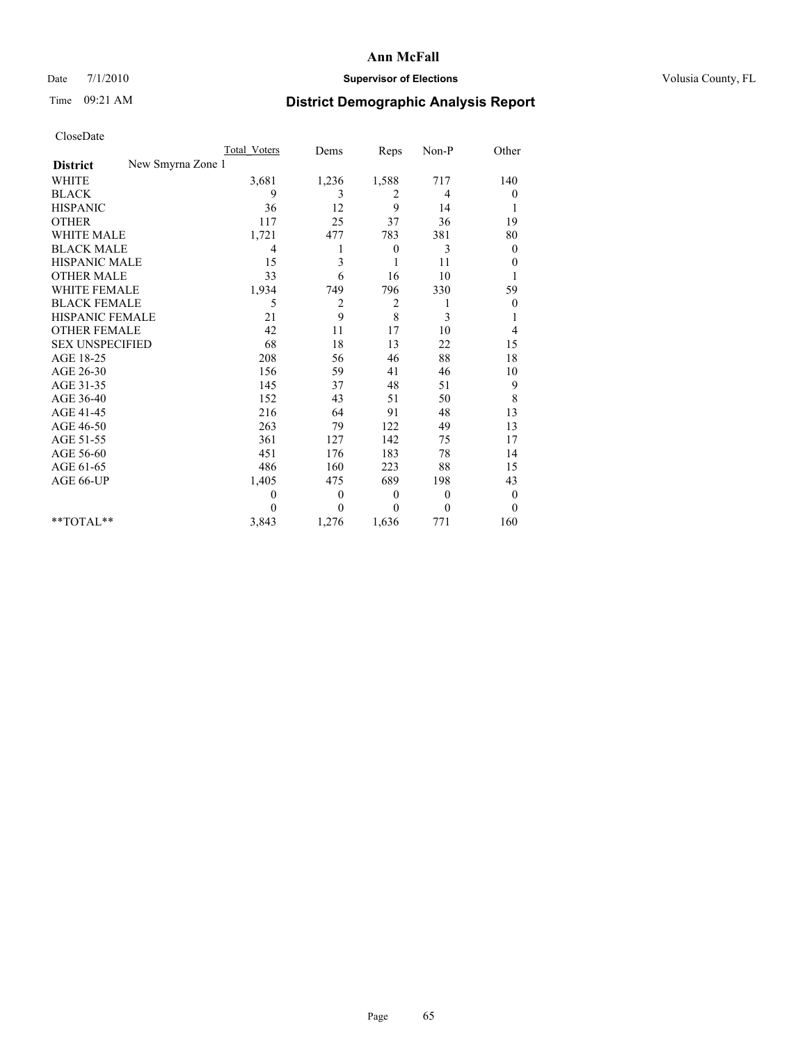**Ann McFall**

Date 7/1/2010 **Supervisor of Elections** Volusia County, FL

Time 09:21 AM

# District Demographic Analysis Report

CloseDate

| | Total_Voters | Dems | Reps | Non-P | Other |
|---|---|---|---|---|---|
| **District** New Smyrna Zone 1 | | | | | |
| WHITE | 3,681 | 1,236 | 1,588 | 717 | 140 |
| BLACK | 9 | 3 | 2 | 4 | 0 |
| HISPANIC | 36 | 12 | 9 | 14 | 1 |
| OTHER | 117 | 25 | 37 | 36 | 19 |
| WHITE MALE | 1,721 | 477 | 783 | 381 | 80 |
| BLACK MALE | 4 | 1 | 0 | 3 | 0 |
| HISPANIC MALE | 15 | 3 | 1 | 11 | 0 |
| OTHER MALE | 33 | 6 | 16 | 10 | 1 |
| WHITE FEMALE | 1,934 | 749 | 796 | 330 | 59 |
| BLACK FEMALE | 5 | 2 | 2 | 1 | 0 |
| HISPANIC FEMALE | 21 | 9 | 8 | 3 | 1 |
| OTHER FEMALE | 42 | 11 | 17 | 10 | 4 |
| SEX UNSPECIFIED | 68 | 18 | 13 | 22 | 15 |
| AGE 18-25 | 208 | 56 | 46 | 88 | 18 |
| AGE 26-30 | 156 | 59 | 41 | 46 | 10 |
| AGE 31-35 | 145 | 37 | 48 | 51 | 9 |
| AGE 36-40 | 152 | 43 | 51 | 50 | 8 |
| AGE 41-45 | 216 | 64 | 91 | 48 | 13 |
| AGE 46-50 | 263 | 79 | 122 | 49 | 13 |
| AGE 51-55 | 361 | 127 | 142 | 75 | 17 |
| AGE 56-60 | 451 | 176 | 183 | 78 | 14 |
| AGE 61-65 | 486 | 160 | 223 | 88 | 15 |
| AGE 66-UP | 1,405 | 475 | 689 | 198 | 43 |
| | 0 | 0 | 0 | 0 | 0 |
| | 0 | 0 | 0 | 0 | 0 |
| **TOTAL** | 3,843 | 1,276 | 1,636 | 771 | 160 |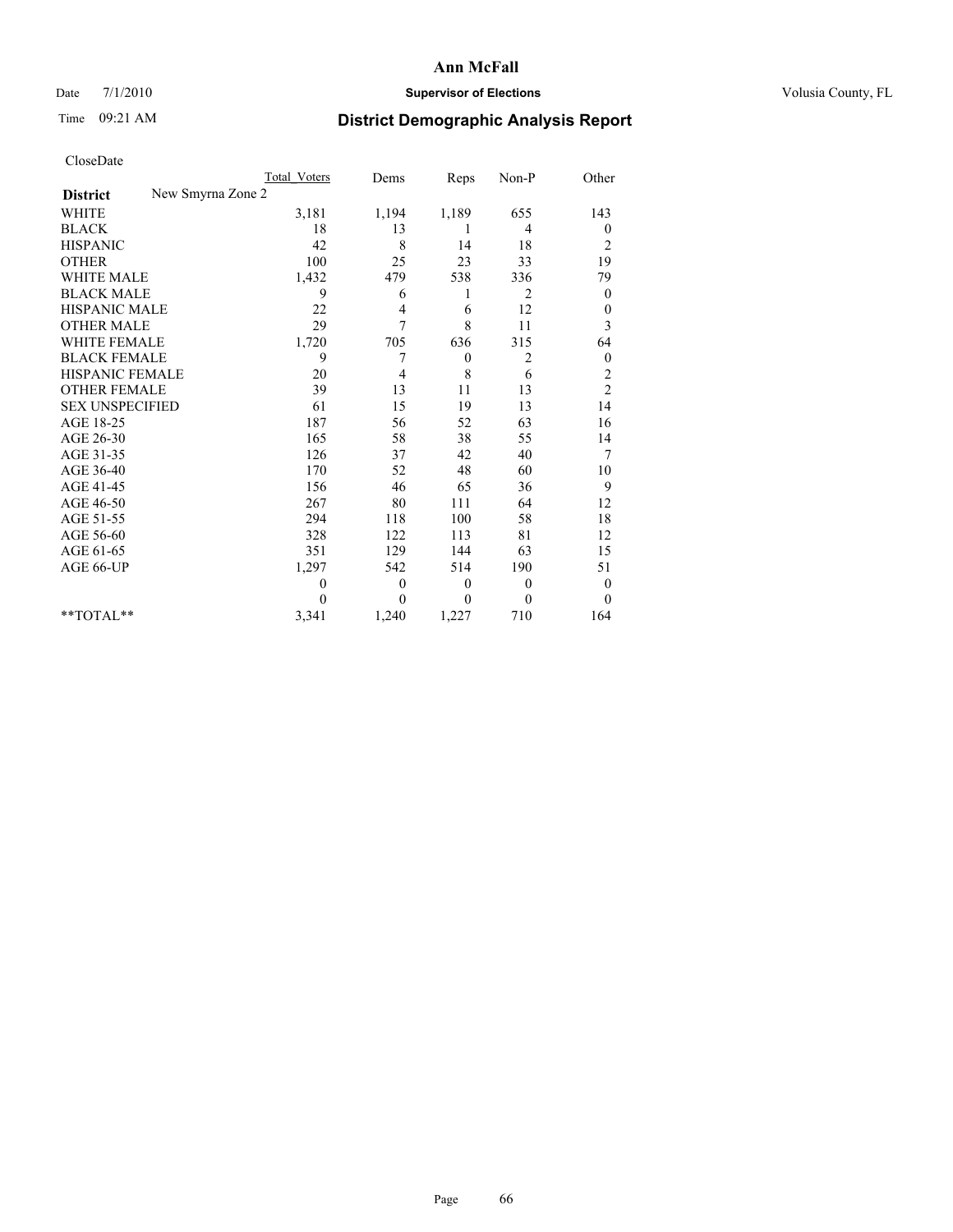# Ann McFall

Date 7/1/2010 **Supervisor of Elections** Volusia County, FL

Time 09:21 AM **District Demographic Analysis Report**

CloseDate

| | Total Voters | Dems | Reps | Non-P | Other |
|---|---|---|---|---|---|
| **District** New Smyrna Zone 2 | | | | | |
| WHITE | 3,181 | 1,194 | 1,189 | 655 | 143 |
| BLACK | 18 | 13 | 1 | 4 | 0 |
| HISPANIC | 42 | 8 | 14 | 18 | 2 |
| OTHER | 100 | 25 | 23 | 33 | 19 |
| WHITE MALE | 1,432 | 479 | 538 | 336 | 79 |
| BLACK MALE | 9 | 6 | 1 | 2 | 0 |
| HISPANIC MALE | 22 | 4 | 6 | 12 | 0 |
| OTHER MALE | 29 | 7 | 8 | 11 | 3 |
| WHITE FEMALE | 1,720 | 705 | 636 | 315 | 64 |
| BLACK FEMALE | 9 | 7 | 0 | 2 | 0 |
| HISPANIC FEMALE | 20 | 4 | 8 | 6 | 2 |
| OTHER FEMALE | 39 | 13 | 11 | 13 | 2 |
| SEX UNSPECIFIED | 61 | 15 | 19 | 13 | 14 |
| AGE 18-25 | 187 | 56 | 52 | 63 | 16 |
| AGE 26-30 | 165 | 58 | 38 | 55 | 14 |
| AGE 31-35 | 126 | 37 | 42 | 40 | 7 |
| AGE 36-40 | 170 | 52 | 48 | 60 | 10 |
| AGE 41-45 | 156 | 46 | 65 | 36 | 9 |
| AGE 46-50 | 267 | 80 | 111 | 64 | 12 |
| AGE 51-55 | 294 | 118 | 100 | 58 | 18 |
| AGE 56-60 | 328 | 122 | 113 | 81 | 12 |
| AGE 61-65 | 351 | 129 | 144 | 63 | 15 |
| AGE 66-UP | 1,297 | 542 | 514 | 190 | 51 |
| | 0 | 0 | 0 | 0 | 0 |
| | 0 | 0 | 0 | 0 | 0 |
| **TOTAL** | 3,341 | 1,240 | 1,227 | 710 | 164 |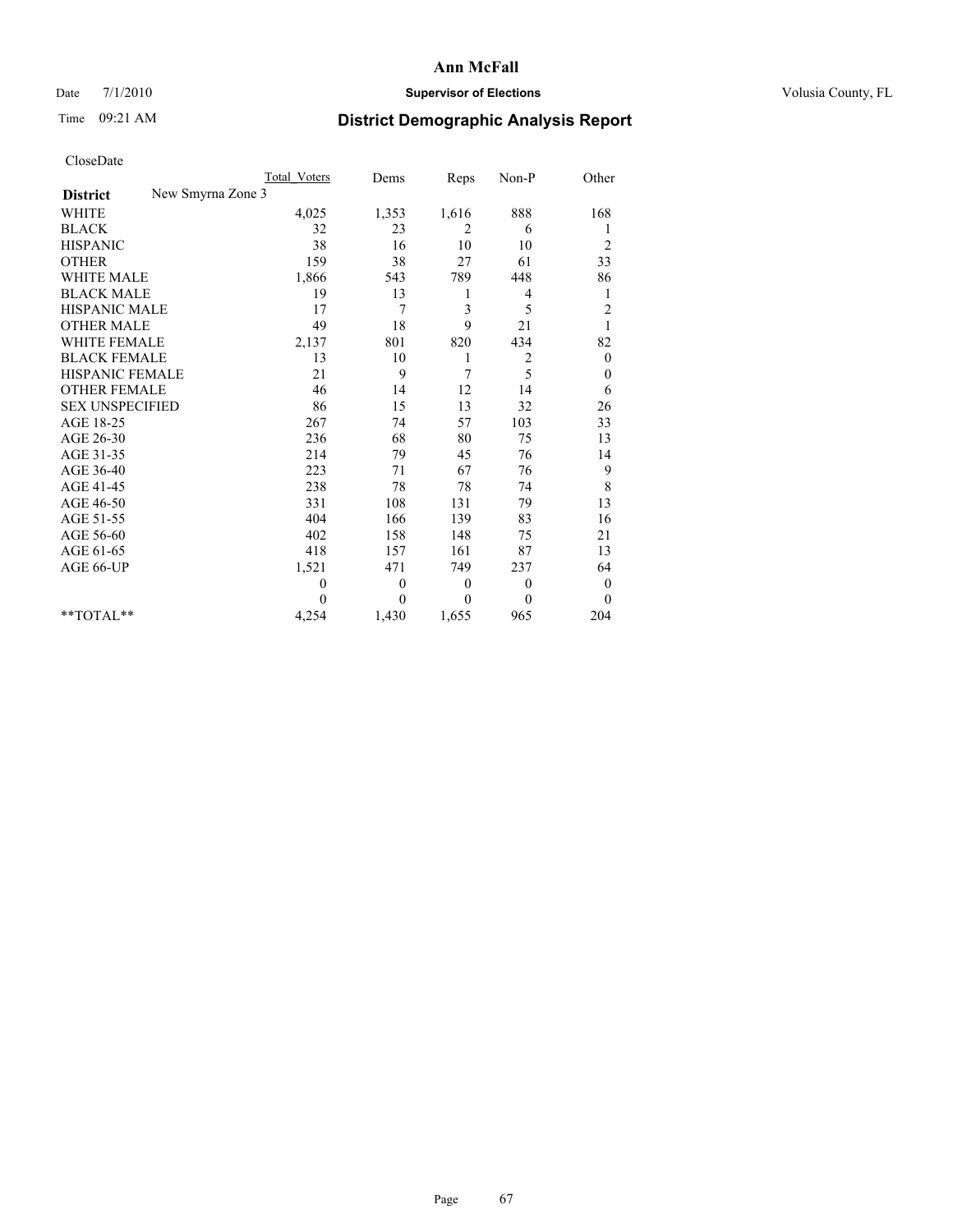# Ann McFall

Date 7/1/2010 **Supervisor of Elections** Volusia County, FL

Time 09:21 AM

## District Demographic Analysis Report

CloseDate

| | Total_Voters | Dems | Reps | Non-P | Other |
|---|---|---|---|---|---|
| **District** New Smyrna Zone 3 | | | | | |
| WHITE | 4,025 | 1,353 | 1,616 | 888 | 168 |
| BLACK | 32 | 23 | 2 | 6 | 1 |
| HISPANIC | 38 | 16 | 10 | 10 | 2 |
| OTHER | 159 | 38 | 27 | 61 | 33 |
| WHITE MALE | 1,866 | 543 | 789 | 448 | 86 |
| BLACK MALE | 19 | 13 | 1 | 4 | 1 |
| HISPANIC MALE | 17 | 7 | 3 | 5 | 2 |
| OTHER MALE | 49 | 18 | 9 | 21 | 1 |
| WHITE FEMALE | 2,137 | 801 | 820 | 434 | 82 |
| BLACK FEMALE | 13 | 10 | 1 | 2 | 0 |
| HISPANIC FEMALE | 21 | 9 | 7 | 5 | 0 |
| OTHER FEMALE | 46 | 14 | 12 | 14 | 6 |
| SEX UNSPECIFIED | 86 | 15 | 13 | 32 | 26 |
| AGE 18-25 | 267 | 74 | 57 | 103 | 33 |
| AGE 26-30 | 236 | 68 | 80 | 75 | 13 |
| AGE 31-35 | 214 | 79 | 45 | 76 | 14 |
| AGE 36-40 | 223 | 71 | 67 | 76 | 9 |
| AGE 41-45 | 238 | 78 | 78 | 74 | 8 |
| AGE 46-50 | 331 | 108 | 131 | 79 | 13 |
| AGE 51-55 | 404 | 166 | 139 | 83 | 16 |
| AGE 56-60 | 402 | 158 | 148 | 75 | 21 |
| AGE 61-65 | 418 | 157 | 161 | 87 | 13 |
| AGE 66-UP | 1,521 | 471 | 749 | 237 | 64 |
| | 0 | 0 | 0 | 0 | 0 |
| | 0 | 0 | 0 | 0 | 0 |
| **TOTAL** | 4,254 | 1,430 | 1,655 | 965 | 204 |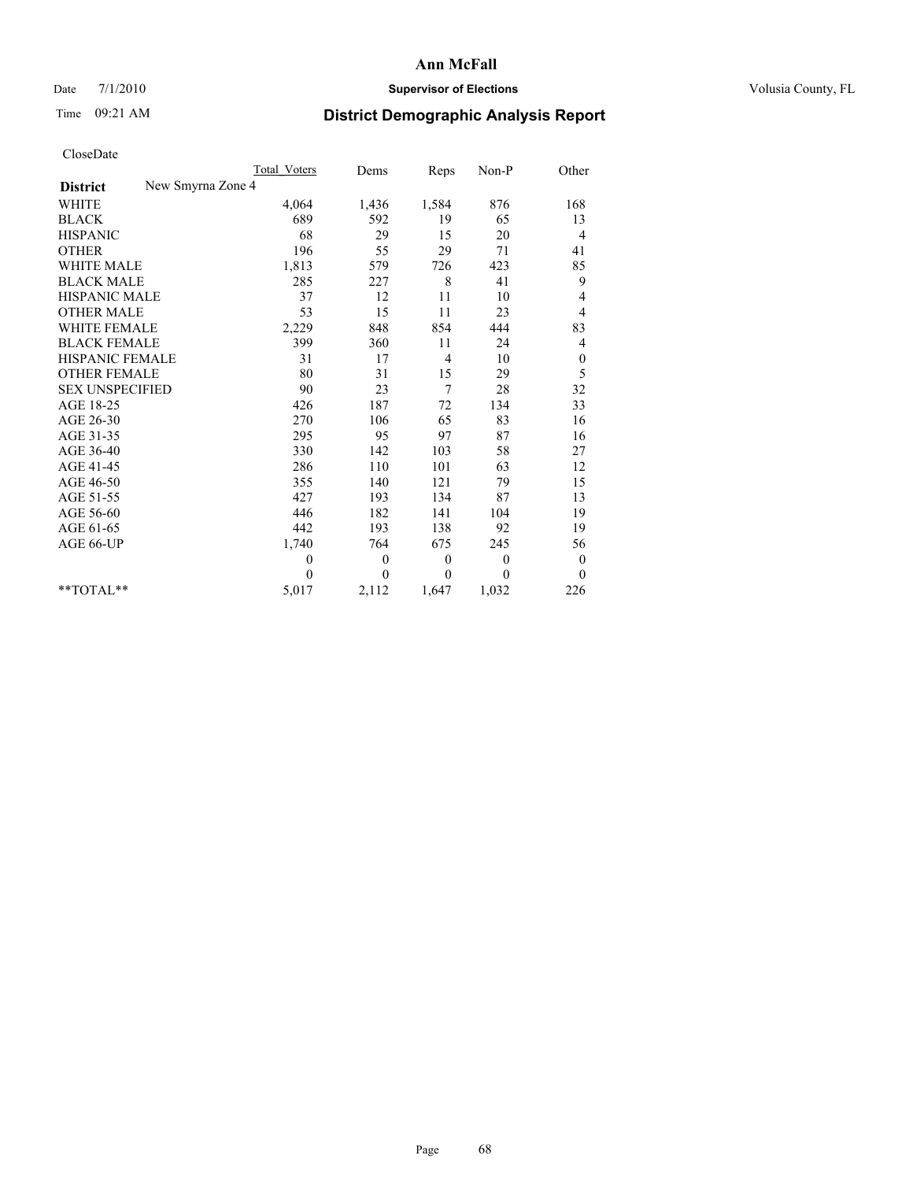# Ann McFall

Date 7/1/2010 **Supervisor of Elections** Volusia County, FL

Time 09:21 AM

## District Demographic Analysis Report

CloseDate

| | Total Voters | Dems | Reps | Non-P | Other |
|---|---|---|---|---|---|
| **District** New Smyrna Zone 4 | | | | | |
| WHITE | 4,064 | 1,436 | 1,584 | 876 | 168 |
| BLACK | 689 | 592 | 19 | 65 | 13 |
| HISPANIC | 68 | 29 | 15 | 20 | 4 |
| OTHER | 196 | 55 | 29 | 71 | 41 |
| WHITE MALE | 1,813 | 579 | 726 | 423 | 85 |
| BLACK MALE | 285 | 227 | 8 | 41 | 9 |
| HISPANIC MALE | 37 | 12 | 11 | 10 | 4 |
| OTHER MALE | 53 | 15 | 11 | 23 | 4 |
| WHITE FEMALE | 2,229 | 848 | 854 | 444 | 83 |
| BLACK FEMALE | 399 | 360 | 11 | 24 | 4 |
| HISPANIC FEMALE | 31 | 17 | 4 | 10 | 0 |
| OTHER FEMALE | 80 | 31 | 15 | 29 | 5 |
| SEX UNSPECIFIED | 90 | 23 | 7 | 28 | 32 |
| AGE 18-25 | 426 | 187 | 72 | 134 | 33 |
| AGE 26-30 | 270 | 106 | 65 | 83 | 16 |
| AGE 31-35 | 295 | 95 | 97 | 87 | 16 |
| AGE 36-40 | 330 | 142 | 103 | 58 | 27 |
| AGE 41-45 | 286 | 110 | 101 | 63 | 12 |
| AGE 46-50 | 355 | 140 | 121 | 79 | 15 |
| AGE 51-55 | 427 | 193 | 134 | 87 | 13 |
| AGE 56-60 | 446 | 182 | 141 | 104 | 19 |
| AGE 61-65 | 442 | 193 | 138 | 92 | 19 |
| AGE 66-UP | 1,740 | 764 | 675 | 245 | 56 |
| | 0 | 0 | 0 | 0 | 0 |
| | 0 | 0 | 0 | 0 | 0 |
| **TOTAL** | 5,017 | 2,112 | 1,647 | 1,032 | 226 |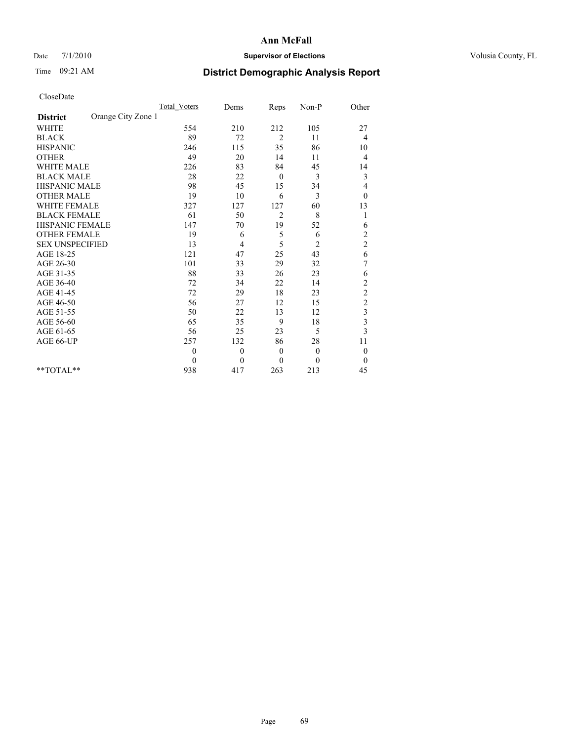# Ann McFall

Date 7/1/2010 **Supervisor of Elections** Volusia County, FL

Time 09:21 AM **District Demographic Analysis Report**

CloseDate

| | Total_Voters | Dems | Reps | Non-P | Other |
|---|---|---|---|---|---|
| **District** Orange City Zone 1 | | | | | |
| WHITE | 554 | 210 | 212 | 105 | 27 |
| BLACK | 89 | 72 | 2 | 11 | 4 |
| HISPANIC | 246 | 115 | 35 | 86 | 10 |
| OTHER | 49 | 20 | 14 | 11 | 4 |
| WHITE MALE | 226 | 83 | 84 | 45 | 14 |
| BLACK MALE | 28 | 22 | 0 | 3 | 3 |
| HISPANIC MALE | 98 | 45 | 15 | 34 | 4 |
| OTHER MALE | 19 | 10 | 6 | 3 | 0 |
| WHITE FEMALE | 327 | 127 | 127 | 60 | 13 |
| BLACK FEMALE | 61 | 50 | 2 | 8 | 1 |
| HISPANIC FEMALE | 147 | 70 | 19 | 52 | 6 |
| OTHER FEMALE | 19 | 6 | 5 | 6 | 2 |
| SEX UNSPECIFIED | 13 | 4 | 5 | 2 | 2 |
| AGE 18-25 | 121 | 47 | 25 | 43 | 6 |
| AGE 26-30 | 101 | 33 | 29 | 32 | 7 |
| AGE 31-35 | 88 | 33 | 26 | 23 | 6 |
| AGE 36-40 | 72 | 34 | 22 | 14 | 2 |
| AGE 41-45 | 72 | 29 | 18 | 23 | 2 |
| AGE 46-50 | 56 | 27 | 12 | 15 | 2 |
| AGE 51-55 | 50 | 22 | 13 | 12 | 3 |
| AGE 56-60 | 65 | 35 | 9 | 18 | 3 |
| AGE 61-65 | 56 | 25 | 23 | 5 | 3 |
| AGE 66-UP | 257 | 132 | 86 | 28 | 11 |
| | 0 | 0 | 0 | 0 | 0 |
| | 0 | 0 | 0 | 0 | 0 |
| **TOTAL** | 938 | 417 | 263 | 213 | 45 |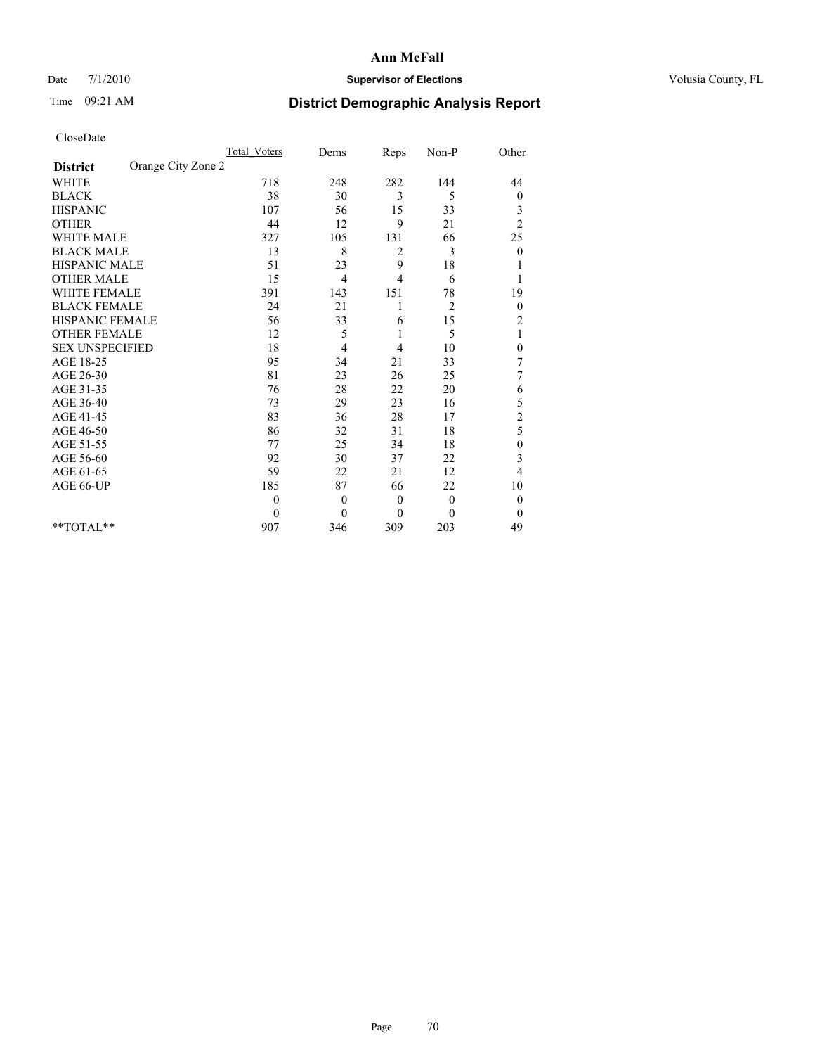**Ann McFall**

Date 7/1/2010 **Supervisor of Elections** Volusia County, FL

Time 09:21 AM

## District Demographic Analysis Report

CloseDate

| | Total_Voters | Dems | Reps | Non-P | Other |
|---|---|---|---|---|---|
| **District** Orange City Zone 2 | | | | | |
| WHITE | 718 | 248 | 282 | 144 | 44 |
| BLACK | 38 | 30 | 3 | 5 | 0 |
| HISPANIC | 107 | 56 | 15 | 33 | 3 |
| OTHER | 44 | 12 | 9 | 21 | 2 |
| WHITE MALE | 327 | 105 | 131 | 66 | 25 |
| BLACK MALE | 13 | 8 | 2 | 3 | 0 |
| HISPANIC MALE | 51 | 23 | 9 | 18 | 1 |
| OTHER MALE | 15 | 4 | 4 | 6 | 1 |
| WHITE FEMALE | 391 | 143 | 151 | 78 | 19 |
| BLACK FEMALE | 24 | 21 | 1 | 2 | 0 |
| HISPANIC FEMALE | 56 | 33 | 6 | 15 | 2 |
| OTHER FEMALE | 12 | 5 | 1 | 5 | 1 |
| SEX UNSPECIFIED | 18 | 4 | 4 | 10 | 0 |
| AGE 18-25 | 95 | 34 | 21 | 33 | 7 |
| AGE 26-30 | 81 | 23 | 26 | 25 | 7 |
| AGE 31-35 | 76 | 28 | 22 | 20 | 6 |
| AGE 36-40 | 73 | 29 | 23 | 16 | 5 |
| AGE 41-45 | 83 | 36 | 28 | 17 | 2 |
| AGE 46-50 | 86 | 32 | 31 | 18 | 5 |
| AGE 51-55 | 77 | 25 | 34 | 18 | 0 |
| AGE 56-60 | 92 | 30 | 37 | 22 | 3 |
| AGE 61-65 | 59 | 22 | 21 | 12 | 4 |
| AGE 66-UP | 185 | 87 | 66 | 22 | 10 |
| | 0 | 0 | 0 | 0 | 0 |
| | 0 | 0 | 0 | 0 | 0 |
| **TOTAL** | 907 | 346 | 309 | 203 | 49 |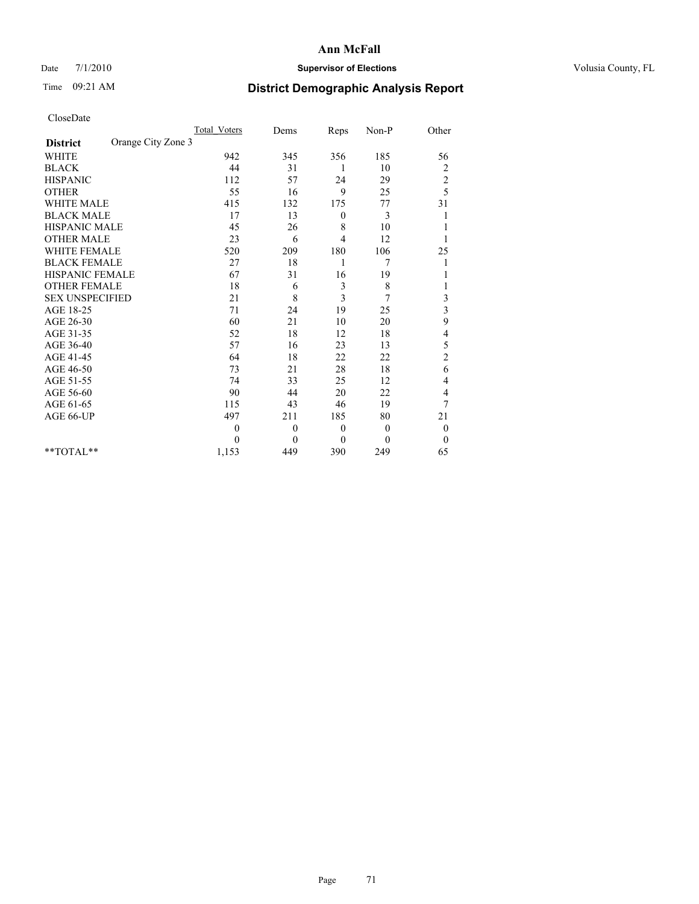# Ann McFall

Date 7/1/2010 **Supervisor of Elections** Volusia County, FL

Time 09:21 AM

## District Demographic Analysis Report

CloseDate

| | Total_Voters | Dems | Reps | Non-P | Other |
|---|---|---|---|---|---|
| **District** Orange City Zone 3 | | | | | |
| WHITE | 942 | 345 | 356 | 185 | 56 |
| BLACK | 44 | 31 | 1 | 10 | 2 |
| HISPANIC | 112 | 57 | 24 | 29 | 2 |
| OTHER | 55 | 16 | 9 | 25 | 5 |
| WHITE MALE | 415 | 132 | 175 | 77 | 31 |
| BLACK MALE | 17 | 13 | 0 | 3 | 1 |
| HISPANIC MALE | 45 | 26 | 8 | 10 | 1 |
| OTHER MALE | 23 | 6 | 4 | 12 | 1 |
| WHITE FEMALE | 520 | 209 | 180 | 106 | 25 |
| BLACK FEMALE | 27 | 18 | 1 | 7 | 1 |
| HISPANIC FEMALE | 67 | 31 | 16 | 19 | 1 |
| OTHER FEMALE | 18 | 6 | 3 | 8 | 1 |
| SEX UNSPECIFIED | 21 | 8 | 3 | 7 | 3 |
| AGE 18-25 | 71 | 24 | 19 | 25 | 3 |
| AGE 26-30 | 60 | 21 | 10 | 20 | 9 |
| AGE 31-35 | 52 | 18 | 12 | 18 | 4 |
| AGE 36-40 | 57 | 16 | 23 | 13 | 5 |
| AGE 41-45 | 64 | 18 | 22 | 22 | 2 |
| AGE 46-50 | 73 | 21 | 28 | 18 | 6 |
| AGE 51-55 | 74 | 33 | 25 | 12 | 4 |
| AGE 56-60 | 90 | 44 | 20 | 22 | 4 |
| AGE 61-65 | 115 | 43 | 46 | 19 | 7 |
| AGE 66-UP | 497 | 211 | 185 | 80 | 21 |
| | 0 | 0 | 0 | 0 | 0 |
| | 0 | 0 | 0 | 0 | 0 |
| **TOTAL** | 1,153 | 449 | 390 | 249 | 65 |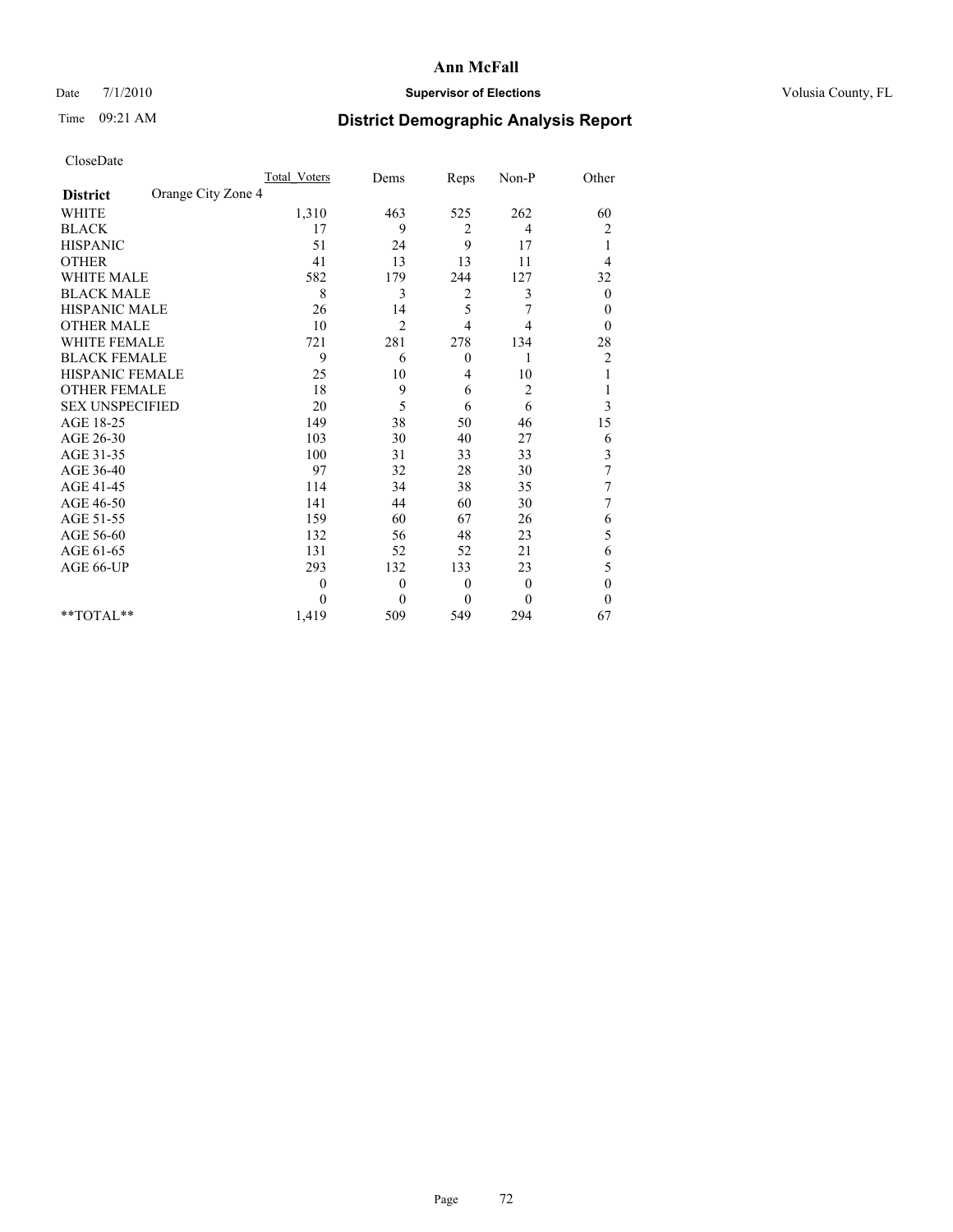# Ann McFall

Date 7/1/2010 **Supervisor of Elections** Volusia County, FL

Time 09:21 AM **District Demographic Analysis Report**

CloseDate

| **District** Orange City Zone 4 | Total_Voters | Dems | Reps | Non-P | Other |
|---|---|---|---|---|---|
| WHITE | 1,310 | 463 | 525 | 262 | 60 |
| BLACK | 17 | 9 | 2 | 4 | 2 |
| HISPANIC | 51 | 24 | 9 | 17 | 1 |
| OTHER | 41 | 13 | 13 | 11 | 4 |
| WHITE MALE | 582 | 179 | 244 | 127 | 32 |
| BLACK MALE | 8 | 3 | 2 | 3 | 0 |
| HISPANIC MALE | 26 | 14 | 5 | 7 | 0 |
| OTHER MALE | 10 | 2 | 4 | 4 | 0 |
| WHITE FEMALE | 721 | 281 | 278 | 134 | 28 |
| BLACK FEMALE | 9 | 6 | 0 | 1 | 2 |
| HISPANIC FEMALE | 25 | 10 | 4 | 10 | 1 |
| OTHER FEMALE | 18 | 9 | 6 | 2 | 1 |
| SEX UNSPECIFIED | 20 | 5 | 6 | 6 | 3 |
| AGE 18-25 | 149 | 38 | 50 | 46 | 15 |
| AGE 26-30 | 103 | 30 | 40 | 27 | 6 |
| AGE 31-35 | 100 | 31 | 33 | 33 | 3 |
| AGE 36-40 | 97 | 32 | 28 | 30 | 7 |
| AGE 41-45 | 114 | 34 | 38 | 35 | 7 |
| AGE 46-50 | 141 | 44 | 60 | 30 | 7 |
| AGE 51-55 | 159 | 60 | 67 | 26 | 6 |
| AGE 56-60 | 132 | 56 | 48 | 23 | 5 |
| AGE 61-65 | 131 | 52 | 52 | 21 | 6 |
| AGE 66-UP | 293 | 132 | 133 | 23 | 5 |
| | 0 | 0 | 0 | 0 | 0 |
| | 0 | 0 | 0 | 0 | 0 |
| **TOTAL** | 1,419 | 509 | 549 | 294 | 67 |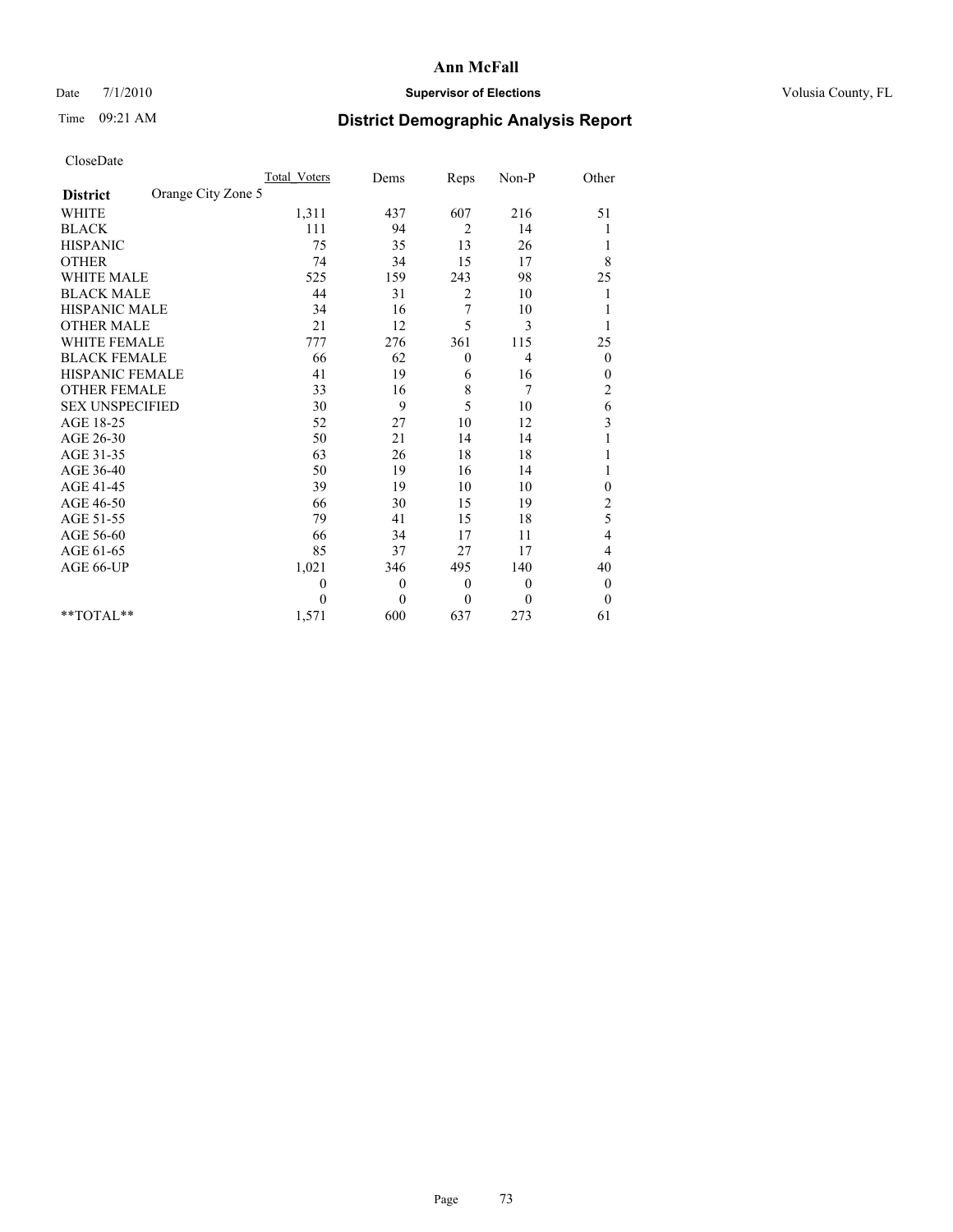# Ann McFall

Date 7/1/2010 **Supervisor of Elections** Volusia County, FL

Time 09:21 AM

## District Demographic Analysis Report

CloseDate

| | Total_Voters | Dems | Reps | Non-P | Other |
|---|---|---|---|---|---|
| **District** Orange City Zone 5 | | | | | |
| WHITE | 1,311 | 437 | 607 | 216 | 51 |
| BLACK | 111 | 94 | 2 | 14 | 1 |
| HISPANIC | 75 | 35 | 13 | 26 | 1 |
| OTHER | 74 | 34 | 15 | 17 | 8 |
| WHITE MALE | 525 | 159 | 243 | 98 | 25 |
| BLACK MALE | 44 | 31 | 2 | 10 | 1 |
| HISPANIC MALE | 34 | 16 | 7 | 10 | 1 |
| OTHER MALE | 21 | 12 | 5 | 3 | 1 |
| WHITE FEMALE | 777 | 276 | 361 | 115 | 25 |
| BLACK FEMALE | 66 | 62 | 0 | 4 | 0 |
| HISPANIC FEMALE | 41 | 19 | 6 | 16 | 0 |
| OTHER FEMALE | 33 | 16 | 8 | 7 | 2 |
| SEX UNSPECIFIED | 30 | 9 | 5 | 10 | 6 |
| AGE 18-25 | 52 | 27 | 10 | 12 | 3 |
| AGE 26-30 | 50 | 21 | 14 | 14 | 1 |
| AGE 31-35 | 63 | 26 | 18 | 18 | 1 |
| AGE 36-40 | 50 | 19 | 16 | 14 | 1 |
| AGE 41-45 | 39 | 19 | 10 | 10 | 0 |
| AGE 46-50 | 66 | 30 | 15 | 19 | 2 |
| AGE 51-55 | 79 | 41 | 15 | 18 | 5 |
| AGE 56-60 | 66 | 34 | 17 | 11 | 4 |
| AGE 61-65 | 85 | 37 | 27 | 17 | 4 |
| AGE 66-UP | 1,021 | 346 | 495 | 140 | 40 |
| | 0 | 0 | 0 | 0 | 0 |
| | 0 | 0 | 0 | 0 | 0 |
| **TOTAL** | 1,571 | 600 | 637 | 273 | 61 |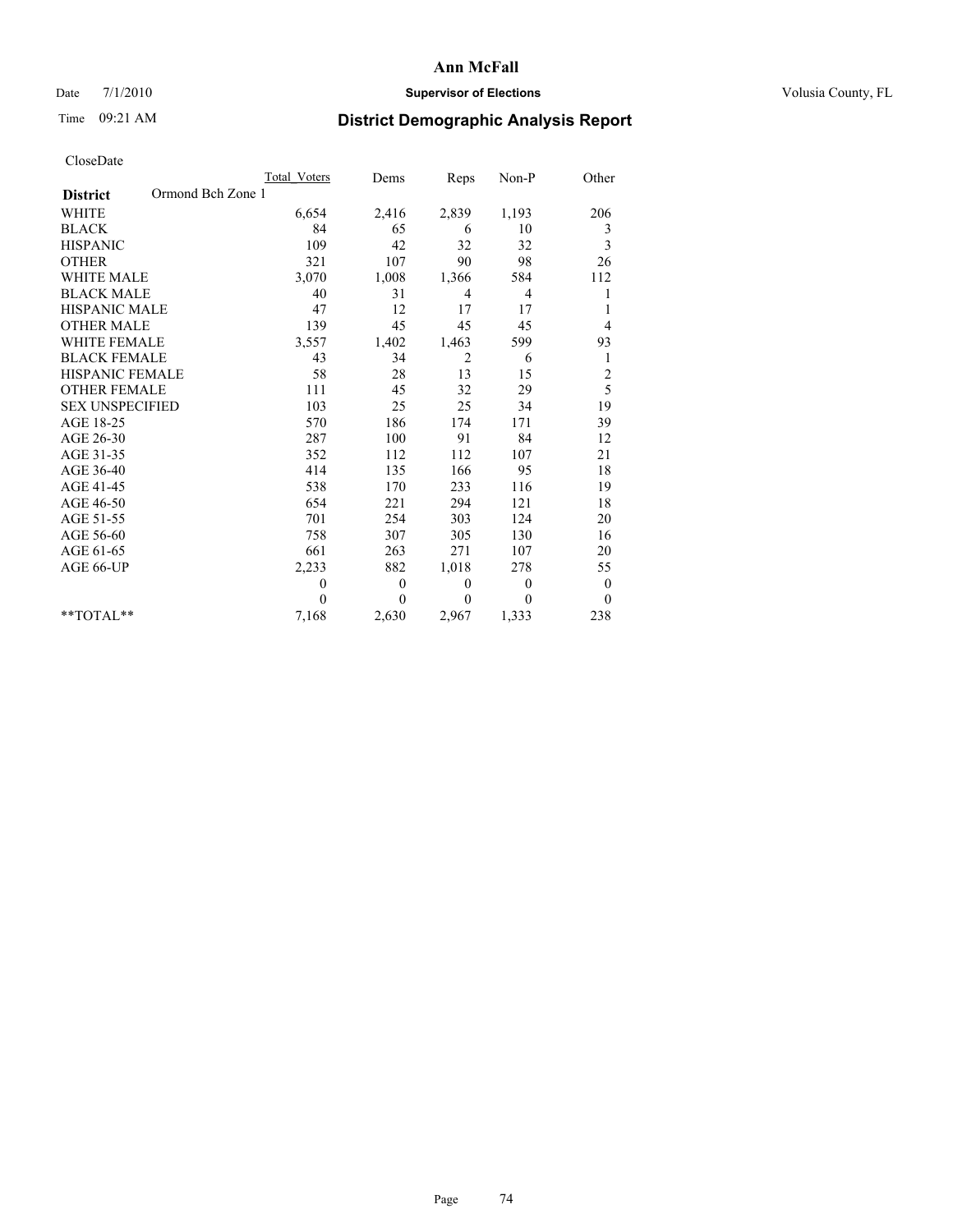# Ann McFall

Date 7/1/2010 **Supervisor of Elections** Volusia County, FL

Time 09:21 AM **District Demographic Analysis Report**

CloseDate

| | Total Voters | Dems | Reps | Non-P | Other |
|---|---|---|---|---|---|
| **District** Ormond Bch Zone 1 | | | | | |
| WHITE | 6,654 | 2,416 | 2,839 | 1,193 | 206 |
| BLACK | 84 | 65 | 6 | 10 | 3 |
| HISPANIC | 109 | 42 | 32 | 32 | 3 |
| OTHER | 321 | 107 | 90 | 98 | 26 |
| WHITE MALE | 3,070 | 1,008 | 1,366 | 584 | 112 |
| BLACK MALE | 40 | 31 | 4 | 4 | 1 |
| HISPANIC MALE | 47 | 12 | 17 | 17 | 1 |
| OTHER MALE | 139 | 45 | 45 | 45 | 4 |
| WHITE FEMALE | 3,557 | 1,402 | 1,463 | 599 | 93 |
| BLACK FEMALE | 43 | 34 | 2 | 6 | 1 |
| HISPANIC FEMALE | 58 | 28 | 13 | 15 | 2 |
| OTHER FEMALE | 111 | 45 | 32 | 29 | 5 |
| SEX UNSPECIFIED | 103 | 25 | 25 | 34 | 19 |
| AGE 18-25 | 570 | 186 | 174 | 171 | 39 |
| AGE 26-30 | 287 | 100 | 91 | 84 | 12 |
| AGE 31-35 | 352 | 112 | 112 | 107 | 21 |
| AGE 36-40 | 414 | 135 | 166 | 95 | 18 |
| AGE 41-45 | 538 | 170 | 233 | 116 | 19 |
| AGE 46-50 | 654 | 221 | 294 | 121 | 18 |
| AGE 51-55 | 701 | 254 | 303 | 124 | 20 |
| AGE 56-60 | 758 | 307 | 305 | 130 | 16 |
| AGE 61-65 | 661 | 263 | 271 | 107 | 20 |
| AGE 66-UP | 2,233 | 882 | 1,018 | 278 | 55 |
| | 0 | 0 | 0 | 0 | 0 |
| | 0 | 0 | 0 | 0 | 0 |
| **TOTAL** | 7,168 | 2,630 | 2,967 | 1,333 | 238 |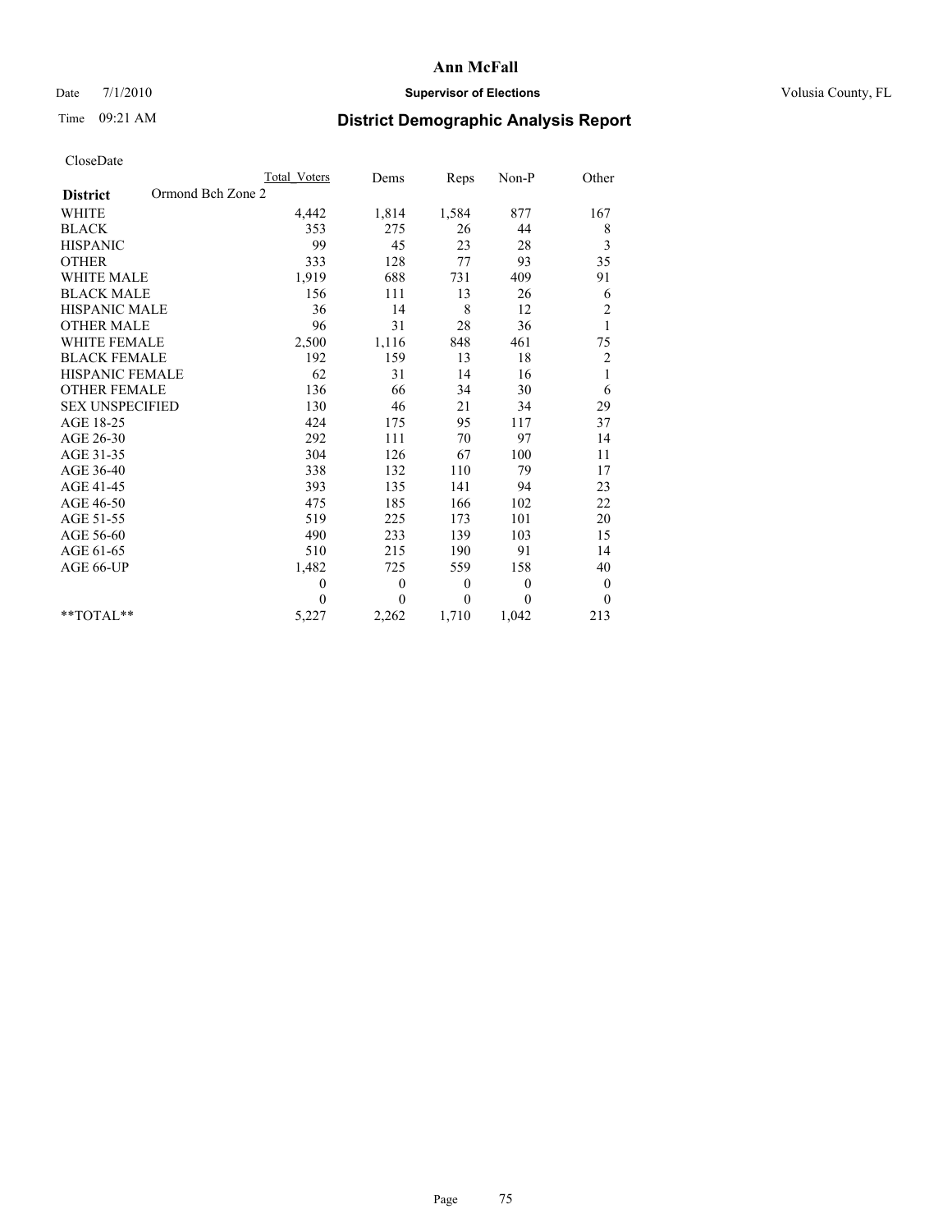# Ann McFall

Date 7/1/2010 **Supervisor of Elections** Volusia County, FL

Time 09:21 AM **District Demographic Analysis Report**

CloseDate

| **District** Ormond Bch Zone 2 | Total Voters | Dems | Reps | Non-P | Other |
|---|---|---|---|---|---|
| WHITE | 4,442 | 1,814 | 1,584 | 877 | 167 |
| BLACK | 353 | 275 | 26 | 44 | 8 |
| HISPANIC | 99 | 45 | 23 | 28 | 3 |
| OTHER | 333 | 128 | 77 | 93 | 35 |
| WHITE MALE | 1,919 | 688 | 731 | 409 | 91 |
| BLACK MALE | 156 | 111 | 13 | 26 | 6 |
| HISPANIC MALE | 36 | 14 | 8 | 12 | 2 |
| OTHER MALE | 96 | 31 | 28 | 36 | 1 |
| WHITE FEMALE | 2,500 | 1,116 | 848 | 461 | 75 |
| BLACK FEMALE | 192 | 159 | 13 | 18 | 2 |
| HISPANIC FEMALE | 62 | 31 | 14 | 16 | 1 |
| OTHER FEMALE | 136 | 66 | 34 | 30 | 6 |
| SEX UNSPECIFIED | 130 | 46 | 21 | 34 | 29 |
| AGE 18-25 | 424 | 175 | 95 | 117 | 37 |
| AGE 26-30 | 292 | 111 | 70 | 97 | 14 |
| AGE 31-35 | 304 | 126 | 67 | 100 | 11 |
| AGE 36-40 | 338 | 132 | 110 | 79 | 17 |
| AGE 41-45 | 393 | 135 | 141 | 94 | 23 |
| AGE 46-50 | 475 | 185 | 166 | 102 | 22 |
| AGE 51-55 | 519 | 225 | 173 | 101 | 20 |
| AGE 56-60 | 490 | 233 | 139 | 103 | 15 |
| AGE 61-65 | 510 | 215 | 190 | 91 | 14 |
| AGE 66-UP | 1,482 | 725 | 559 | 158 | 40 |
| | 0 | 0 | 0 | 0 | 0 |
| | 0 | 0 | 0 | 0 | 0 |
| **TOTAL** | 5,227 | 2,262 | 1,710 | 1,042 | 213 |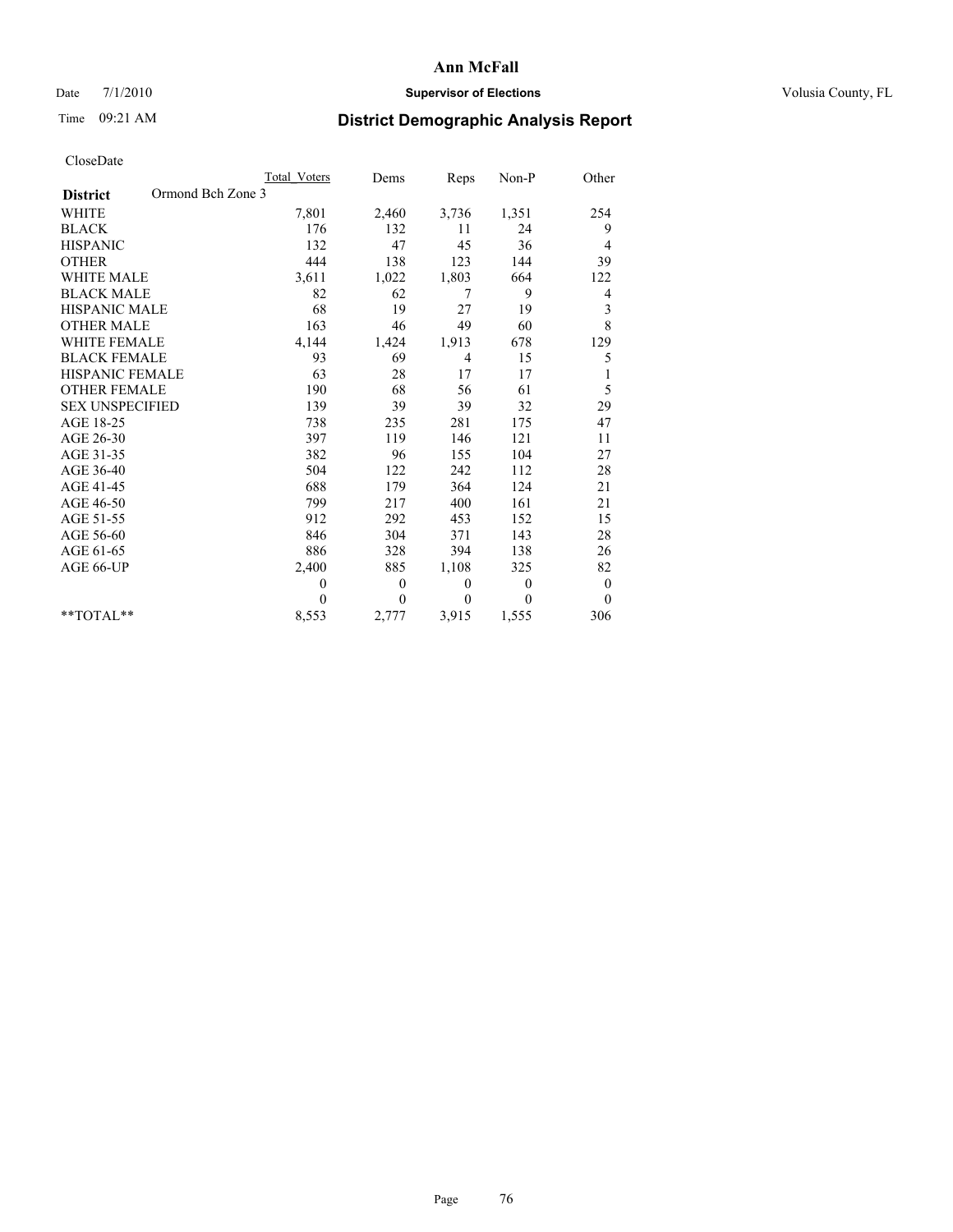# Ann McFall

Date 7/1/2010 **Supervisor of Elections** Volusia County, FL

Time 09:21 AM **District Demographic Analysis Report**

CloseDate

| | Total_Voters | Dems | Reps | Non-P | Other |
|---|---|---|---|---|---|
| **District** Ormond Bch Zone 3 | | | | | |
| WHITE | 7,801 | 2,460 | 3,736 | 1,351 | 254 |
| BLACK | 176 | 132 | 11 | 24 | 9 |
| HISPANIC | 132 | 47 | 45 | 36 | 4 |
| OTHER | 444 | 138 | 123 | 144 | 39 |
| WHITE MALE | 3,611 | 1,022 | 1,803 | 664 | 122 |
| BLACK MALE | 82 | 62 | 7 | 9 | 4 |
| HISPANIC MALE | 68 | 19 | 27 | 19 | 3 |
| OTHER MALE | 163 | 46 | 49 | 60 | 8 |
| WHITE FEMALE | 4,144 | 1,424 | 1,913 | 678 | 129 |
| BLACK FEMALE | 93 | 69 | 4 | 15 | 5 |
| HISPANIC FEMALE | 63 | 28 | 17 | 17 | 1 |
| OTHER FEMALE | 190 | 68 | 56 | 61 | 5 |
| SEX UNSPECIFIED | 139 | 39 | 39 | 32 | 29 |
| AGE 18-25 | 738 | 235 | 281 | 175 | 47 |
| AGE 26-30 | 397 | 119 | 146 | 121 | 11 |
| AGE 31-35 | 382 | 96 | 155 | 104 | 27 |
| AGE 36-40 | 504 | 122 | 242 | 112 | 28 |
| AGE 41-45 | 688 | 179 | 364 | 124 | 21 |
| AGE 46-50 | 799 | 217 | 400 | 161 | 21 |
| AGE 51-55 | 912 | 292 | 453 | 152 | 15 |
| AGE 56-60 | 846 | 304 | 371 | 143 | 28 |
| AGE 61-65 | 886 | 328 | 394 | 138 | 26 |
| AGE 66-UP | 2,400 | 885 | 1,108 | 325 | 82 |
| | 0 | 0 | 0 | 0 | 0 |
| | 0 | 0 | 0 | 0 | 0 |
| **TOTAL** | 8,553 | 2,777 | 3,915 | 1,555 | 306 |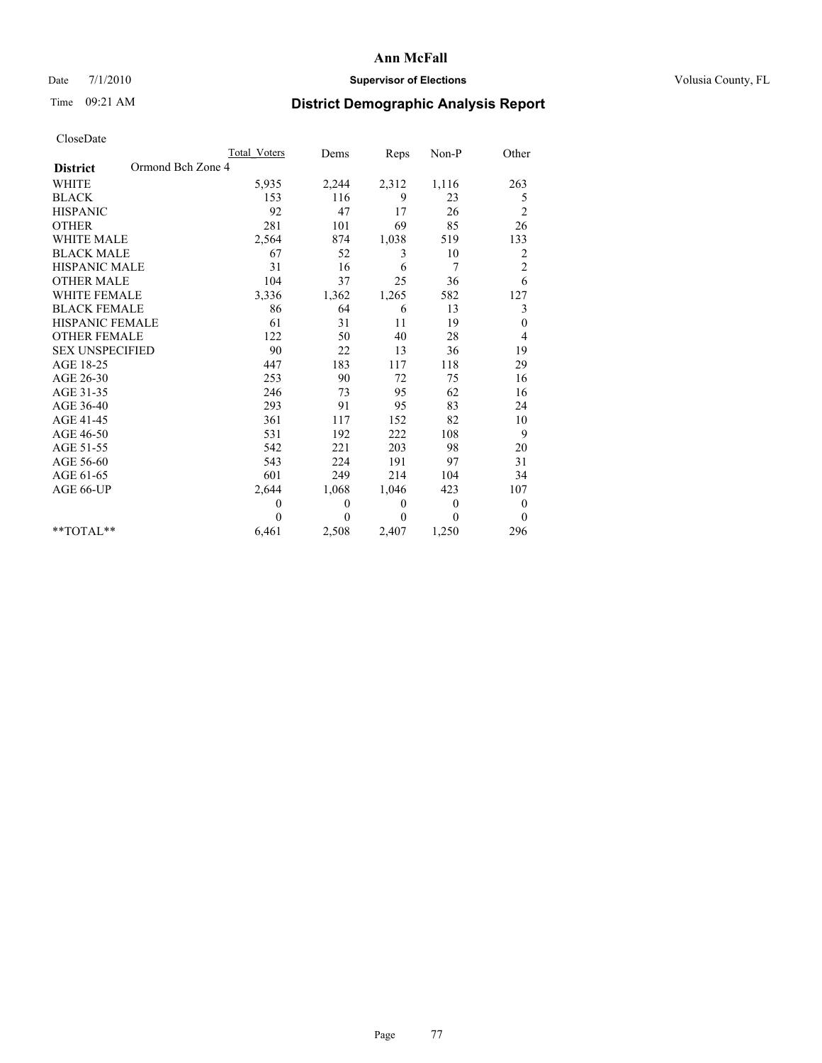# Ann McFall

Date 7/1/2010 **Supervisor of Elections** Volusia County, FL

Time 09:21 AM **District Demographic Analysis Report**

CloseDate

| | Total Voters | Dems | Reps | Non-P | Other |
|---|---|---|---|---|---|
| **District** Ormond Bch Zone 4 | | | | | |
| WHITE | 5,935 | 2,244 | 2,312 | 1,116 | 263 |
| BLACK | 153 | 116 | 9 | 23 | 5 |
| HISPANIC | 92 | 47 | 17 | 26 | 2 |
| OTHER | 281 | 101 | 69 | 85 | 26 |
| WHITE MALE | 2,564 | 874 | 1,038 | 519 | 133 |
| BLACK MALE | 67 | 52 | 3 | 10 | 2 |
| HISPANIC MALE | 31 | 16 | 6 | 7 | 2 |
| OTHER MALE | 104 | 37 | 25 | 36 | 6 |
| WHITE FEMALE | 3,336 | 1,362 | 1,265 | 582 | 127 |
| BLACK FEMALE | 86 | 64 | 6 | 13 | 3 |
| HISPANIC FEMALE | 61 | 31 | 11 | 19 | 0 |
| OTHER FEMALE | 122 | 50 | 40 | 28 | 4 |
| SEX UNSPECIFIED | 90 | 22 | 13 | 36 | 19 |
| AGE 18-25 | 447 | 183 | 117 | 118 | 29 |
| AGE 26-30 | 253 | 90 | 72 | 75 | 16 |
| AGE 31-35 | 246 | 73 | 95 | 62 | 16 |
| AGE 36-40 | 293 | 91 | 95 | 83 | 24 |
| AGE 41-45 | 361 | 117 | 152 | 82 | 10 |
| AGE 46-50 | 531 | 192 | 222 | 108 | 9 |
| AGE 51-55 | 542 | 221 | 203 | 98 | 20 |
| AGE 56-60 | 543 | 224 | 191 | 97 | 31 |
| AGE 61-65 | 601 | 249 | 214 | 104 | 34 |
| AGE 66-UP | 2,644 | 1,068 | 1,046 | 423 | 107 |
| | 0 | 0 | 0 | 0 | 0 |
| | 0 | 0 | 0 | 0 | 0 |
| **TOTAL** | 6,461 | 2,508 | 2,407 | 1,250 | 296 |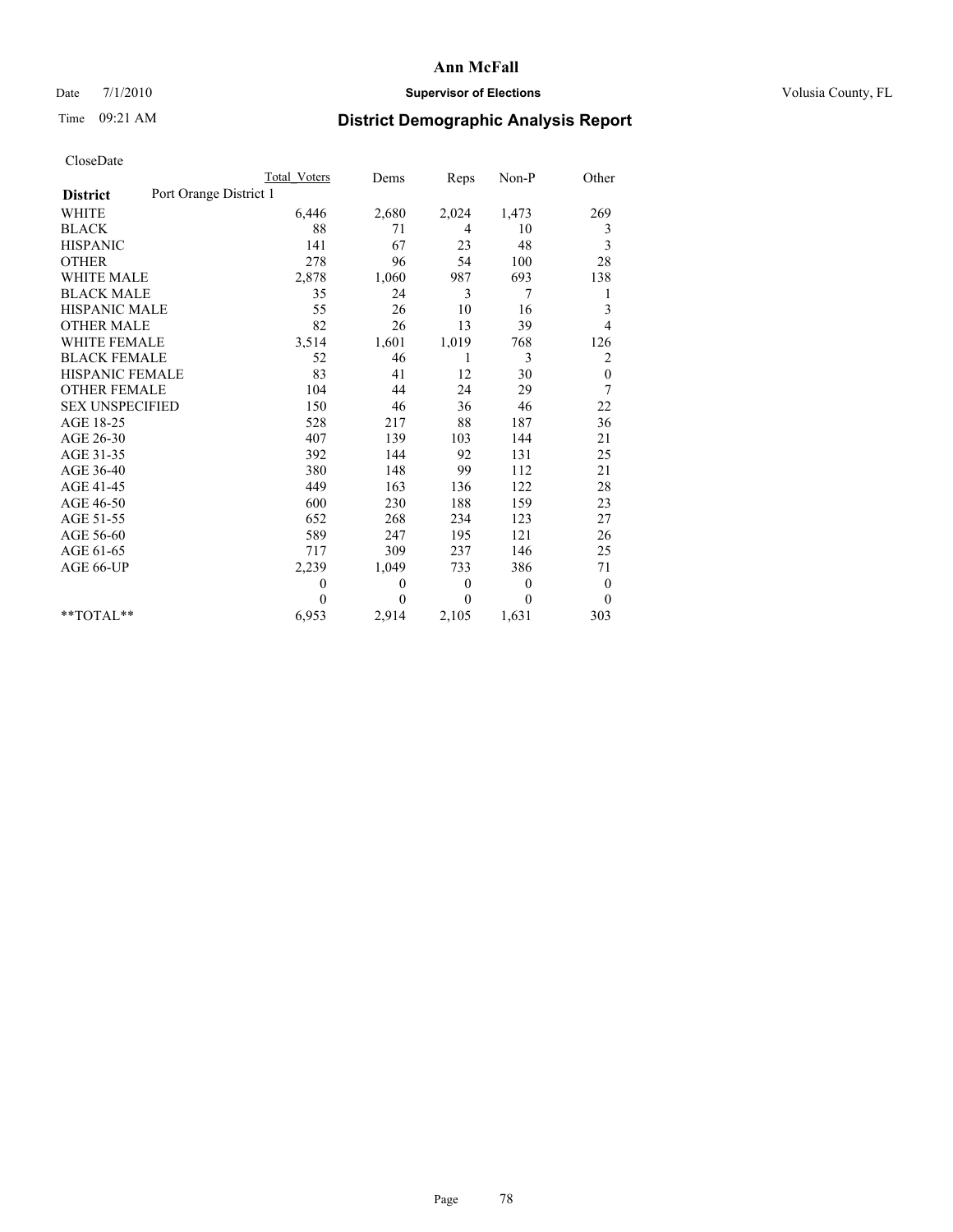# Ann McFall

Date 7/1/2010 **Supervisor of Elections** Volusia County, FL

Time 09:21 AM

## District Demographic Analysis Report

CloseDate

| | Total Voters | Dems | Reps | Non-P | Other |
|---|---|---|---|---|---|
| **District** Port Orange District 1 | | | | | |
| WHITE | 6,446 | 2,680 | 2,024 | 1,473 | 269 |
| BLACK | 88 | 71 | 4 | 10 | 3 |
| HISPANIC | 141 | 67 | 23 | 48 | 3 |
| OTHER | 278 | 96 | 54 | 100 | 28 |
| WHITE MALE | 2,878 | 1,060 | 987 | 693 | 138 |
| BLACK MALE | 35 | 24 | 3 | 7 | 1 |
| HISPANIC MALE | 55 | 26 | 10 | 16 | 3 |
| OTHER MALE | 82 | 26 | 13 | 39 | 4 |
| WHITE FEMALE | 3,514 | 1,601 | 1,019 | 768 | 126 |
| BLACK FEMALE | 52 | 46 | 1 | 3 | 2 |
| HISPANIC FEMALE | 83 | 41 | 12 | 30 | 0 |
| OTHER FEMALE | 104 | 44 | 24 | 29 | 7 |
| SEX UNSPECIFIED | 150 | 46 | 36 | 46 | 22 |
| AGE 18-25 | 528 | 217 | 88 | 187 | 36 |
| AGE 26-30 | 407 | 139 | 103 | 144 | 21 |
| AGE 31-35 | 392 | 144 | 92 | 131 | 25 |
| AGE 36-40 | 380 | 148 | 99 | 112 | 21 |
| AGE 41-45 | 449 | 163 | 136 | 122 | 28 |
| AGE 46-50 | 600 | 230 | 188 | 159 | 23 |
| AGE 51-55 | 652 | 268 | 234 | 123 | 27 |
| AGE 56-60 | 589 | 247 | 195 | 121 | 26 |
| AGE 61-65 | 717 | 309 | 237 | 146 | 25 |
| AGE 66-UP | 2,239 | 1,049 | 733 | 386 | 71 |
| | 0 | 0 | 0 | 0 | 0 |
| | 0 | 0 | 0 | 0 | 0 |
| **TOTAL** | 6,953 | 2,914 | 2,105 | 1,631 | 303 |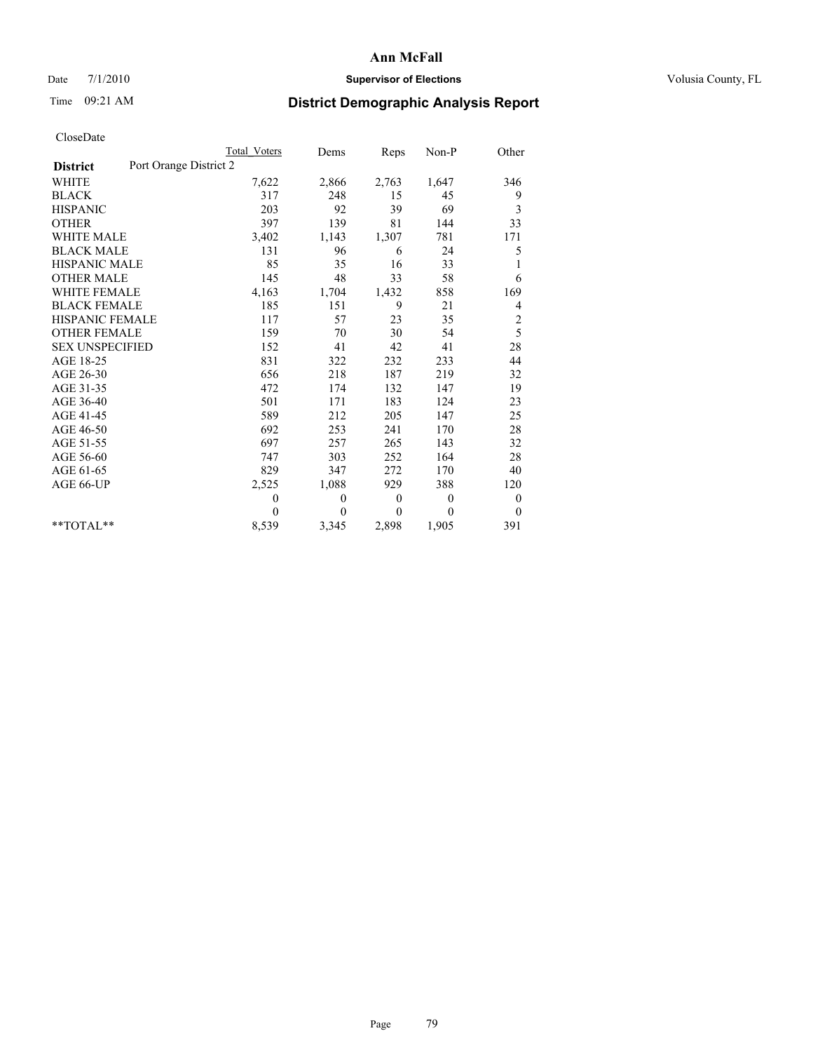**Ann McFall**

Date 7/1/2010 **Supervisor of Elections** Volusia County, FL

Time 09:21 AM

# District Demographic Analysis Report

CloseDate

| **District** Port Orange District 2 | Total Voters | Dems | Reps | Non-P | Other |
|---|---|---|---|---|---|
| WHITE | 7,622 | 2,866 | 2,763 | 1,647 | 346 |
| BLACK | 317 | 248 | 15 | 45 | 9 |
| HISPANIC | 203 | 92 | 39 | 69 | 3 |
| OTHER | 397 | 139 | 81 | 144 | 33 |
| WHITE MALE | 3,402 | 1,143 | 1,307 | 781 | 171 |
| BLACK MALE | 131 | 96 | 6 | 24 | 5 |
| HISPANIC MALE | 85 | 35 | 16 | 33 | 1 |
| OTHER MALE | 145 | 48 | 33 | 58 | 6 |
| WHITE FEMALE | 4,163 | 1,704 | 1,432 | 858 | 169 |
| BLACK FEMALE | 185 | 151 | 9 | 21 | 4 |
| HISPANIC FEMALE | 117 | 57 | 23 | 35 | 2 |
| OTHER FEMALE | 159 | 70 | 30 | 54 | 5 |
| SEX UNSPECIFIED | 152 | 41 | 42 | 41 | 28 |
| AGE 18-25 | 831 | 322 | 232 | 233 | 44 |
| AGE 26-30 | 656 | 218 | 187 | 219 | 32 |
| AGE 31-35 | 472 | 174 | 132 | 147 | 19 |
| AGE 36-40 | 501 | 171 | 183 | 124 | 23 |
| AGE 41-45 | 589 | 212 | 205 | 147 | 25 |
| AGE 46-50 | 692 | 253 | 241 | 170 | 28 |
| AGE 51-55 | 697 | 257 | 265 | 143 | 32 |
| AGE 56-60 | 747 | 303 | 252 | 164 | 28 |
| AGE 61-65 | 829 | 347 | 272 | 170 | 40 |
| AGE 66-UP | 2,525 | 1,088 | 929 | 388 | 120 |
| | 0 | 0 | 0 | 0 | 0 |
| | 0 | 0 | 0 | 0 | 0 |
| **TOTAL** | 8,539 | 3,345 | 2,898 | 1,905 | 391 |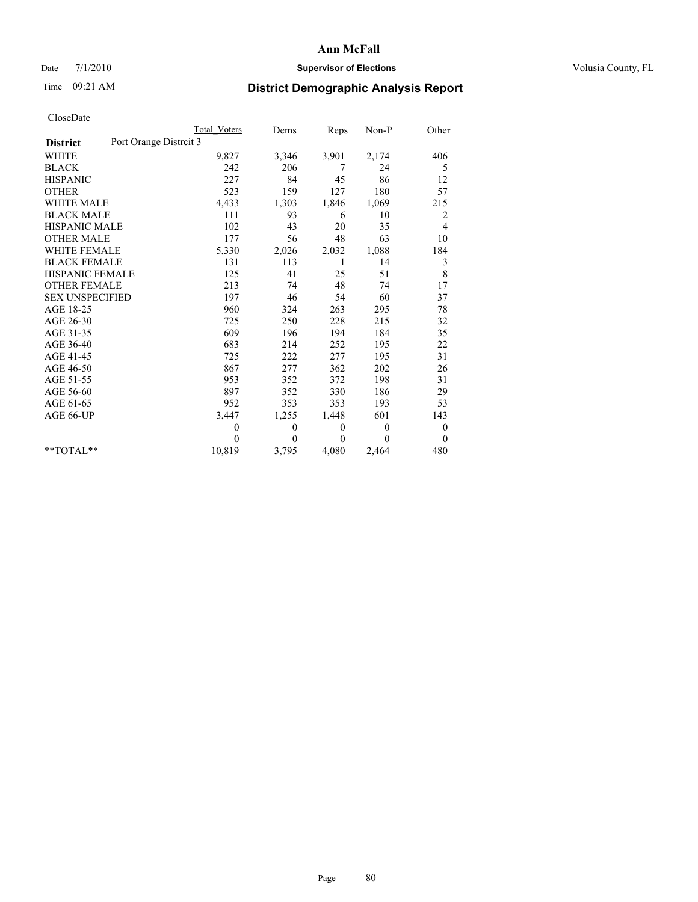**Ann McFall**

Date 7/1/2010 **Supervisor of Elections** Volusia County, FL

Time 09:21 AM

# District Demographic Analysis Report

CloseDate

| | Total Voters | Dems | Reps | Non-P | Other |
|---|---|---|---|---|---|
| **District** Port Orange Distrcit 3 | | | | | |
| WHITE | 9,827 | 3,346 | 3,901 | 2,174 | 406 |
| BLACK | 242 | 206 | 7 | 24 | 5 |
| HISPANIC | 227 | 84 | 45 | 86 | 12 |
| OTHER | 523 | 159 | 127 | 180 | 57 |
| WHITE MALE | 4,433 | 1,303 | 1,846 | 1,069 | 215 |
| BLACK MALE | 111 | 93 | 6 | 10 | 2 |
| HISPANIC MALE | 102 | 43 | 20 | 35 | 4 |
| OTHER MALE | 177 | 56 | 48 | 63 | 10 |
| WHITE FEMALE | 5,330 | 2,026 | 2,032 | 1,088 | 184 |
| BLACK FEMALE | 131 | 113 | 1 | 14 | 3 |
| HISPANIC FEMALE | 125 | 41 | 25 | 51 | 8 |
| OTHER FEMALE | 213 | 74 | 48 | 74 | 17 |
| SEX UNSPECIFIED | 197 | 46 | 54 | 60 | 37 |
| AGE 18-25 | 960 | 324 | 263 | 295 | 78 |
| AGE 26-30 | 725 | 250 | 228 | 215 | 32 |
| AGE 31-35 | 609 | 196 | 194 | 184 | 35 |
| AGE 36-40 | 683 | 214 | 252 | 195 | 22 |
| AGE 41-45 | 725 | 222 | 277 | 195 | 31 |
| AGE 46-50 | 867 | 277 | 362 | 202 | 26 |
| AGE 51-55 | 953 | 352 | 372 | 198 | 31 |
| AGE 56-60 | 897 | 352 | 330 | 186 | 29 |
| AGE 61-65 | 952 | 353 | 353 | 193 | 53 |
| AGE 66-UP | 3,447 | 1,255 | 1,448 | 601 | 143 |
| | 0 | 0 | 0 | 0 | 0 |
| | 0 | 0 | 0 | 0 | 0 |
| **TOTAL** | 10,819 | 3,795 | 4,080 | 2,464 | 480 |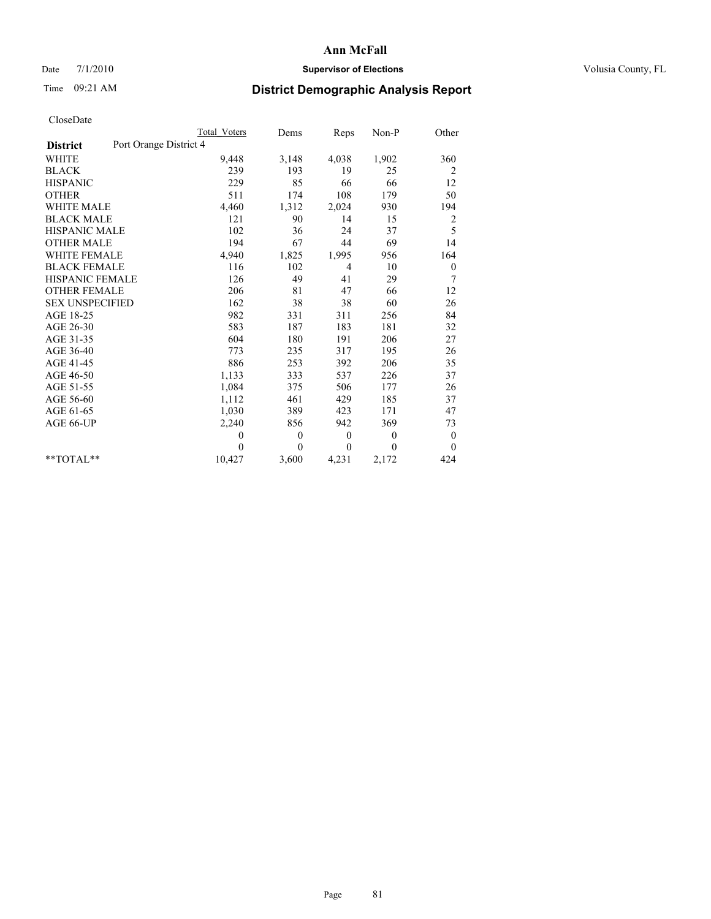**Ann McFall**

Date 7/1/2010 **Supervisor of Elections** Volusia County, FL

Time 09:21 AM **District Demographic Analysis Report**

CloseDate

| | Total Voters | Dems | Reps | Non-P | Other |
|---|---|---|---|---|---|
| **District** Port Orange District 4 | | | | | |
| WHITE | 9,448 | 3,148 | 4,038 | 1,902 | 360 |
| BLACK | 239 | 193 | 19 | 25 | 2 |
| HISPANIC | 229 | 85 | 66 | 66 | 12 |
| OTHER | 511 | 174 | 108 | 179 | 50 |
| WHITE MALE | 4,460 | 1,312 | 2,024 | 930 | 194 |
| BLACK MALE | 121 | 90 | 14 | 15 | 2 |
| HISPANIC MALE | 102 | 36 | 24 | 37 | 5 |
| OTHER MALE | 194 | 67 | 44 | 69 | 14 |
| WHITE FEMALE | 4,940 | 1,825 | 1,995 | 956 | 164 |
| BLACK FEMALE | 116 | 102 | 4 | 10 | 0 |
| HISPANIC FEMALE | 126 | 49 | 41 | 29 | 7 |
| OTHER FEMALE | 206 | 81 | 47 | 66 | 12 |
| SEX UNSPECIFIED | 162 | 38 | 38 | 60 | 26 |
| AGE 18-25 | 982 | 331 | 311 | 256 | 84 |
| AGE 26-30 | 583 | 187 | 183 | 181 | 32 |
| AGE 31-35 | 604 | 180 | 191 | 206 | 27 |
| AGE 36-40 | 773 | 235 | 317 | 195 | 26 |
| AGE 41-45 | 886 | 253 | 392 | 206 | 35 |
| AGE 46-50 | 1,133 | 333 | 537 | 226 | 37 |
| AGE 51-55 | 1,084 | 375 | 506 | 177 | 26 |
| AGE 56-60 | 1,112 | 461 | 429 | 185 | 37 |
| AGE 61-65 | 1,030 | 389 | 423 | 171 | 47 |
| AGE 66-UP | 2,240 | 856 | 942 | 369 | 73 |
| | 0 | 0 | 0 | 0 | 0 |
| | 0 | 0 | 0 | 0 | 0 |
| **TOTAL** | 10,427 | 3,600 | 4,231 | 2,172 | 424 |